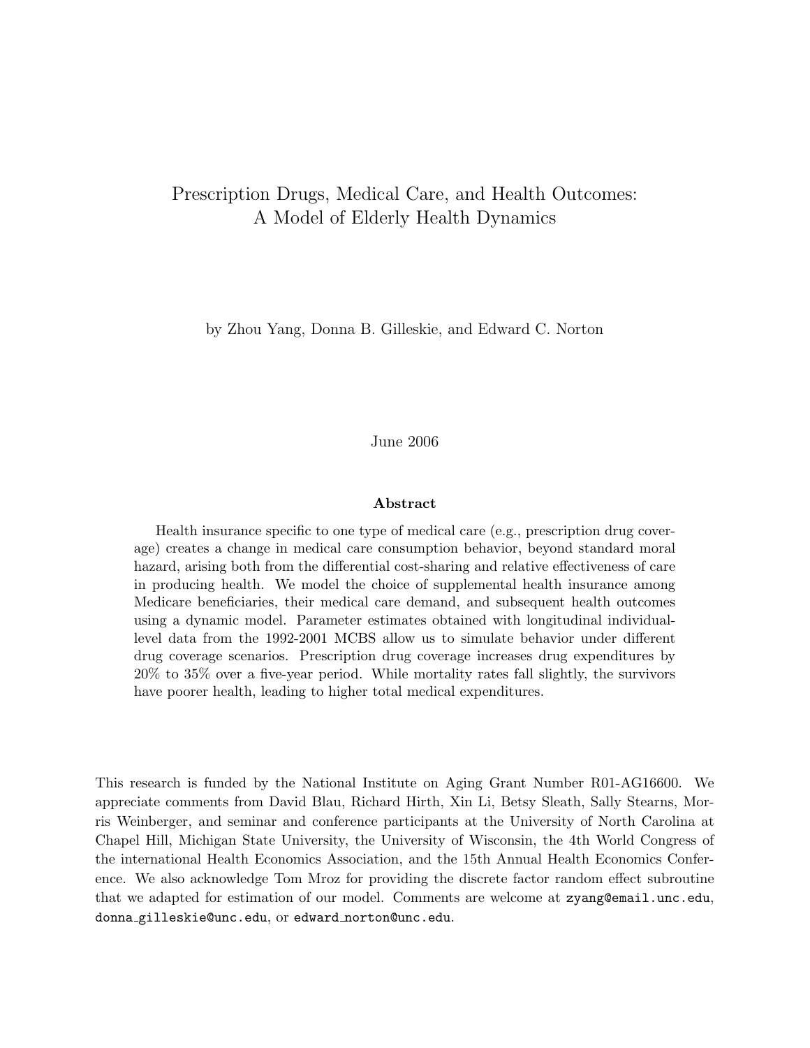# Prescription Drugs, Medical Care, and Health Outcomes: A Model of Elderly Health Dynamics

by Zhou Yang, Donna B. Gilleskie, and Edward C. Norton

June 2006

**Abstract**

Health insurance specific to one type of medical care (e.g., prescription drug coverage) creates a change in medical care consumption behavior, beyond standard moral hazard, arising both from the differential cost-sharing and relative effectiveness of care in producing health. We model the choice of supplemental health insurance among Medicare beneficiaries, their medical care demand, and subsequent health outcomes using a dynamic model. Parameter estimates obtained with longitudinal individual-level data from the 1992-2001 MCBS allow us to simulate behavior under different drug coverage scenarios. Prescription drug coverage increases drug expenditures by 20% to 35% over a five-year period. While mortality rates fall slightly, the survivors have poorer health, leading to higher total medical expenditures.

This research is funded by the National Institute on Aging Grant Number R01-AG16600. We appreciate comments from David Blau, Richard Hirth, Xin Li, Betsy Sleath, Sally Stearns, Morris Weinberger, and seminar and conference participants at the University of North Carolina at Chapel Hill, Michigan State University, the University of Wisconsin, the 4th World Congress of the international Health Economics Association, and the 15th Annual Health Economics Conference. We also acknowledge Tom Mroz for providing the discrete factor random effect subroutine that we adapted for estimation of our model. Comments are welcome at zyang@email.unc.edu, donna_gilleskie@unc.edu, or edward_norton@unc.edu.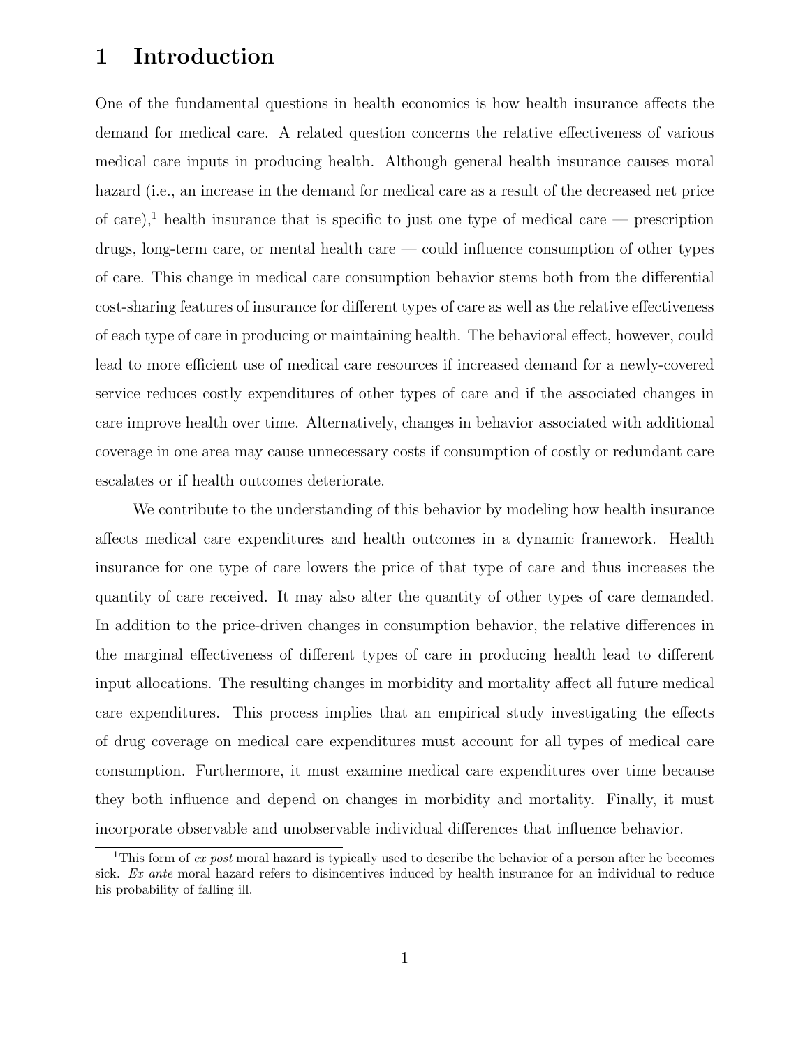# 1 Introduction

One of the fundamental questions in health economics is how health insurance affects the demand for medical care. A related question concerns the relative effectiveness of various medical care inputs in producing health. Although general health insurance causes moral hazard (i.e., an increase in the demand for medical care as a result of the decreased net price of care),[1] health insurance that is specific to just one type of medical care — prescription drugs, long-term care, or mental health care — could influence consumption of other types of care. This change in medical care consumption behavior stems both from the differential cost-sharing features of insurance for different types of care as well as the relative effectiveness of each type of care in producing or maintaining health. The behavioral effect, however, could lead to more efficient use of medical care resources if increased demand for a newly-covered service reduces costly expenditures of other types of care and if the associated changes in care improve health over time. Alternatively, changes in behavior associated with additional coverage in one area may cause unnecessary costs if consumption of costly or redundant care escalates or if health outcomes deteriorate.

We contribute to the understanding of this behavior by modeling how health insurance affects medical care expenditures and health outcomes in a dynamic framework. Health insurance for one type of care lowers the price of that type of care and thus increases the quantity of care received. It may also alter the quantity of other types of care demanded. In addition to the price-driven changes in consumption behavior, the relative differences in the marginal effectiveness of different types of care in producing health lead to different input allocations. The resulting changes in morbidity and mortality affect all future medical care expenditures. This process implies that an empirical study investigating the effects of drug coverage on medical care expenditures must account for all types of medical care consumption. Furthermore, it must examine medical care expenditures over time because they both influence and depend on changes in morbidity and mortality. Finally, it must incorporate observable and unobservable individual differences that influence behavior.

[1] This form of *ex post* moral hazard is typically used to describe the behavior of a person after he becomes sick. *Ex ante* moral hazard refers to disincentives induced by health insurance for an individual to reduce his probability of falling ill.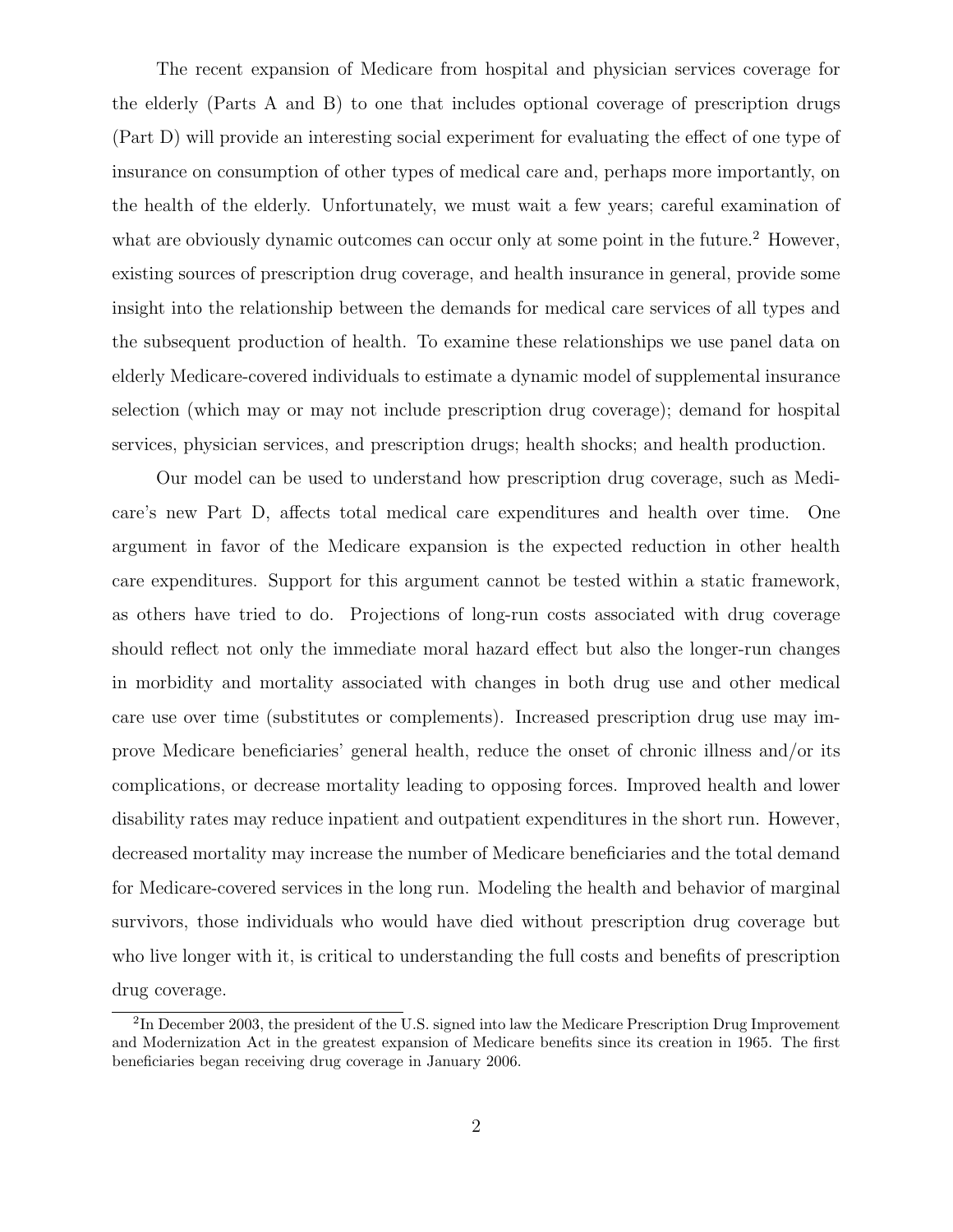The recent expansion of Medicare from hospital and physician services coverage for the elderly (Parts A and B) to one that includes optional coverage of prescription drugs (Part D) will provide an interesting social experiment for evaluating the effect of one type of insurance on consumption of other types of medical care and, perhaps more importantly, on the health of the elderly. Unfortunately, we must wait a few years; careful examination of what are obviously dynamic outcomes can occur only at some point in the future.[2] However, existing sources of prescription drug coverage, and health insurance in general, provide some insight into the relationship between the demands for medical care services of all types and the subsequent production of health. To examine these relationships we use panel data on elderly Medicare-covered individuals to estimate a dynamic model of supplemental insurance selection (which may or may not include prescription drug coverage); demand for hospital services, physician services, and prescription drugs; health shocks; and health production.

Our model can be used to understand how prescription drug coverage, such as Medicare's new Part D, affects total medical care expenditures and health over time. One argument in favor of the Medicare expansion is the expected reduction in other health care expenditures. Support for this argument cannot be tested within a static framework, as others have tried to do. Projections of long-run costs associated with drug coverage should reflect not only the immediate moral hazard effect but also the longer-run changes in morbidity and mortality associated with changes in both drug use and other medical care use over time (substitutes or complements). Increased prescription drug use may improve Medicare beneficiaries' general health, reduce the onset of chronic illness and/or its complications, or decrease mortality leading to opposing forces. Improved health and lower disability rates may reduce inpatient and outpatient expenditures in the short run. However, decreased mortality may increase the number of Medicare beneficiaries and the total demand for Medicare-covered services in the long run. Modeling the health and behavior of marginal survivors, those individuals who would have died without prescription drug coverage but who live longer with it, is critical to understanding the full costs and benefits of prescription drug coverage.

[2]In December 2003, the president of the U.S. signed into law the Medicare Prescription Drug Improvement and Modernization Act in the greatest expansion of Medicare benefits since its creation in 1965. The first beneficiaries began receiving drug coverage in January 2006.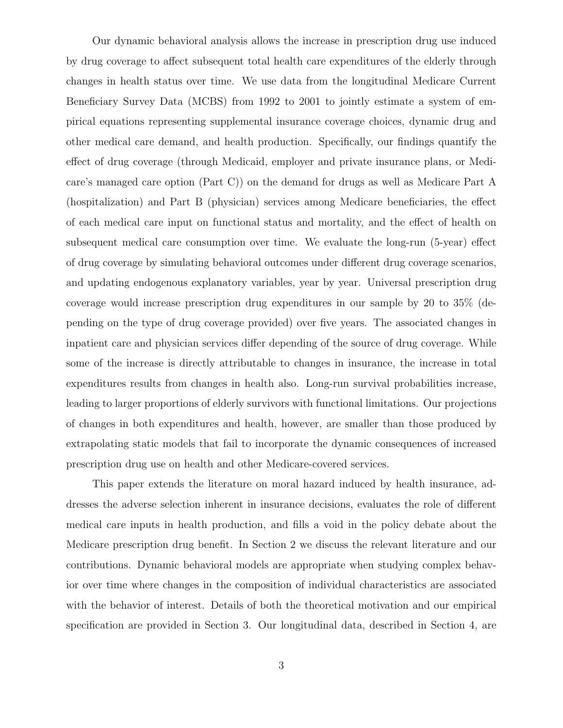Our dynamic behavioral analysis allows the increase in prescription drug use induced by drug coverage to affect subsequent total health care expenditures of the elderly through changes in health status over time. We use data from the longitudinal Medicare Current Beneficiary Survey Data (MCBS) from 1992 to 2001 to jointly estimate a system of empirical equations representing supplemental insurance coverage choices, dynamic drug and other medical care demand, and health production. Specifically, our findings quantify the effect of drug coverage (through Medicaid, employer and private insurance plans, or Medicare's managed care option (Part C)) on the demand for drugs as well as Medicare Part A (hospitalization) and Part B (physician) services among Medicare beneficiaries, the effect of each medical care input on functional status and mortality, and the effect of health on subsequent medical care consumption over time. We evaluate the long-run (5-year) effect of drug coverage by simulating behavioral outcomes under different drug coverage scenarios, and updating endogenous explanatory variables, year by year. Universal prescription drug coverage would increase prescription drug expenditures in our sample by 20 to 35% (depending on the type of drug coverage provided) over five years. The associated changes in inpatient care and physician services differ depending of the source of drug coverage. While some of the increase is directly attributable to changes in insurance, the increase in total expenditures results from changes in health also. Long-run survival probabilities increase, leading to larger proportions of elderly survivors with functional limitations. Our projections of changes in both expenditures and health, however, are smaller than those produced by extrapolating static models that fail to incorporate the dynamic consequences of increased prescription drug use on health and other Medicare-covered services.

This paper extends the literature on moral hazard induced by health insurance, addresses the adverse selection inherent in insurance decisions, evaluates the role of different medical care inputs in health production, and fills a void in the policy debate about the Medicare prescription drug benefit. In Section 2 we discuss the relevant literature and our contributions. Dynamic behavioral models are appropriate when studying complex behavior over time where changes in the composition of individual characteristics are associated with the behavior of interest. Details of both the theoretical motivation and our empirical specification are provided in Section 3. Our longitudinal data, described in Section 4, are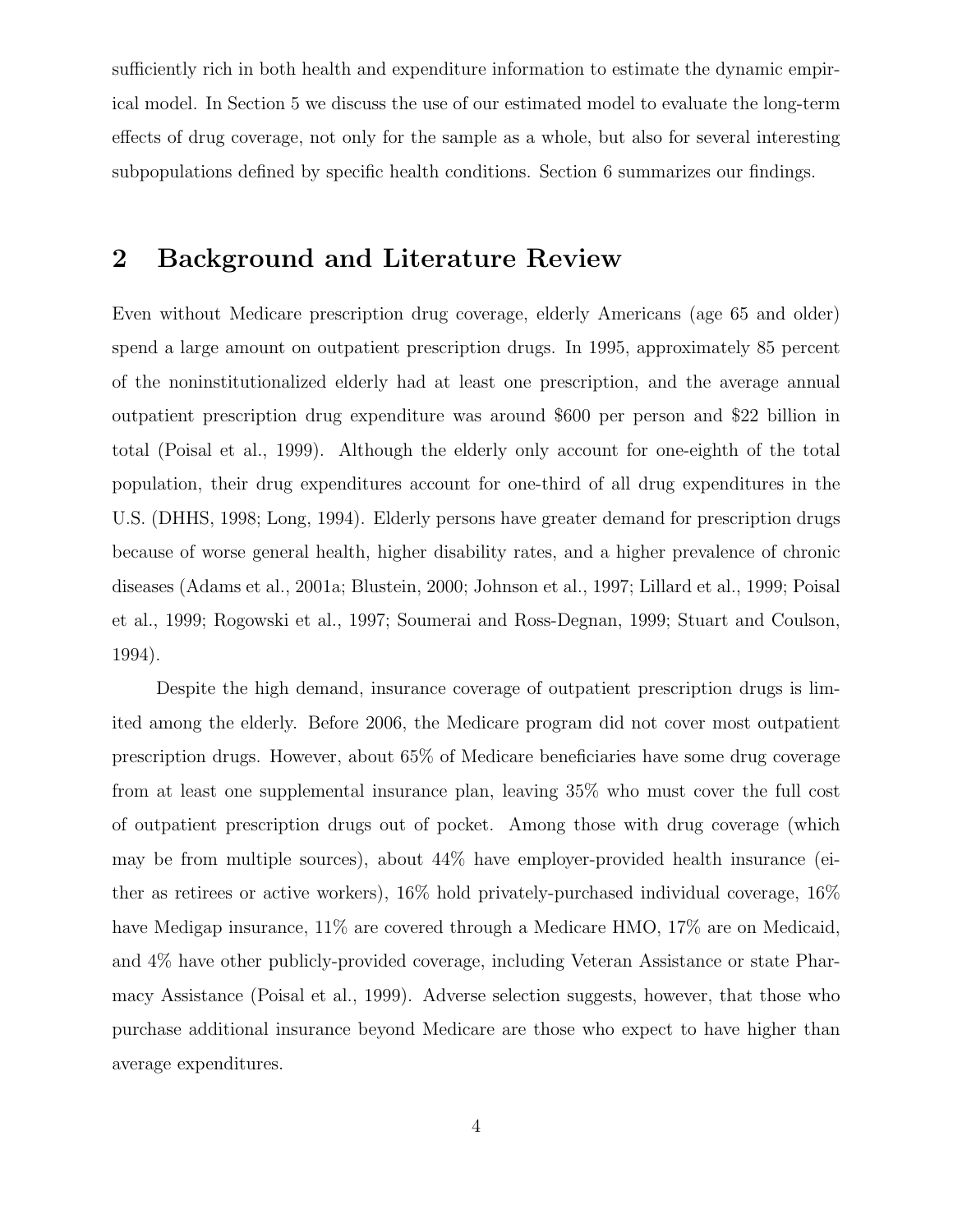sufficiently rich in both health and expenditure information to estimate the dynamic empirical model. In Section 5 we discuss the use of our estimated model to evaluate the long-term effects of drug coverage, not only for the sample as a whole, but also for several interesting subpopulations defined by specific health conditions. Section 6 summarizes our findings.

## 2 Background and Literature Review

Even without Medicare prescription drug coverage, elderly Americans (age 65 and older) spend a large amount on outpatient prescription drugs. In 1995, approximately 85 percent of the noninstitutionalized elderly had at least one prescription, and the average annual outpatient prescription drug expenditure was around $600 per person and $22 billion in total (Poisal et al., 1999). Although the elderly only account for one-eighth of the total population, their drug expenditures account for one-third of all drug expenditures in the U.S. (DHHS, 1998; Long, 1994). Elderly persons have greater demand for prescription drugs because of worse general health, higher disability rates, and a higher prevalence of chronic diseases (Adams et al., 2001a; Blustein, 2000; Johnson et al., 1997; Lillard et al., 1999; Poisal et al., 1999; Rogowski et al., 1997; Soumerai and Ross-Degnan, 1999; Stuart and Coulson, 1994).

Despite the high demand, insurance coverage of outpatient prescription drugs is limited among the elderly. Before 2006, the Medicare program did not cover most outpatient prescription drugs. However, about 65% of Medicare beneficiaries have some drug coverage from at least one supplemental insurance plan, leaving 35% who must cover the full cost of outpatient prescription drugs out of pocket. Among those with drug coverage (which may be from multiple sources), about 44% have employer-provided health insurance (either as retirees or active workers), 16% hold privately-purchased individual coverage, 16% have Medigap insurance, 11% are covered through a Medicare HMO, 17% are on Medicaid, and 4% have other publicly-provided coverage, including Veteran Assistance or state Pharmacy Assistance (Poisal et al., 1999). Adverse selection suggests, however, that those who purchase additional insurance beyond Medicare are those who expect to have higher than average expenditures.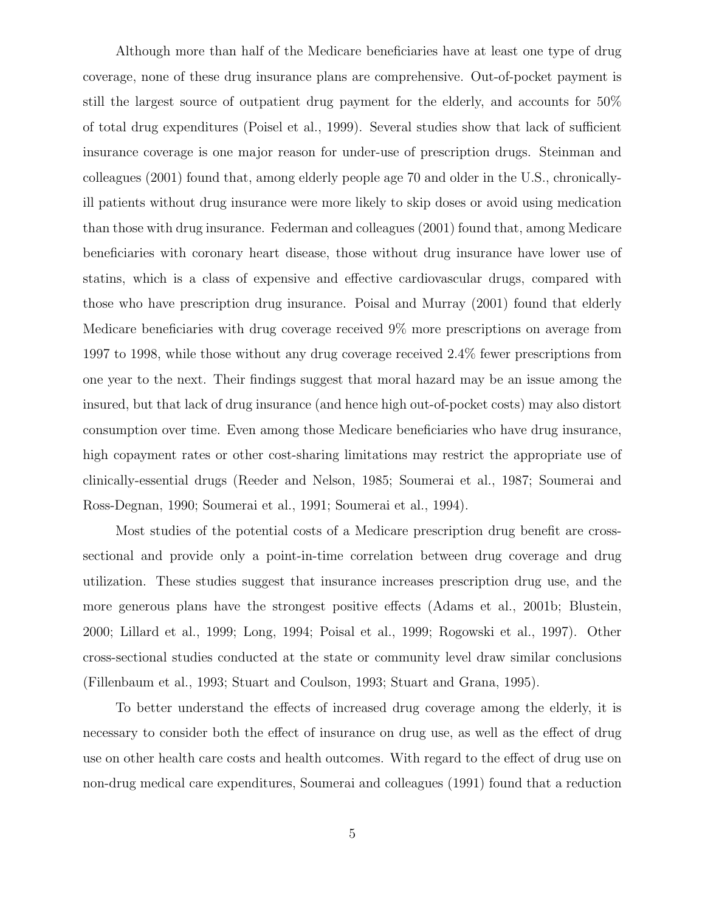Although more than half of the Medicare beneficiaries have at least one type of drug coverage, none of these drug insurance plans are comprehensive. Out-of-pocket payment is still the largest source of outpatient drug payment for the elderly, and accounts for 50% of total drug expenditures (Poisel et al., 1999). Several studies show that lack of sufficient insurance coverage is one major reason for under-use of prescription drugs. Steinman and colleagues (2001) found that, among elderly people age 70 and older in the U.S., chronically-ill patients without drug insurance were more likely to skip doses or avoid using medication than those with drug insurance. Federman and colleagues (2001) found that, among Medicare beneficiaries with coronary heart disease, those without drug insurance have lower use of statins, which is a class of expensive and effective cardiovascular drugs, compared with those who have prescription drug insurance. Poisal and Murray (2001) found that elderly Medicare beneficiaries with drug coverage received 9% more prescriptions on average from 1997 to 1998, while those without any drug coverage received 2.4% fewer prescriptions from one year to the next. Their findings suggest that moral hazard may be an issue among the insured, but that lack of drug insurance (and hence high out-of-pocket costs) may also distort consumption over time. Even among those Medicare beneficiaries who have drug insurance, high copayment rates or other cost-sharing limitations may restrict the appropriate use of clinically-essential drugs (Reeder and Nelson, 1985; Soumerai et al., 1987; Soumerai and Ross-Degnan, 1990; Soumerai et al., 1991; Soumerai et al., 1994).

Most studies of the potential costs of a Medicare prescription drug benefit are cross-sectional and provide only a point-in-time correlation between drug coverage and drug utilization. These studies suggest that insurance increases prescription drug use, and the more generous plans have the strongest positive effects (Adams et al., 2001b; Blustein, 2000; Lillard et al., 1999; Long, 1994; Poisal et al., 1999; Rogowski et al., 1997). Other cross-sectional studies conducted at the state or community level draw similar conclusions (Fillenbaum et al., 1993; Stuart and Coulson, 1993; Stuart and Grana, 1995).

To better understand the effects of increased drug coverage among the elderly, it is necessary to consider both the effect of insurance on drug use, as well as the effect of drug use on other health care costs and health outcomes. With regard to the effect of drug use on non-drug medical care expenditures, Soumerai and colleagues (1991) found that a reduction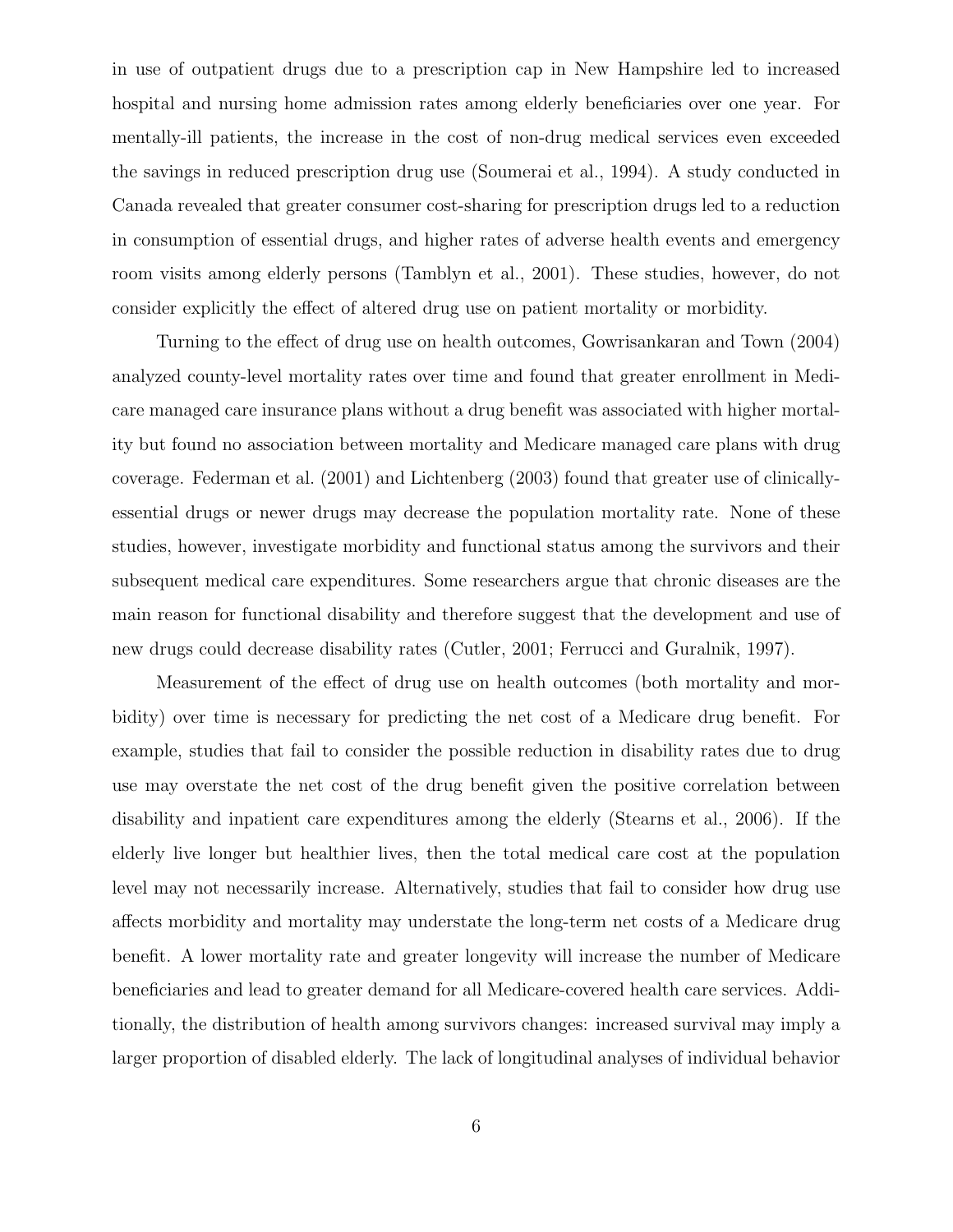in use of outpatient drugs due to a prescription cap in New Hampshire led to increased hospital and nursing home admission rates among elderly beneficiaries over one year. For mentally-ill patients, the increase in the cost of non-drug medical services even exceeded the savings in reduced prescription drug use (Soumerai et al., 1994). A study conducted in Canada revealed that greater consumer cost-sharing for prescription drugs led to a reduction in consumption of essential drugs, and higher rates of adverse health events and emergency room visits among elderly persons (Tamblyn et al., 2001). These studies, however, do not consider explicitly the effect of altered drug use on patient mortality or morbidity.

Turning to the effect of drug use on health outcomes, Gowrisankaran and Town (2004) analyzed county-level mortality rates over time and found that greater enrollment in Medicare managed care insurance plans without a drug benefit was associated with higher mortality but found no association between mortality and Medicare managed care plans with drug coverage. Federman et al. (2001) and Lichtenberg (2003) found that greater use of clinically-essential drugs or newer drugs may decrease the population mortality rate. None of these studies, however, investigate morbidity and functional status among the survivors and their subsequent medical care expenditures. Some researchers argue that chronic diseases are the main reason for functional disability and therefore suggest that the development and use of new drugs could decrease disability rates (Cutler, 2001; Ferrucci and Guralnik, 1997).

Measurement of the effect of drug use on health outcomes (both mortality and morbidity) over time is necessary for predicting the net cost of a Medicare drug benefit. For example, studies that fail to consider the possible reduction in disability rates due to drug use may overstate the net cost of the drug benefit given the positive correlation between disability and inpatient care expenditures among the elderly (Stearns et al., 2006). If the elderly live longer but healthier lives, then the total medical care cost at the population level may not necessarily increase. Alternatively, studies that fail to consider how drug use affects morbidity and mortality may understate the long-term net costs of a Medicare drug benefit. A lower mortality rate and greater longevity will increase the number of Medicare beneficiaries and lead to greater demand for all Medicare-covered health care services. Additionally, the distribution of health among survivors changes: increased survival may imply a larger proportion of disabled elderly. The lack of longitudinal analyses of individual behavior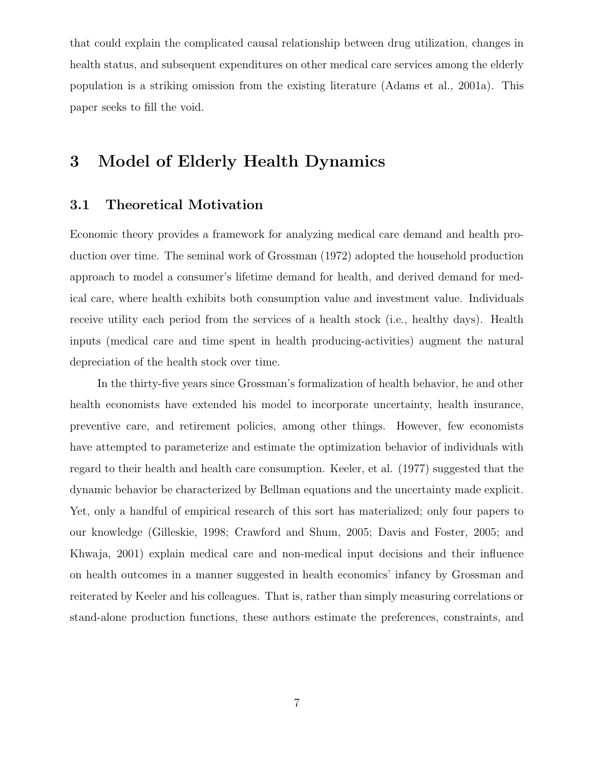that could explain the complicated causal relationship between drug utilization, changes in health status, and subsequent expenditures on other medical care services among the elderly population is a striking omission from the existing literature (Adams et al., 2001a). This paper seeks to fill the void.

# 3 Model of Elderly Health Dynamics

## 3.1 Theoretical Motivation

Economic theory provides a framework for analyzing medical care demand and health production over time. The seminal work of Grossman (1972) adopted the household production approach to model a consumer's lifetime demand for health, and derived demand for medical care, where health exhibits both consumption value and investment value. Individuals receive utility each period from the services of a health stock (i.e., healthy days). Health inputs (medical care and time spent in health producing-activities) augment the natural depreciation of the health stock over time.

In the thirty-five years since Grossman's formalization of health behavior, he and other health economists have extended his model to incorporate uncertainty, health insurance, preventive care, and retirement policies, among other things. However, few economists have attempted to parameterize and estimate the optimization behavior of individuals with regard to their health and health care consumption. Keeler, et al. (1977) suggested that the dynamic behavior be characterized by Bellman equations and the uncertainty made explicit. Yet, only a handful of empirical research of this sort has materialized; only four papers to our knowledge (Gilleskie, 1998; Crawford and Shum, 2005; Davis and Foster, 2005; and Khwaja, 2001) explain medical care and non-medical input decisions and their influence on health outcomes in a manner suggested in health economics' infancy by Grossman and reiterated by Keeler and his colleagues. That is, rather than simply measuring correlations or stand-alone production functions, these authors estimate the preferences, constraints, and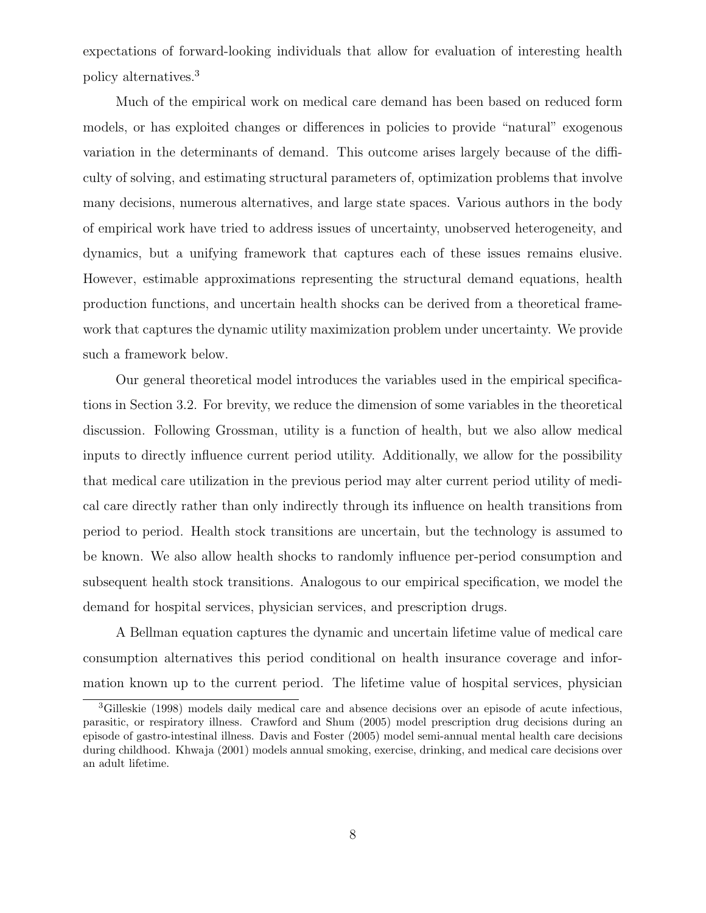expectations of forward-looking individuals that allow for evaluation of interesting health policy alternatives.[3]

Much of the empirical work on medical care demand has been based on reduced form models, or has exploited changes or differences in policies to provide "natural" exogenous variation in the determinants of demand. This outcome arises largely because of the difficulty of solving, and estimating structural parameters of, optimization problems that involve many decisions, numerous alternatives, and large state spaces. Various authors in the body of empirical work have tried to address issues of uncertainty, unobserved heterogeneity, and dynamics, but a unifying framework that captures each of these issues remains elusive. However, estimable approximations representing the structural demand equations, health production functions, and uncertain health shocks can be derived from a theoretical framework that captures the dynamic utility maximization problem under uncertainty. We provide such a framework below.

Our general theoretical model introduces the variables used in the empirical specifications in Section 3.2. For brevity, we reduce the dimension of some variables in the theoretical discussion. Following Grossman, utility is a function of health, but we also allow medical inputs to directly influence current period utility. Additionally, we allow for the possibility that medical care utilization in the previous period may alter current period utility of medical care directly rather than only indirectly through its influence on health transitions from period to period. Health stock transitions are uncertain, but the technology is assumed to be known. We also allow health shocks to randomly influence per-period consumption and subsequent health stock transitions. Analogous to our empirical specification, we model the demand for hospital services, physician services, and prescription drugs.

A Bellman equation captures the dynamic and uncertain lifetime value of medical care consumption alternatives this period conditional on health insurance coverage and information known up to the current period. The lifetime value of hospital services, physician

[3] Gilleskie (1998) models daily medical care and absence decisions over an episode of acute infectious, parasitic, or respiratory illness. Crawford and Shum (2005) model prescription drug decisions during an episode of gastro-intestinal illness. Davis and Foster (2005) model semi-annual mental health care decisions during childhood. Khwaja (2001) models annual smoking, exercise, drinking, and medical care decisions over an adult lifetime.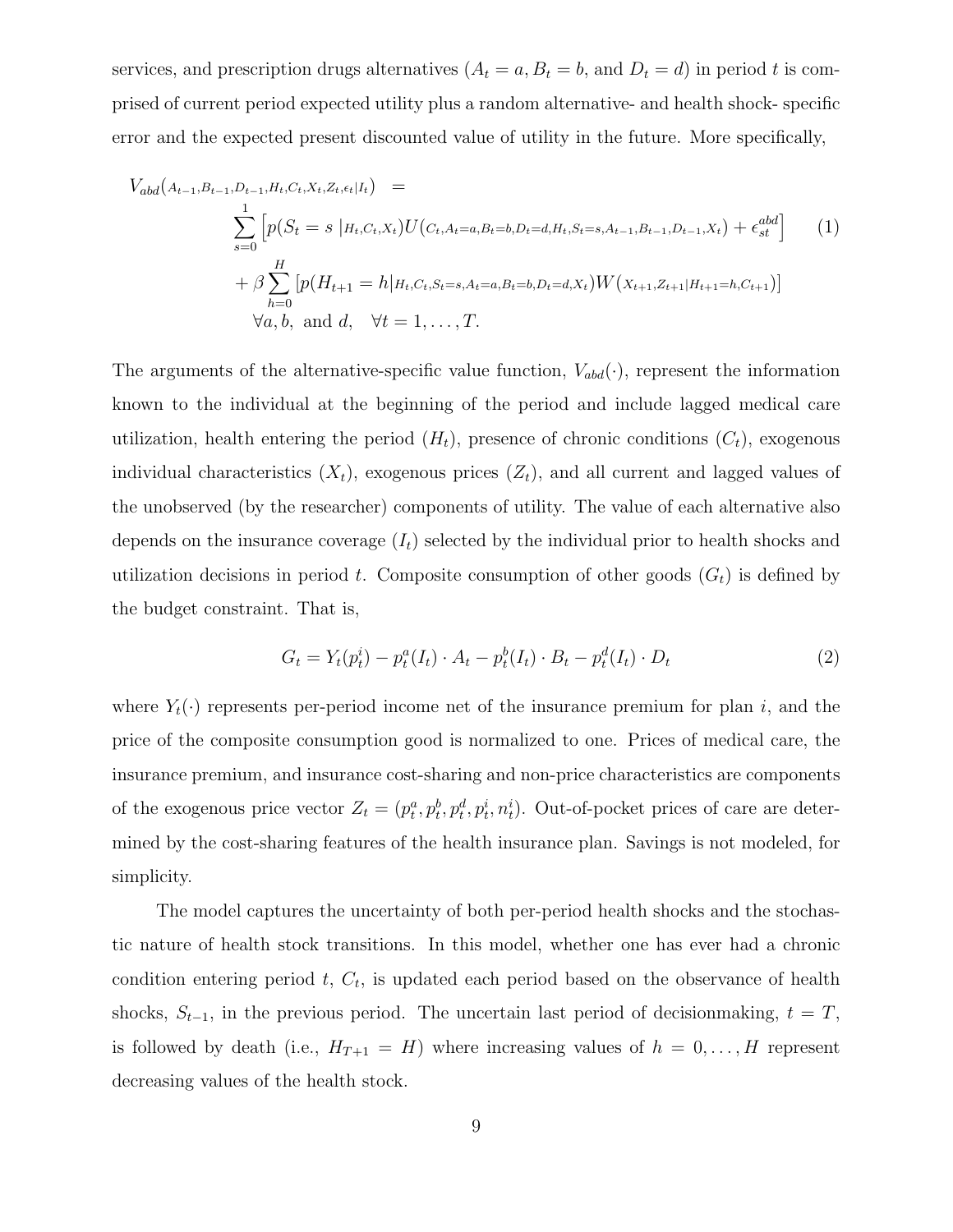services, and prescription drugs alternatives ($A_t = a, B_t = b$, and $D_t = d$) in period $t$ is comprised of current period expected utility plus a random alternative- and health shock- specific error and the expected present discounted value of utility in the future. More specifically,

$$
\begin{aligned}
V_{abd}(&{\scriptstyle A_{t-1},B_{t-1},D_{t-1},H_t,C_t,X_t,Z_t,\epsilon_t|I_t}) \;\; = \\
&\sum_{s=0}^{1}\left[p(S_t = s \;|{\scriptstyle H_t,C_t,X_t})U({\scriptstyle C_t,A_t=a,B_t=b,D_t=d,H_t,S_t=s,A_{t-1},B_{t-1},D_{t-1},X_t}) + \epsilon_{st}^{abd}\right] \qquad (1)\\
&+ \beta \sum_{h=0}^{H}\left[p(H_{t+1} = h|{\scriptstyle H_t,C_t,S_t=s,A_t=a,B_t=b,D_t=d,X_t})W({\scriptstyle X_{t+1},Z_{t+1}|H_{t+1}=h,C_{t+1}})\right] \\
&\quad \forall a, b, \text{ and } d, \quad \forall t = 1, \ldots, T.
\end{aligned}
$$

The arguments of the alternative-specific value function, $V_{abd}(\cdot)$, represent the information known to the individual at the beginning of the period and include lagged medical care utilization, health entering the period ($H_t$), presence of chronic conditions ($C_t$), exogenous individual characteristics ($X_t$), exogenous prices ($Z_t$), and all current and lagged values of the unobserved (by the researcher) components of utility. The value of each alternative also depends on the insurance coverage ($I_t$) selected by the individual prior to health shocks and utilization decisions in period $t$. Composite consumption of other goods ($G_t$) is defined by the budget constraint. That is,

$$
G_t = Y_t(p_t^i) - p_t^a(I_t) \cdot A_t - p_t^b(I_t) \cdot B_t - p_t^d(I_t) \cdot D_t \qquad (2)
$$

where $Y_t(\cdot)$ represents per-period income net of the insurance premium for plan $i$, and the price of the composite consumption good is normalized to one. Prices of medical care, the insurance premium, and insurance cost-sharing and non-price characteristics are components of the exogenous price vector $Z_t = (p_t^a, p_t^b, p_t^d, p_t^i, n_t^i)$. Out-of-pocket prices of care are determined by the cost-sharing features of the health insurance plan. Savings is not modeled, for simplicity.

The model captures the uncertainty of both per-period health shocks and the stochastic nature of health stock transitions. In this model, whether one has ever had a chronic condition entering period $t$, $C_t$, is updated each period based on the observance of health shocks, $S_{t-1}$, in the previous period. The uncertain last period of decisionmaking, $t = T$, is followed by death (i.e., $H_{T+1} = H$) where increasing values of $h = 0, \ldots, H$ represent decreasing values of the health stock.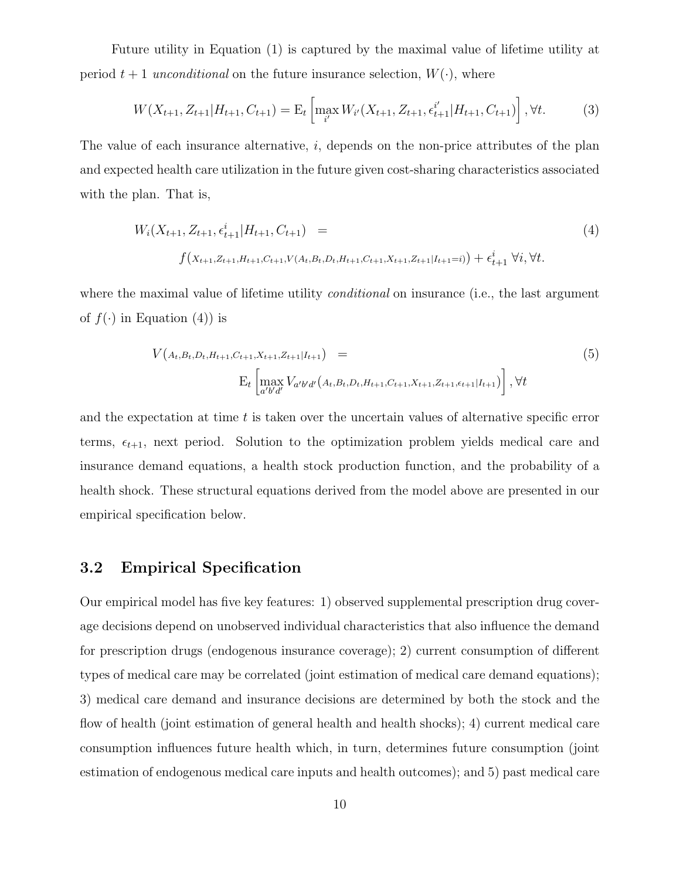Future utility in Equation (1) is captured by the maximal value of lifetime utility at period $t+1$ *unconditional* on the future insurance selection, $W(\cdot)$, where

$$W(X_{t+1}, Z_{t+1}|H_{t+1}, C_{t+1}) = \mathrm{E}_t \left[ \max_{i'} W_{i'}(X_{t+1}, Z_{t+1}, \epsilon^{i'}_{t+1}|H_{t+1}, C_{t+1}) \right], \forall t. \tag{3}$$

The value of each insurance alternative, $i$, depends on the non-price attributes of the plan and expected health care utilization in the future given cost-sharing characteristics associated with the plan. That is,

$$\begin{aligned} W_i(X_{t+1}, Z_{t+1}, \epsilon^{i}_{t+1}|H_{t+1}, C_{t+1}) \;\; &= \\ & f\big(X_{t+1}, Z_{t+1}, H_{t+1}, C_{t+1}, V(A_t, B_t, D_t, H_{t+1}, C_{t+1}, X_{t+1}, Z_{t+1}|I_{t+1}=i)\big) + \epsilon^{i}_{t+1} \;\forall i, \forall t. \end{aligned} \tag{4}$$

where the maximal value of lifetime utility *conditional* on insurance (i.e., the last argument of $f(\cdot)$ in Equation (4)) is

$$\begin{aligned} V\big(A_t, B_t, D_t, H_{t+1}, C_{t+1}, X_{t+1}, Z_{t+1}|I_{t+1}\big) \;\; &= \\ & \mathrm{E}_t \left[ \max_{a'b'd'} V_{a'b'd'}\big(A_t, B_t, D_t, H_{t+1}, C_{t+1}, X_{t+1}, Z_{t+1}, \epsilon_{t+1}|I_{t+1}\big) \right], \forall t \end{aligned} \tag{5}$$

and the expectation at time $t$ is taken over the uncertain values of alternative specific error terms, $\epsilon_{t+1}$, next period. Solution to the optimization problem yields medical care and insurance demand equations, a health stock production function, and the probability of a health shock. These structural equations derived from the model above are presented in our empirical specification below.

## 3.2 Empirical Specification

Our empirical model has five key features: 1) observed supplemental prescription drug coverage decisions depend on unobserved individual characteristics that also influence the demand for prescription drugs (endogenous insurance coverage); 2) current consumption of different types of medical care may be correlated (joint estimation of medical care demand equations); 3) medical care demand and insurance decisions are determined by both the stock and the flow of health (joint estimation of general health and health shocks); 4) current medical care consumption influences future health which, in turn, determines future consumption (joint estimation of endogenous medical care inputs and health outcomes); and 5) past medical care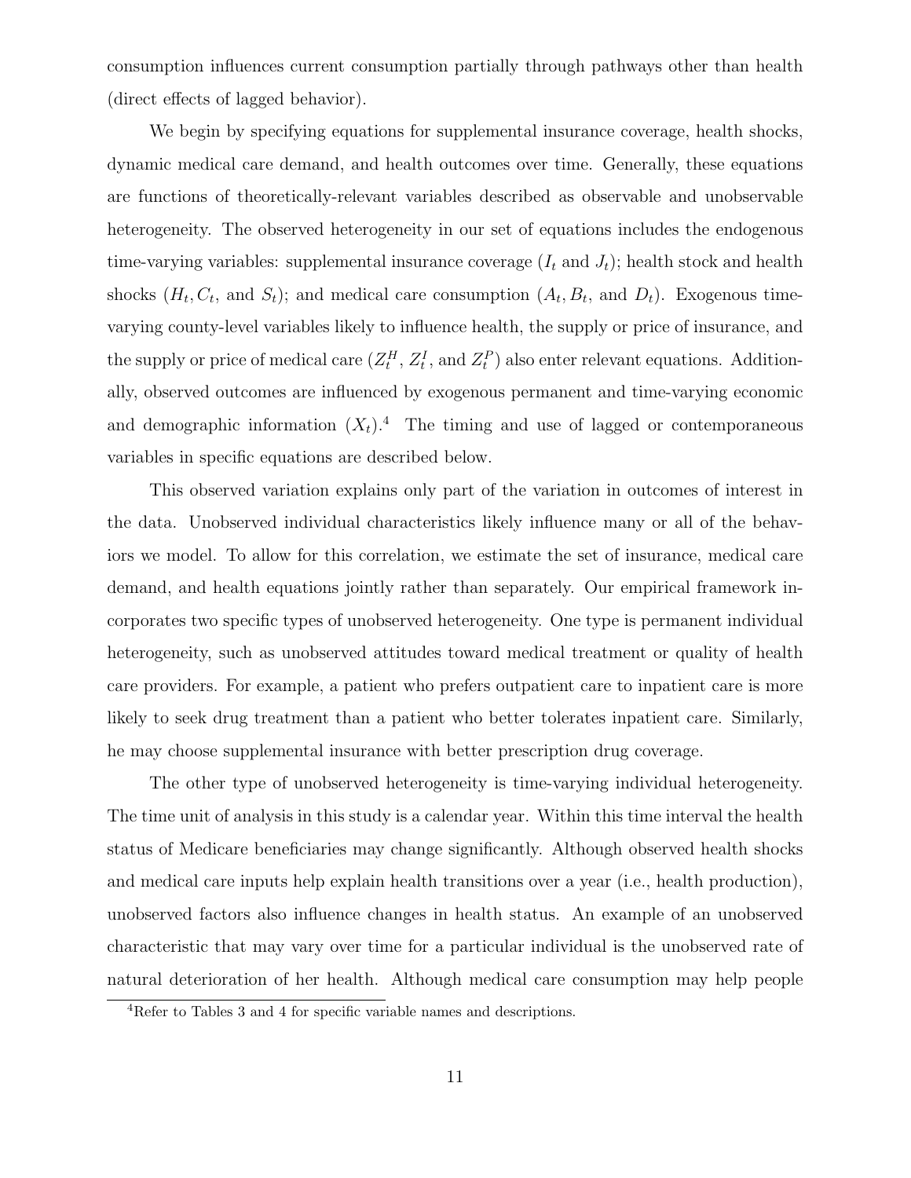consumption influences current consumption partially through pathways other than health (direct effects of lagged behavior).

We begin by specifying equations for supplemental insurance coverage, health shocks, dynamic medical care demand, and health outcomes over time. Generally, these equations are functions of theoretically-relevant variables described as observable and unobservable heterogeneity. The observed heterogeneity in our set of equations includes the endogenous time-varying variables: supplemental insurance coverage ($I_t$ and $J_t$); health stock and health shocks ($H_t, C_t$, and $S_t$); and medical care consumption ($A_t, B_t$, and $D_t$). Exogenous time-varying county-level variables likely to influence health, the supply or price of insurance, and the supply or price of medical care ($Z_t^H$, $Z_t^I$, and $Z_t^P$) also enter relevant equations. Additionally, observed outcomes are influenced by exogenous permanent and time-varying economic and demographic information ($X_t$).[4] The timing and use of lagged or contemporaneous variables in specific equations are described below.

This observed variation explains only part of the variation in outcomes of interest in the data. Unobserved individual characteristics likely influence many or all of the behaviors we model. To allow for this correlation, we estimate the set of insurance, medical care demand, and health equations jointly rather than separately. Our empirical framework incorporates two specific types of unobserved heterogeneity. One type is permanent individual heterogeneity, such as unobserved attitudes toward medical treatment or quality of health care providers. For example, a patient who prefers outpatient care to inpatient care is more likely to seek drug treatment than a patient who better tolerates inpatient care. Similarly, he may choose supplemental insurance with better prescription drug coverage.

The other type of unobserved heterogeneity is time-varying individual heterogeneity. The time unit of analysis in this study is a calendar year. Within this time interval the health status of Medicare beneficiaries may change significantly. Although observed health shocks and medical care inputs help explain health transitions over a year (i.e., health production), unobserved factors also influence changes in health status. An example of an unobserved characteristic that may vary over time for a particular individual is the unobserved rate of natural deterioration of her health. Although medical care consumption may help people

[4]Refer to Tables 3 and 4 for specific variable names and descriptions.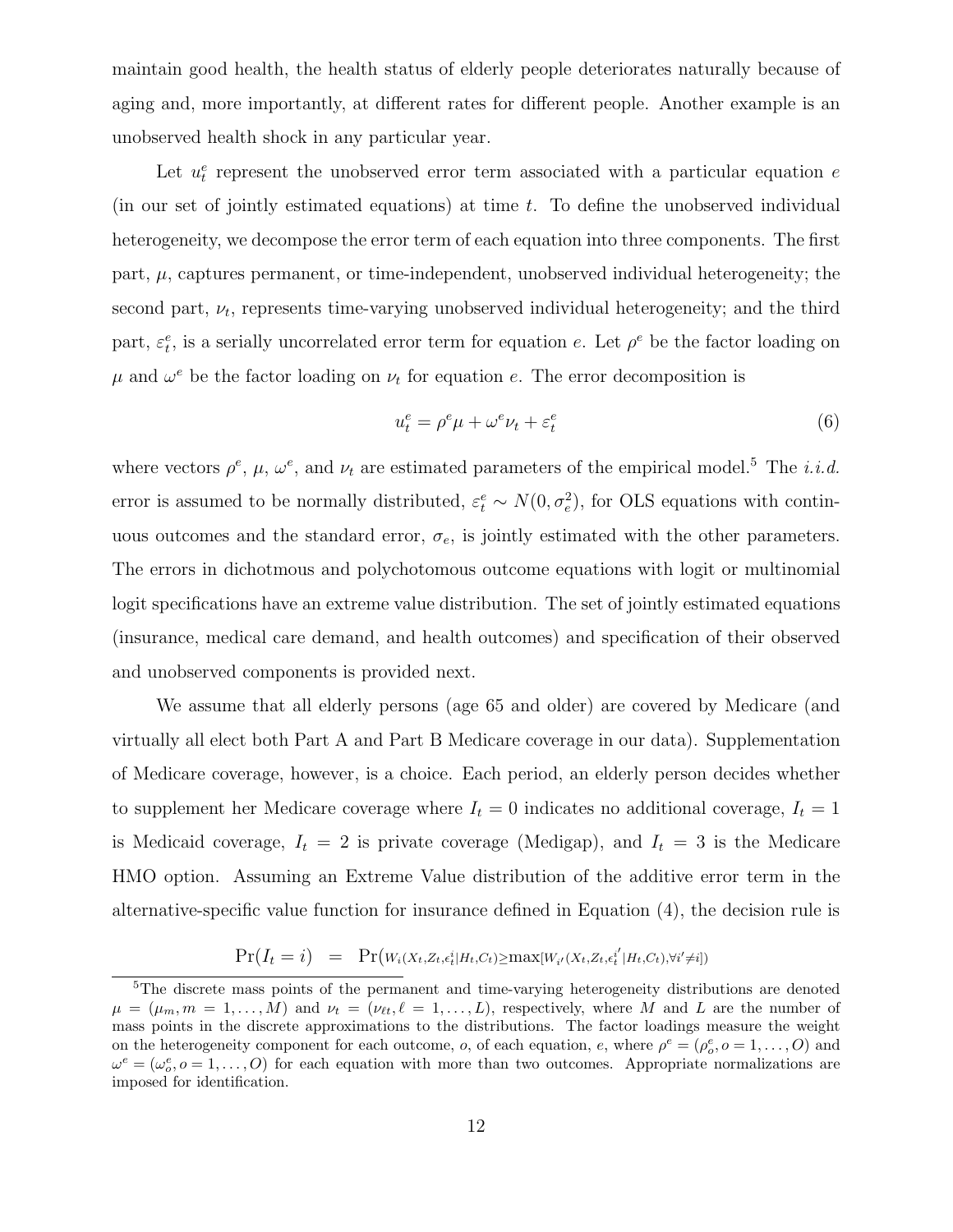maintain good health, the health status of elderly people deteriorates naturally because of aging and, more importantly, at different rates for different people. Another example is an unobserved health shock in any particular year.

Let $u_t^e$ represent the unobserved error term associated with a particular equation $e$ (in our set of jointly estimated equations) at time $t$. To define the unobserved individual heterogeneity, we decompose the error term of each equation into three components. The first part, $\mu$, captures permanent, or time-independent, unobserved individual heterogeneity; the second part, $\nu_t$, represents time-varying unobserved individual heterogeneity; and the third part, $\varepsilon_t^e$, is a serially uncorrelated error term for equation $e$. Let $\rho^e$ be the factor loading on $\mu$ and $\omega^e$ be the factor loading on $\nu_t$ for equation $e$. The error decomposition is

$$u_t^e = \rho^e \mu + \omega^e \nu_t + \varepsilon_t^e \tag{6}$$

where vectors $\rho^e$, $\mu$, $\omega^e$, and $\nu_t$ are estimated parameters of the empirical model.[5] The *i.i.d.* error is assumed to be normally distributed, $\varepsilon_t^e \sim N(0, \sigma_e^2)$, for OLS equations with continuous outcomes and the standard error, $\sigma_e$, is jointly estimated with the other parameters. The errors in dichotmous and polychotomous outcome equations with logit or multinomial logit specifications have an extreme value distribution. The set of jointly estimated equations (insurance, medical care demand, and health outcomes) and specification of their observed and unobserved components is provided next.

We assume that all elderly persons (age 65 and older) are covered by Medicare (and virtually all elect both Part A and Part B Medicare coverage in our data). Supplementation of Medicare coverage, however, is a choice. Each period, an elderly person decides whether to supplement her Medicare coverage where $I_t = 0$ indicates no additional coverage, $I_t = 1$ is Medicaid coverage, $I_t = 2$ is private coverage (Medigap), and $I_t = 3$ is the Medicare HMO option. Assuming an Extreme Value distribution of the additive error term in the alternative-specific value function for insurance defined in Equation (4), the decision rule is

$$\Pr(I_t = i) \;\; = \;\; \Pr\left(W_i(X_t, Z_t, \epsilon_t^i | H_t, C_t) \geq \max[W_{i'}(X_t, Z_t, \epsilon_t^{i'} | H_t, C_t), \forall i' \neq i]\right)$$

[5] The discrete mass points of the permanent and time-varying heterogeneity distributions are denoted $\mu = (\mu_m, m = 1, \ldots, M)$ and $\nu_t = (\nu_{\ell t}, \ell = 1, \ldots, L)$, respectively, where $M$ and $L$ are the number of mass points in the discrete approximations to the distributions. The factor loadings measure the weight on the heterogeneity component for each outcome, $o$, of each equation, $e$, where $\rho^e = (\rho_o^e, o = 1, \ldots, O)$ and $\omega^e = (\omega_o^e, o = 1, \ldots, O)$ for each equation with more than two outcomes. Appropriate normalizations are imposed for identification.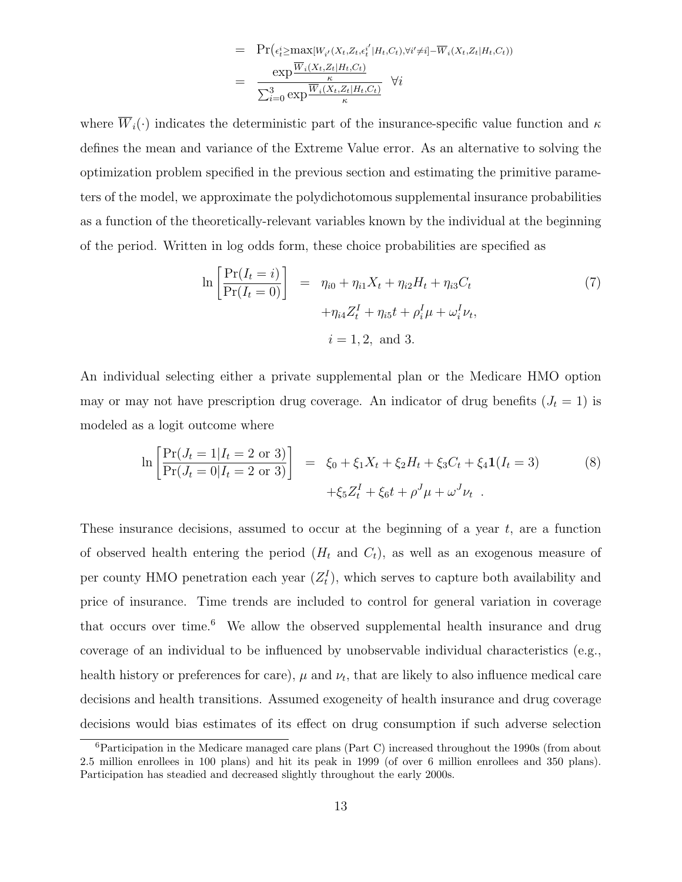$$
\begin{aligned}
&= \Pr\left(\epsilon_t^i \geq \max[W_{i'}(X_t, Z_t, \epsilon_t^{i'}|H_t, C_t), \forall i' \neq i] - \overline{W}_i(X_t, Z_t|H_t, C_t)\right) \\
&= \frac{\exp \frac{\overline{W}_i(X_t, Z_t|H_t, C_t)}{\kappa}}{\sum_{i=0}^{3} \exp \frac{\overline{W}_i(X_t, Z_t|H_t, C_t)}{\kappa}} \quad \forall i
\end{aligned}
$$

where $\overline{W}_i(\cdot)$ indicates the deterministic part of the insurance-specific value function and $\kappa$ defines the mean and variance of the Extreme Value error. As an alternative to solving the optimization problem specified in the previous section and estimating the primitive parameters of the model, we approximate the polydichotomous supplemental insurance probabilities as a function of the theoretically-relevant variables known by the individual at the beginning of the period. Written in log odds form, these choice probabilities are specified as

$$
\begin{aligned}
\ln\left[\frac{\Pr(I_t = i)}{\Pr(I_t = 0)}\right] &= \eta_{i0} + \eta_{i1} X_t + \eta_{i2} H_t + \eta_{i3} C_t \\
&\quad + \eta_{i4} Z_t^I + \eta_{i5} t + \rho_i^I \mu + \omega_i^I \nu_t, \\
&\quad i = 1, 2, \text{ and } 3.
\end{aligned} \tag{7}
$$

An individual selecting either a private supplemental plan or the Medicare HMO option may or may not have prescription drug coverage. An indicator of drug benefits ($J_t = 1$) is modeled as a logit outcome where

$$
\begin{aligned}
\ln\left[\frac{\Pr(J_t = 1 | I_t = 2 \text{ or } 3)}{\Pr(J_t = 0 | I_t = 2 \text{ or } 3)}\right] &= \xi_0 + \xi_1 X_t + \xi_2 H_t + \xi_3 C_t + \xi_4 \mathbf{1}(I_t = 3) \\
&\quad + \xi_5 Z_t^I + \xi_6 t + \rho^J \mu + \omega^J \nu_t \;\; .
\end{aligned} \tag{8}
$$

These insurance decisions, assumed to occur at the beginning of a year $t$, are a function of observed health entering the period ($H_t$ and $C_t$), as well as an exogenous measure of per county HMO penetration each year ($Z_t^I$), which serves to capture both availability and price of insurance. Time trends are included to control for general variation in coverage that occurs over time.[6] We allow the observed supplemental health insurance and drug coverage of an individual to be influenced by unobservable individual characteristics (e.g., health history or preferences for care), $\mu$ and $\nu_t$, that are likely to also influence medical care decisions and health transitions. Assumed exogeneity of health insurance and drug coverage decisions would bias estimates of its effect on drug consumption if such adverse selection

[6] Participation in the Medicare managed care plans (Part C) increased throughout the 1990s (from about 2.5 million enrollees in 100 plans) and hit its peak in 1999 (of over 6 million enrollees and 350 plans). Participation has steadied and decreased slightly throughout the early 2000s.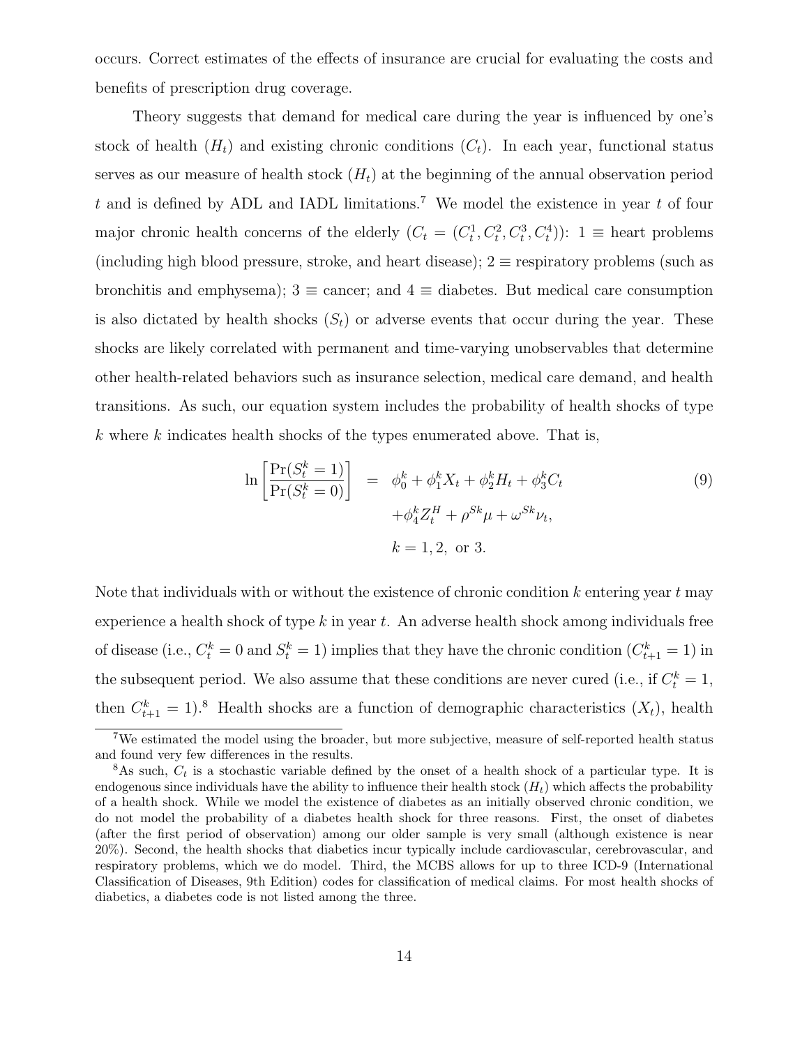occurs. Correct estimates of the effects of insurance are crucial for evaluating the costs and benefits of prescription drug coverage.

Theory suggests that demand for medical care during the year is influenced by one's stock of health ($H_t$) and existing chronic conditions ($C_t$). In each year, functional status serves as our measure of health stock ($H_t$) at the beginning of the annual observation period $t$ and is defined by ADL and IADL limitations.[7] We model the existence in year $t$ of four major chronic health concerns of the elderly ($C_t = (C_t^1, C_t^2, C_t^3, C_t^4)$): $1 \equiv$ heart problems (including high blood pressure, stroke, and heart disease); $2 \equiv$ respiratory problems (such as bronchitis and emphysema); $3 \equiv$ cancer; and $4 \equiv$ diabetes. But medical care consumption is also dictated by health shocks ($S_t$) or adverse events that occur during the year. These shocks are likely correlated with permanent and time-varying unobservables that determine other health-related behaviors such as insurance selection, medical care demand, and health transitions. As such, our equation system includes the probability of health shocks of type $k$ where $k$ indicates health shocks of the types enumerated above. That is,

$$
\begin{aligned}
\ln\left[\frac{\Pr(S_t^k = 1)}{\Pr(S_t^k = 0)}\right] &= \phi_0^k + \phi_1^k X_t + \phi_2^k H_t + \phi_3^k C_t \\
&\quad + \phi_4^k Z_t^H + \rho^{Sk}\mu + \omega^{Sk}\nu_t, \\
&\quad k = 1, 2, \text{ or } 3.
\end{aligned} \tag{9}
$$

Note that individuals with or without the existence of chronic condition $k$ entering year $t$ may experience a health shock of type $k$ in year $t$. An adverse health shock among individuals free of disease (i.e., $C_t^k = 0$ and $S_t^k = 1$) implies that they have the chronic condition ($C_{t+1}^k = 1$) in the subsequent period. We also assume that these conditions are never cured (i.e., if $C_t^k = 1$, then $C_{t+1}^k = 1$).[8] Health shocks are a function of demographic characteristics ($X_t$), health

[7] We estimated the model using the broader, but more subjective, measure of self-reported health status and found very few differences in the results.

[8] As such, $C_t$ is a stochastic variable defined by the onset of a health shock of a particular type. It is endogenous since individuals have the ability to influence their health stock ($H_t$) which affects the probability of a health shock. While we model the existence of diabetes as an initially observed chronic condition, we do not model the probability of a diabetes health shock for three reasons. First, the onset of diabetes (after the first period of observation) among our older sample is very small (although existence is near 20%). Second, the health shocks that diabetics incur typically include cardiovascular, cerebrovascular, and respiratory problems, which we do model. Third, the MCBS allows for up to three ICD-9 (International Classification of Diseases, 9th Edition) codes for classification of medical claims. For most health shocks of diabetics, a diabetes code is not listed among the three.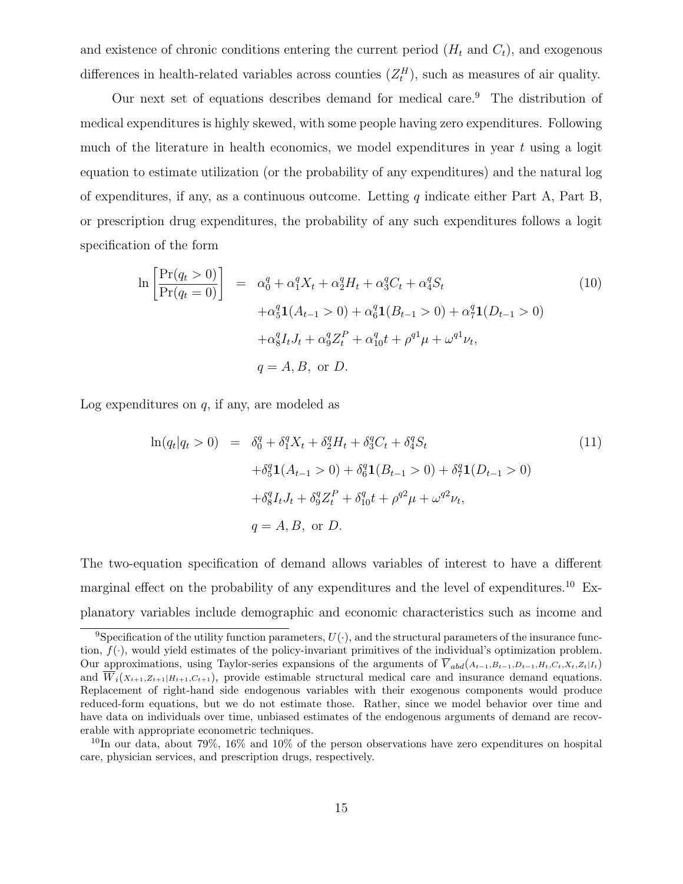and existence of chronic conditions entering the current period ($H_t$ and $C_t$), and exogenous differences in health-related variables across counties ($Z_t^H$), such as measures of air quality.

Our next set of equations describes demand for medical care.[9] The distribution of medical expenditures is highly skewed, with some people having zero expenditures. Following much of the literature in health economics, we model expenditures in year $t$ using a logit equation to estimate utilization (or the probability of any expenditures) and the natural log of expenditures, if any, as a continuous outcome. Letting $q$ indicate either Part A, Part B, or prescription drug expenditures, the probability of any such expenditures follows a logit specification of the form

$$
\begin{aligned}
\ln\left[\frac{\Pr(q_t > 0)}{\Pr(q_t = 0)}\right] &= \alpha_0^q + \alpha_1^q X_t + \alpha_2^q H_t + \alpha_3^q C_t + \alpha_4^q S_t \\
&\quad + \alpha_5^q \mathbf{1}(A_{t-1} > 0) + \alpha_6^q \mathbf{1}(B_{t-1} > 0) + \alpha_7^q \mathbf{1}(D_{t-1} > 0) \\
&\quad + \alpha_8^q I_t J_t + \alpha_9^q Z_t^P + \alpha_{10}^q t + \rho^{q1}\mu + \omega^{q1}\nu_t, \\
&\quad q = A, B, \text{ or } D.
\end{aligned} \tag{10}
$$

Log expenditures on $q$, if any, are modeled as

$$
\begin{aligned}
\ln(q_t | q_t > 0) &= \delta_0^q + \delta_1^q X_t + \delta_2^q H_t + \delta_3^q C_t + \delta_4^q S_t \\
&\quad + \delta_5^q \mathbf{1}(A_{t-1} > 0) + \delta_6^q \mathbf{1}(B_{t-1} > 0) + \delta_7^q \mathbf{1}(D_{t-1} > 0) \\
&\quad + \delta_8^q I_t J_t + \delta_9^q Z_t^P + \delta_{10}^q t + \rho^{q2}\mu + \omega^{q2}\nu_t, \\
&\quad q = A, B, \text{ or } D.
\end{aligned} \tag{11}
$$

The two-equation specification of demand allows variables of interest to have a different marginal effect on the probability of any expenditures and the level of expenditures.[10] Explanatory variables include demographic and economic characteristics such as income and

---

[9] Specification of the utility function parameters, $U(\cdot)$, and the structural parameters of the insurance function, $f(\cdot)$, would yield estimates of the policy-invariant primitives of the individual's optimization problem. Our approximations, using Taylor-series expansions of the arguments of $\overline{V}_{abd}(A_{t-1}, B_{t-1}, D_{t-1}, H_t, C_t, X_t, Z_t | I_t)$ and $\overline{W}_i(X_{t+1}, Z_{t+1} | H_{t+1}, C_{t+1})$, provide estimable structural medical care and insurance demand equations. Replacement of right-hand side endogenous variables with their exogenous components would produce reduced-form equations, but we do not estimate those. Rather, since we model behavior over time and have data on individuals over time, unbiased estimates of the endogenous arguments of demand are recoverable with appropriate econometric techniques.

[10] In our data, about 79%, 16% and 10% of the person observations have zero expenditures on hospital care, physician services, and prescription drugs, respectively.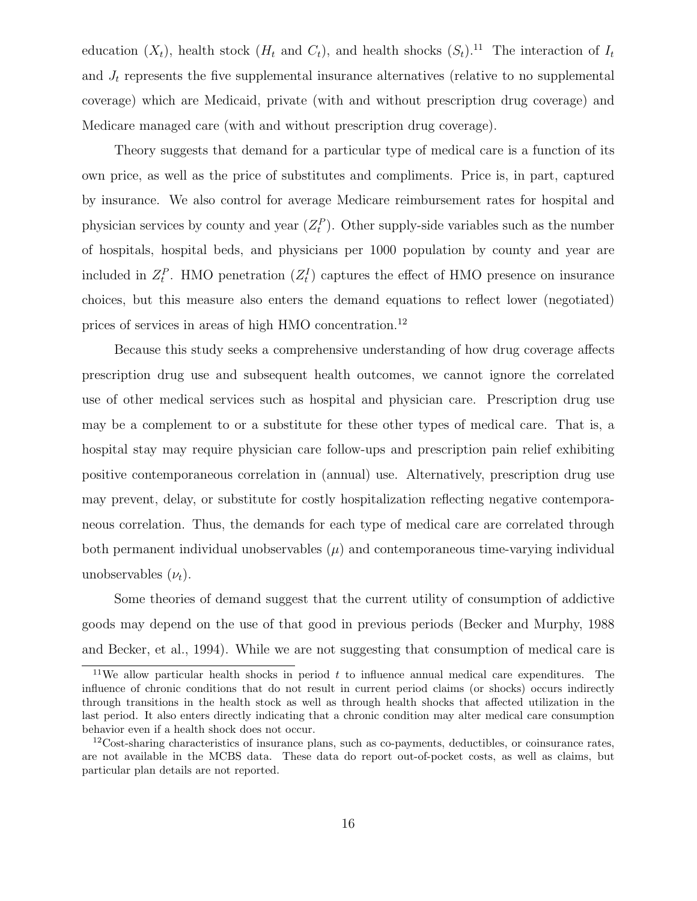education ($X_t$), health stock ($H_t$ and $C_t$), and health shocks ($S_t$).[11] The interaction of $I_t$ and $J_t$ represents the five supplemental insurance alternatives (relative to no supplemental coverage) which are Medicaid, private (with and without prescription drug coverage) and Medicare managed care (with and without prescription drug coverage).

Theory suggests that demand for a particular type of medical care is a function of its own price, as well as the price of substitutes and compliments. Price is, in part, captured by insurance. We also control for average Medicare reimbursement rates for hospital and physician services by county and year ($Z_t^P$). Other supply-side variables such as the number of hospitals, hospital beds, and physicians per 1000 population by county and year are included in $Z_t^P$. HMO penetration ($Z_t^I$) captures the effect of HMO presence on insurance choices, but this measure also enters the demand equations to reflect lower (negotiated) prices of services in areas of high HMO concentration.[12]

Because this study seeks a comprehensive understanding of how drug coverage affects prescription drug use and subsequent health outcomes, we cannot ignore the correlated use of other medical services such as hospital and physician care. Prescription drug use may be a complement to or a substitute for these other types of medical care. That is, a hospital stay may require physician care follow-ups and prescription pain relief exhibiting positive contemporaneous correlation in (annual) use. Alternatively, prescription drug use may prevent, delay, or substitute for costly hospitalization reflecting negative contemporaneous correlation. Thus, the demands for each type of medical care are correlated through both permanent individual unobservables ($\mu$) and contemporaneous time-varying individual unobservables ($\nu_t$).

Some theories of demand suggest that the current utility of consumption of addictive goods may depend on the use of that good in previous periods (Becker and Murphy, 1988 and Becker, et al., 1994). While we are not suggesting that consumption of medical care is

---

[11] We allow particular health shocks in period $t$ to influence annual medical care expenditures. The influence of chronic conditions that do not result in current period claims (or shocks) occurs indirectly through transitions in the health stock as well as through health shocks that affected utilization in the last period. It also enters directly indicating that a chronic condition may alter medical care consumption behavior even if a health shock does not occur.

[12] Cost-sharing characteristics of insurance plans, such as co-payments, deductibles, or coinsurance rates, are not available in the MCBS data. These data do report out-of-pocket costs, as well as claims, but particular plan details are not reported.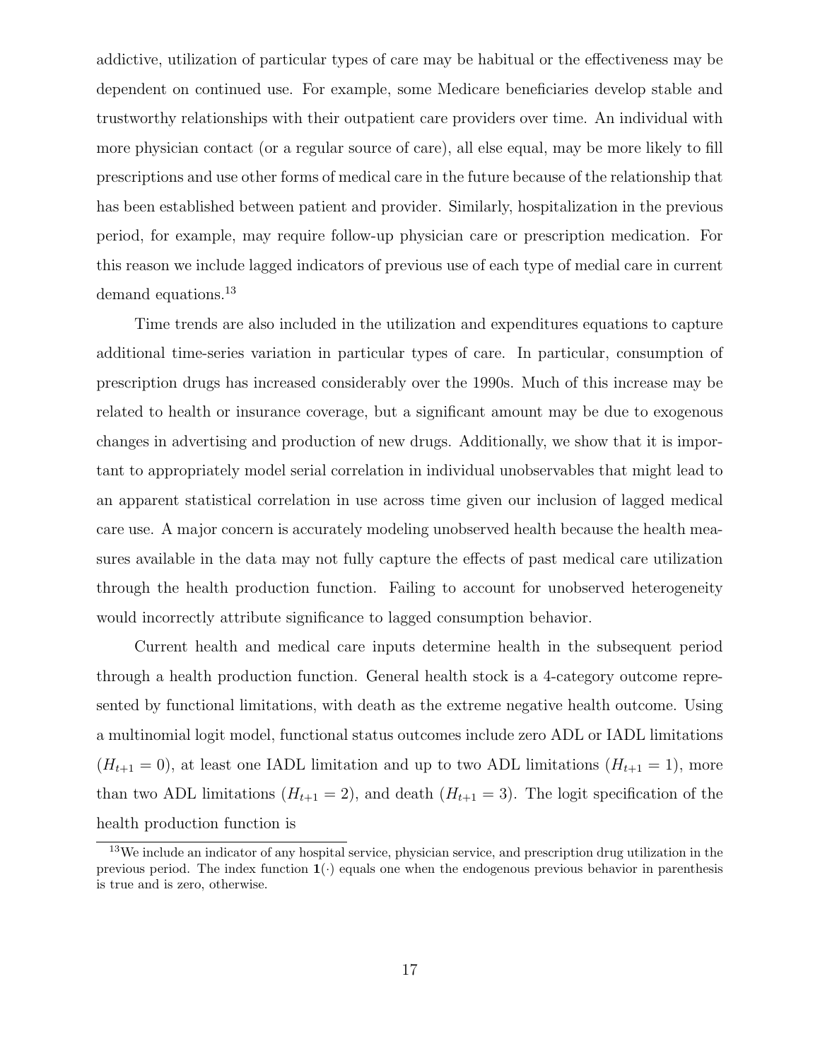addictive, utilization of particular types of care may be habitual or the effectiveness may be dependent on continued use. For example, some Medicare beneficiaries develop stable and trustworthy relationships with their outpatient care providers over time. An individual with more physician contact (or a regular source of care), all else equal, may be more likely to fill prescriptions and use other forms of medical care in the future because of the relationship that has been established between patient and provider. Similarly, hospitalization in the previous period, for example, may require follow-up physician care or prescription medication. For this reason we include lagged indicators of previous use of each type of medial care in current demand equations.[13]

Time trends are also included in the utilization and expenditures equations to capture additional time-series variation in particular types of care. In particular, consumption of prescription drugs has increased considerably over the 1990s. Much of this increase may be related to health or insurance coverage, but a significant amount may be due to exogenous changes in advertising and production of new drugs. Additionally, we show that it is important to appropriately model serial correlation in individual unobservables that might lead to an apparent statistical correlation in use across time given our inclusion of lagged medical care use. A major concern is accurately modeling unobserved health because the health measures available in the data may not fully capture the effects of past medical care utilization through the health production function. Failing to account for unobserved heterogeneity would incorrectly attribute significance to lagged consumption behavior.

Current health and medical care inputs determine health in the subsequent period through a health production function. General health stock is a 4-category outcome represented by functional limitations, with death as the extreme negative health outcome. Using a multinomial logit model, functional status outcomes include zero ADL or IADL limitations ($H_{t+1} = 0$), at least one IADL limitation and up to two ADL limitations ($H_{t+1} = 1$), more than two ADL limitations ($H_{t+1} = 2$), and death ($H_{t+1} = 3$). The logit specification of the health production function is

[13] We include an indicator of any hospital service, physician service, and prescription drug utilization in the previous period. The index function $\mathbf{1}(\cdot)$ equals one when the endogenous previous behavior in parenthesis is true and is zero, otherwise.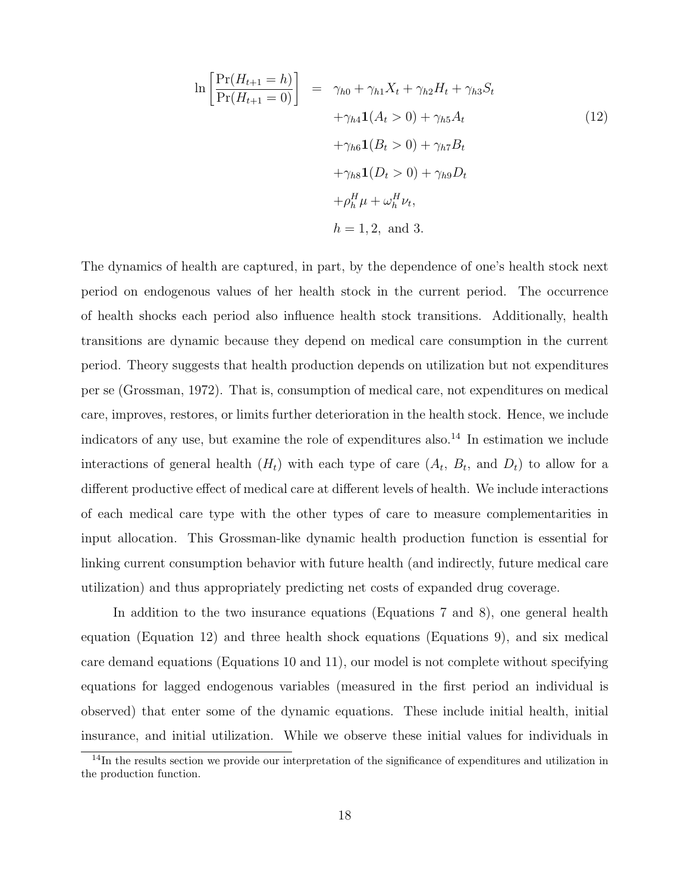$$
\begin{aligned}
\ln\left[\frac{\Pr(H_{t+1}=h)}{\Pr(H_{t+1}=0)}\right] = \; & \gamma_{h0} + \gamma_{h1}X_t + \gamma_{h2}H_t + \gamma_{h3}S_t \\
& + \gamma_{h4}\mathbf{1}(A_t > 0) + \gamma_{h5}A_t \\
& + \gamma_{h6}\mathbf{1}(B_t > 0) + \gamma_{h7}B_t \\
& + \gamma_{h8}\mathbf{1}(D_t > 0) + \gamma_{h9}D_t \\
& + \rho_h^H \mu + \omega_h^H \nu_t, \\
& h = 1, 2, \text{ and } 3.
\end{aligned} \tag{12}
$$

The dynamics of health are captured, in part, by the dependence of one's health stock next period on endogenous values of her health stock in the current period. The occurrence of health shocks each period also influence health stock transitions. Additionally, health transitions are dynamic because they depend on medical care consumption in the current period. Theory suggests that health production depends on utilization but not expenditures per se (Grossman, 1972). That is, consumption of medical care, not expenditures on medical care, improves, restores, or limits further deterioration in the health stock. Hence, we include indicators of any use, but examine the role of expenditures also.[14] In estimation we include interactions of general health ($H_t$) with each type of care ($A_t$, $B_t$, and $D_t$) to allow for a different productive effect of medical care at different levels of health. We include interactions of each medical care type with the other types of care to measure complementarities in input allocation. This Grossman-like dynamic health production function is essential for linking current consumption behavior with future health (and indirectly, future medical care utilization) and thus appropriately predicting net costs of expanded drug coverage.

In addition to the two insurance equations (Equations 7 and 8), one general health equation (Equation 12) and three health shock equations (Equations 9), and six medical care demand equations (Equations 10 and 11), our model is not complete without specifying equations for lagged endogenous variables (measured in the first period an individual is observed) that enter some of the dynamic equations. These include initial health, initial insurance, and initial utilization. While we observe these initial values for individuals in

[14] In the results section we provide our interpretation of the significance of expenditures and utilization in the production function.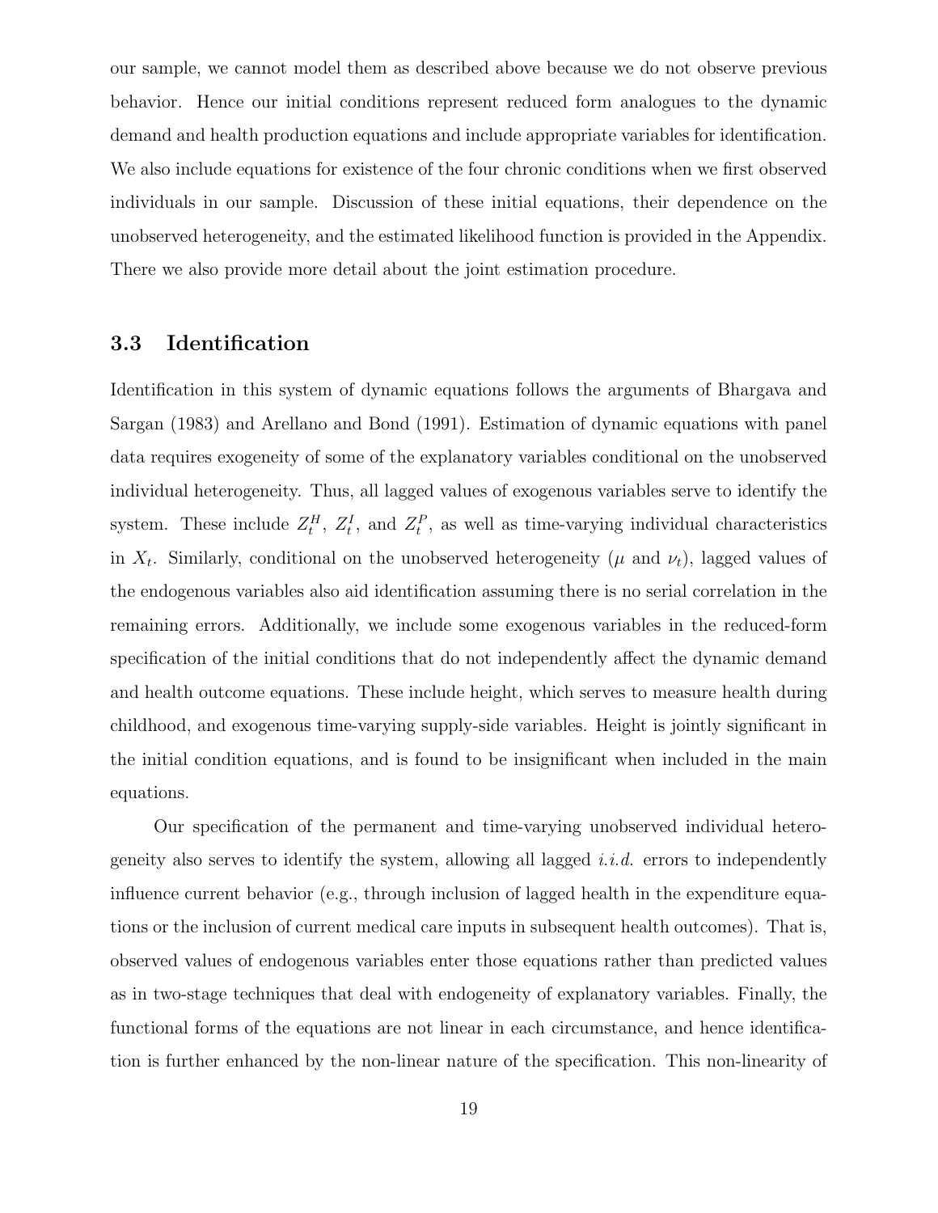our sample, we cannot model them as described above because we do not observe previous behavior. Hence our initial conditions represent reduced form analogues to the dynamic demand and health production equations and include appropriate variables for identification. We also include equations for existence of the four chronic conditions when we first observed individuals in our sample. Discussion of these initial equations, their dependence on the unobserved heterogeneity, and the estimated likelihood function is provided in the Appendix. There we also provide more detail about the joint estimation procedure.

### 3.3 Identification

Identification in this system of dynamic equations follows the arguments of Bhargava and Sargan (1983) and Arellano and Bond (1991). Estimation of dynamic equations with panel data requires exogeneity of some of the explanatory variables conditional on the unobserved individual heterogeneity. Thus, all lagged values of exogenous variables serve to identify the system. These include $Z_t^H$, $Z_t^I$, and $Z_t^P$, as well as time-varying individual characteristics in $X_t$. Similarly, conditional on the unobserved heterogeneity ($\mu$ and $\nu_t$), lagged values of the endogenous variables also aid identification assuming there is no serial correlation in the remaining errors. Additionally, we include some exogenous variables in the reduced-form specification of the initial conditions that do not independently affect the dynamic demand and health outcome equations. These include height, which serves to measure health during childhood, and exogenous time-varying supply-side variables. Height is jointly significant in the initial condition equations, and is found to be insignificant when included in the main equations.

Our specification of the permanent and time-varying unobserved individual heterogeneity also serves to identify the system, allowing all lagged *i.i.d.* errors to independently influence current behavior (e.g., through inclusion of lagged health in the expenditure equations or the inclusion of current medical care inputs in subsequent health outcomes). That is, observed values of endogenous variables enter those equations rather than predicted values as in two-stage techniques that deal with endogeneity of explanatory variables. Finally, the functional forms of the equations are not linear in each circumstance, and hence identification is further enhanced by the non-linear nature of the specification. This non-linearity of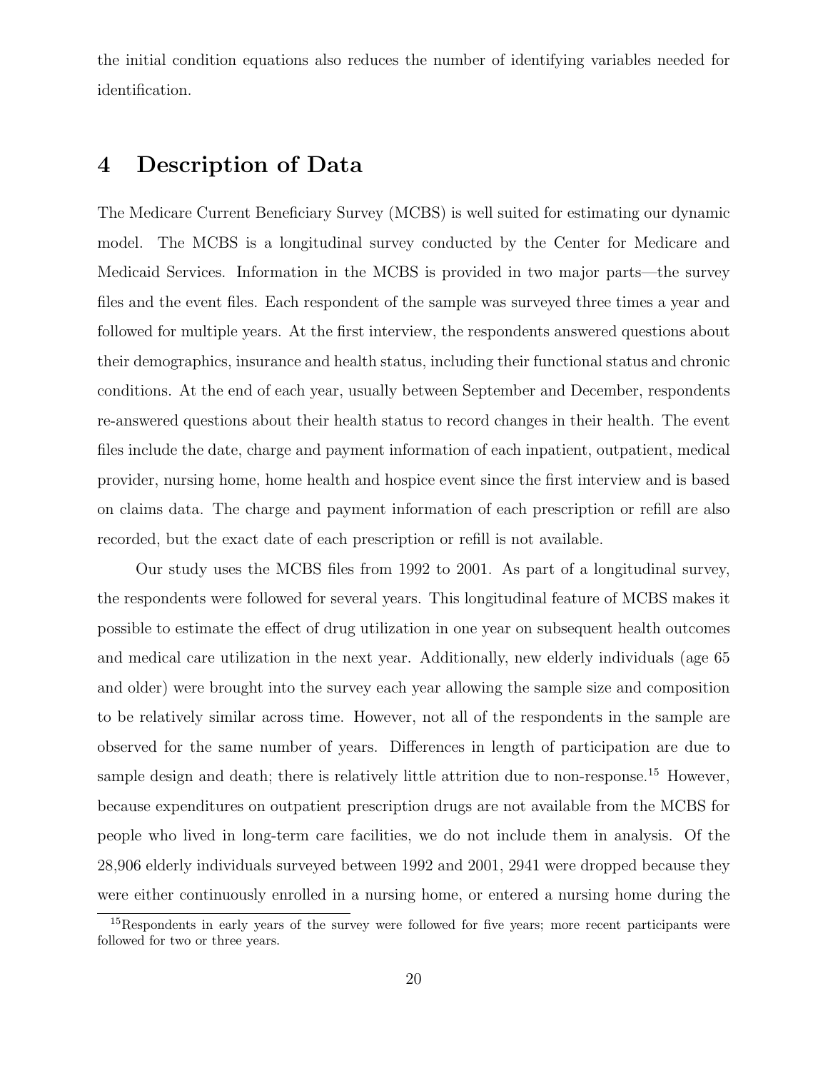the initial condition equations also reduces the number of identifying variables needed for identification.

## 4 Description of Data

The Medicare Current Beneficiary Survey (MCBS) is well suited for estimating our dynamic model. The MCBS is a longitudinal survey conducted by the Center for Medicare and Medicaid Services. Information in the MCBS is provided in two major parts—the survey files and the event files. Each respondent of the sample was surveyed three times a year and followed for multiple years. At the first interview, the respondents answered questions about their demographics, insurance and health status, including their functional status and chronic conditions. At the end of each year, usually between September and December, respondents re-answered questions about their health status to record changes in their health. The event files include the date, charge and payment information of each inpatient, outpatient, medical provider, nursing home, home health and hospice event since the first interview and is based on claims data. The charge and payment information of each prescription or refill are also recorded, but the exact date of each prescription or refill is not available.

Our study uses the MCBS files from 1992 to 2001. As part of a longitudinal survey, the respondents were followed for several years. This longitudinal feature of MCBS makes it possible to estimate the effect of drug utilization in one year on subsequent health outcomes and medical care utilization in the next year. Additionally, new elderly individuals (age 65 and older) were brought into the survey each year allowing the sample size and composition to be relatively similar across time. However, not all of the respondents in the sample are observed for the same number of years. Differences in length of participation are due to sample design and death; there is relatively little attrition due to non-response.[15] However, because expenditures on outpatient prescription drugs are not available from the MCBS for people who lived in long-term care facilities, we do not include them in analysis. Of the 28,906 elderly individuals surveyed between 1992 and 2001, 2941 were dropped because they were either continuously enrolled in a nursing home, or entered a nursing home during the

[15] Respondents in early years of the survey were followed for five years; more recent participants were followed for two or three years.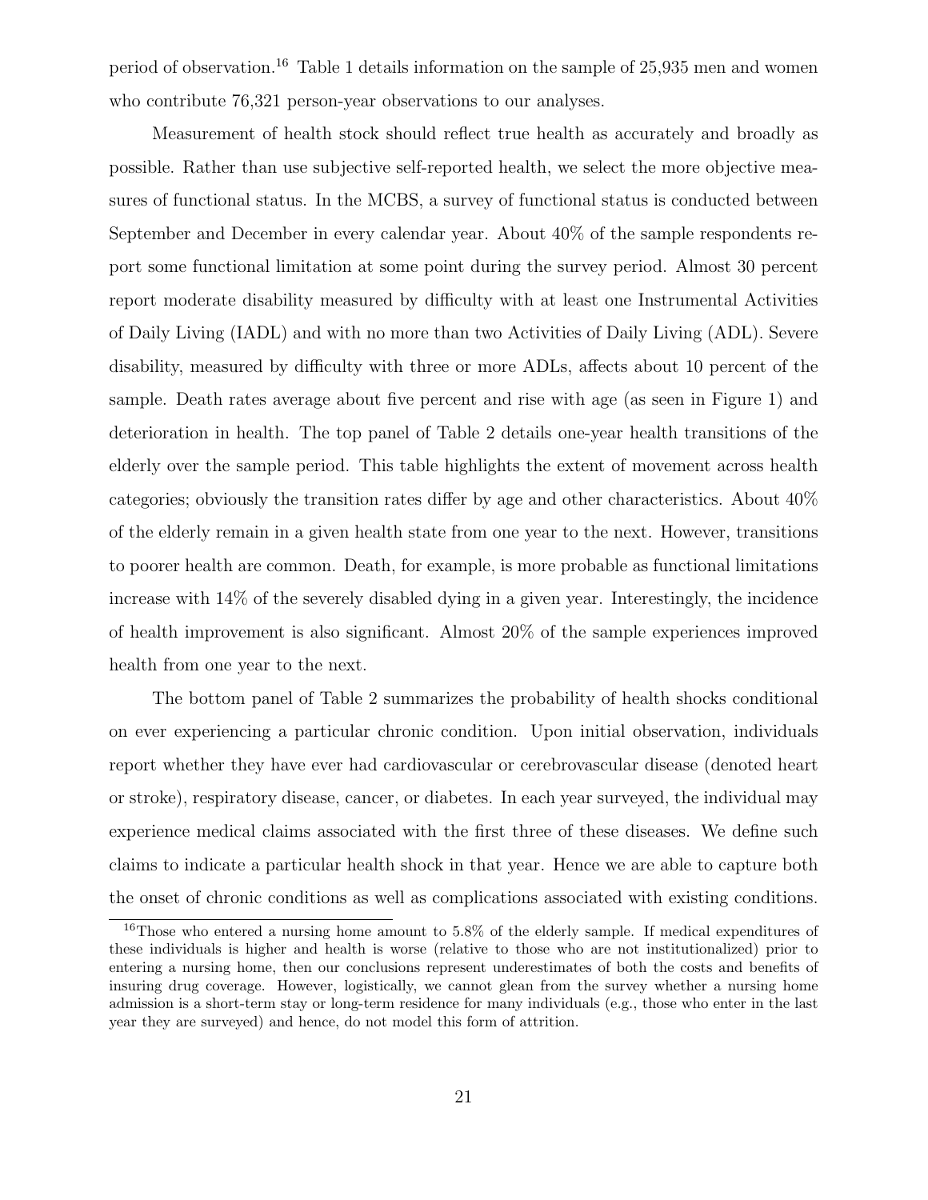period of observation.[16] Table 1 details information on the sample of 25,935 men and women who contribute 76,321 person-year observations to our analyses.

Measurement of health stock should reflect true health as accurately and broadly as possible. Rather than use subjective self-reported health, we select the more objective measures of functional status. In the MCBS, a survey of functional status is conducted between September and December in every calendar year. About 40% of the sample respondents report some functional limitation at some point during the survey period. Almost 30 percent report moderate disability measured by difficulty with at least one Instrumental Activities of Daily Living (IADL) and with no more than two Activities of Daily Living (ADL). Severe disability, measured by difficulty with three or more ADLs, affects about 10 percent of the sample. Death rates average about five percent and rise with age (as seen in Figure 1) and deterioration in health. The top panel of Table 2 details one-year health transitions of the elderly over the sample period. This table highlights the extent of movement across health categories; obviously the transition rates differ by age and other characteristics. About 40% of the elderly remain in a given health state from one year to the next. However, transitions to poorer health are common. Death, for example, is more probable as functional limitations increase with 14% of the severely disabled dying in a given year. Interestingly, the incidence of health improvement is also significant. Almost 20% of the sample experiences improved health from one year to the next.

The bottom panel of Table 2 summarizes the probability of health shocks conditional on ever experiencing a particular chronic condition. Upon initial observation, individuals report whether they have ever had cardiovascular or cerebrovascular disease (denoted heart or stroke), respiratory disease, cancer, or diabetes. In each year surveyed, the individual may experience medical claims associated with the first three of these diseases. We define such claims to indicate a particular health shock in that year. Hence we are able to capture both the onset of chronic conditions as well as complications associated with existing conditions.

[16] Those who entered a nursing home amount to 5.8% of the elderly sample. If medical expenditures of these individuals is higher and health is worse (relative to those who are not institutionalized) prior to entering a nursing home, then our conclusions represent underestimates of both the costs and benefits of insuring drug coverage. However, logistically, we cannot glean from the survey whether a nursing home admission is a short-term stay or long-term residence for many individuals (e.g., those who enter in the last year they are surveyed) and hence, do not model this form of attrition.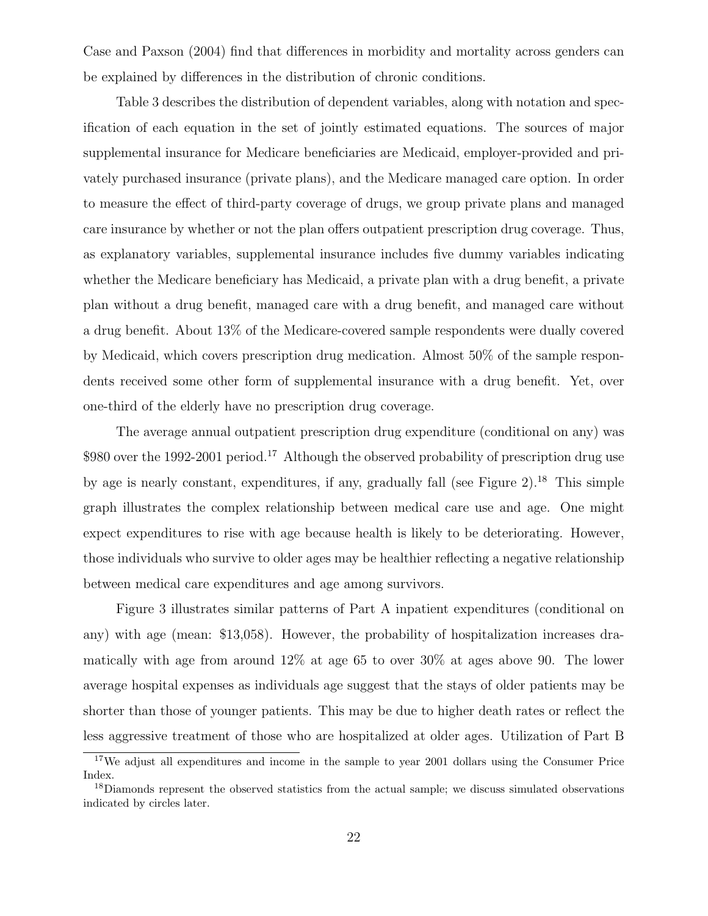Case and Paxson (2004) find that differences in morbidity and mortality across genders can be explained by differences in the distribution of chronic conditions.

Table 3 describes the distribution of dependent variables, along with notation and specification of each equation in the set of jointly estimated equations. The sources of major supplemental insurance for Medicare beneficiaries are Medicaid, employer-provided and privately purchased insurance (private plans), and the Medicare managed care option. In order to measure the effect of third-party coverage of drugs, we group private plans and managed care insurance by whether or not the plan offers outpatient prescription drug coverage. Thus, as explanatory variables, supplemental insurance includes five dummy variables indicating whether the Medicare beneficiary has Medicaid, a private plan with a drug benefit, a private plan without a drug benefit, managed care with a drug benefit, and managed care without a drug benefit. About 13% of the Medicare-covered sample respondents were dually covered by Medicaid, which covers prescription drug medication. Almost 50% of the sample respondents received some other form of supplemental insurance with a drug benefit. Yet, over one-third of the elderly have no prescription drug coverage.

The average annual outpatient prescription drug expenditure (conditional on any) was \$980 over the 1992-2001 period.[17] Although the observed probability of prescription drug use by age is nearly constant, expenditures, if any, gradually fall (see Figure 2).[18] This simple graph illustrates the complex relationship between medical care use and age. One might expect expenditures to rise with age because health is likely to be deteriorating. However, those individuals who survive to older ages may be healthier reflecting a negative relationship between medical care expenditures and age among survivors.

Figure 3 illustrates similar patterns of Part A inpatient expenditures (conditional on any) with age (mean: \$13,058). However, the probability of hospitalization increases dramatically with age from around 12% at age 65 to over 30% at ages above 90. The lower average hospital expenses as individuals age suggest that the stays of older patients may be shorter than those of younger patients. This may be due to higher death rates or reflect the less aggressive treatment of those who are hospitalized at older ages. Utilization of Part B

[17] We adjust all expenditures and income in the sample to year 2001 dollars using the Consumer Price Index.

[18] Diamonds represent the observed statistics from the actual sample; we discuss simulated observations indicated by circles later.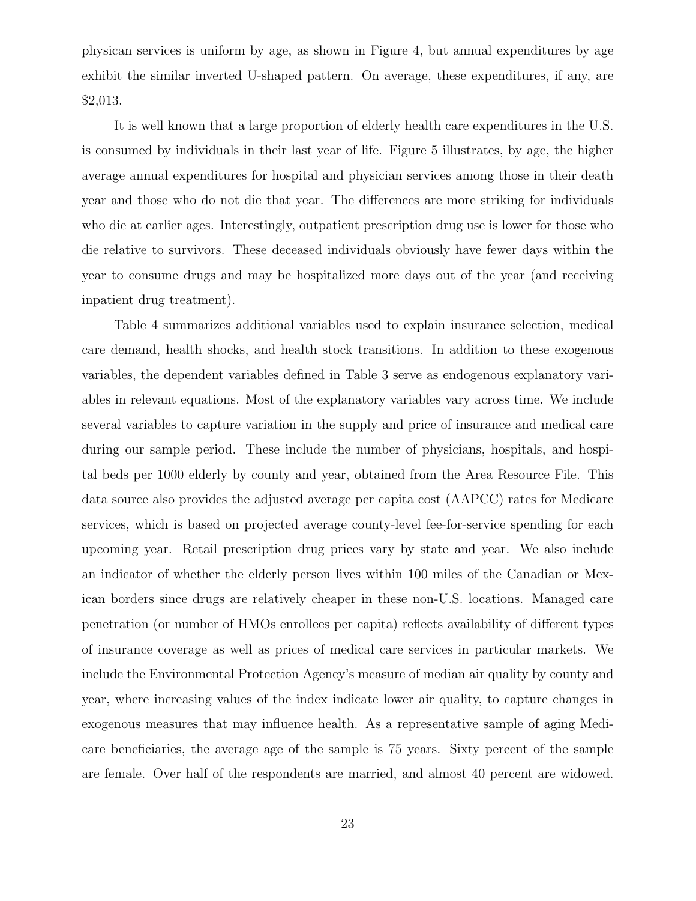physican services is uniform by age, as shown in Figure 4, but annual expenditures by age exhibit the similar inverted U-shaped pattern. On average, these expenditures, if any, are $2,013.

It is well known that a large proportion of elderly health care expenditures in the U.S. is consumed by individuals in their last year of life. Figure 5 illustrates, by age, the higher average annual expenditures for hospital and physician services among those in their death year and those who do not die that year. The differences are more striking for individuals who die at earlier ages. Interestingly, outpatient prescription drug use is lower for those who die relative to survivors. These deceased individuals obviously have fewer days within the year to consume drugs and may be hospitalized more days out of the year (and receiving inpatient drug treatment).

Table 4 summarizes additional variables used to explain insurance selection, medical care demand, health shocks, and health stock transitions. In addition to these exogenous variables, the dependent variables defined in Table 3 serve as endogenous explanatory variables in relevant equations. Most of the explanatory variables vary across time. We include several variables to capture variation in the supply and price of insurance and medical care during our sample period. These include the number of physicians, hospitals, and hospital beds per 1000 elderly by county and year, obtained from the Area Resource File. This data source also provides the adjusted average per capita cost (AAPCC) rates for Medicare services, which is based on projected average county-level fee-for-service spending for each upcoming year. Retail prescription drug prices vary by state and year. We also include an indicator of whether the elderly person lives within 100 miles of the Canadian or Mexican borders since drugs are relatively cheaper in these non-U.S. locations. Managed care penetration (or number of HMOs enrollees per capita) reflects availability of different types of insurance coverage as well as prices of medical care services in particular markets. We include the Environmental Protection Agency's measure of median air quality by county and year, where increasing values of the index indicate lower air quality, to capture changes in exogenous measures that may influence health. As a representative sample of aging Medicare beneficiaries, the average age of the sample is 75 years. Sixty percent of the sample are female. Over half of the respondents are married, and almost 40 percent are widowed.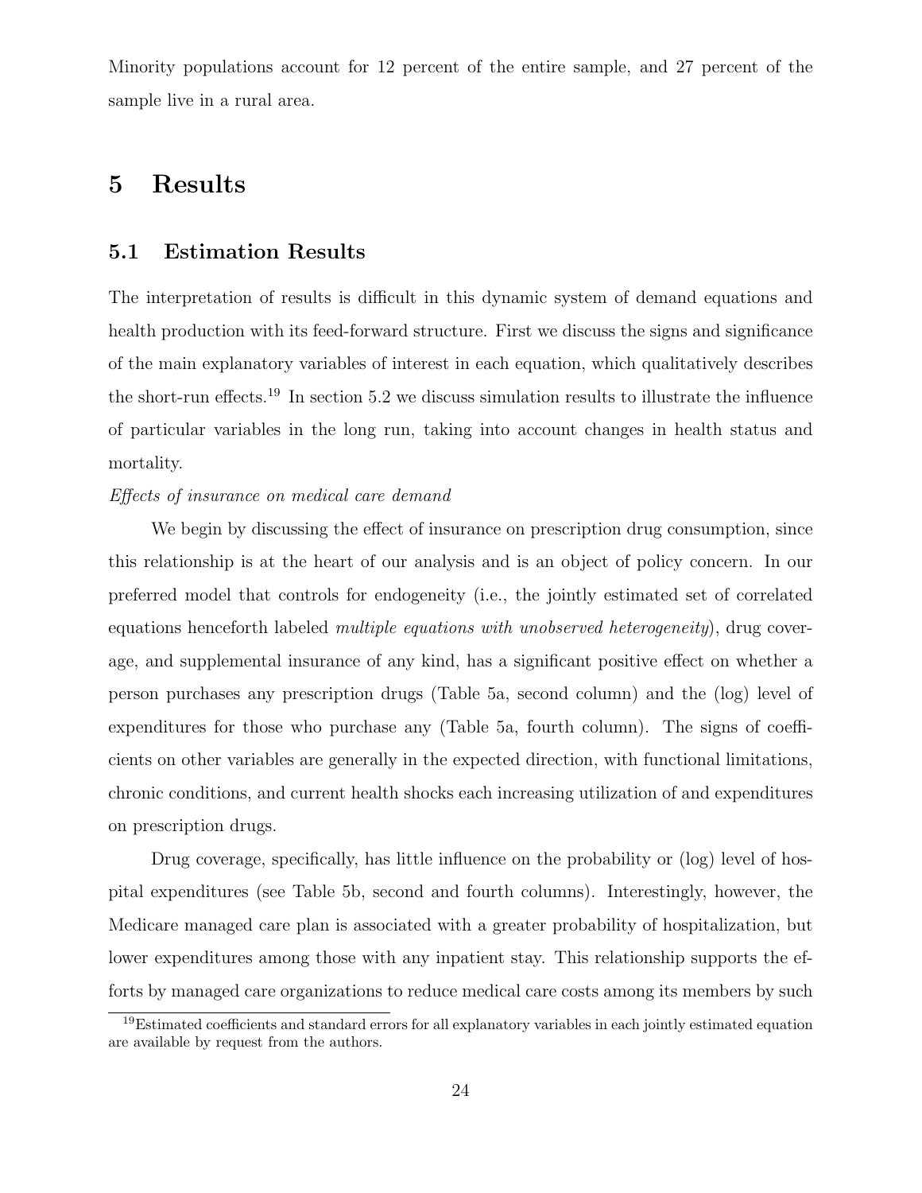Minority populations account for 12 percent of the entire sample, and 27 percent of the sample live in a rural area.

# 5 Results

## 5.1 Estimation Results

The interpretation of results is difficult in this dynamic system of demand equations and health production with its feed-forward structure. First we discuss the signs and significance of the main explanatory variables of interest in each equation, which qualitatively describes the short-run effects.[19] In section 5.2 we discuss simulation results to illustrate the influence of particular variables in the long run, taking into account changes in health status and mortality.

*Effects of insurance on medical care demand*

We begin by discussing the effect of insurance on prescription drug consumption, since this relationship is at the heart of our analysis and is an object of policy concern. In our preferred model that controls for endogeneity (i.e., the jointly estimated set of correlated equations henceforth labeled *multiple equations with unobserved heterogeneity*), drug coverage, and supplemental insurance of any kind, has a significant positive effect on whether a person purchases any prescription drugs (Table 5a, second column) and the (log) level of expenditures for those who purchase any (Table 5a, fourth column). The signs of coefficients on other variables are generally in the expected direction, with functional limitations, chronic conditions, and current health shocks each increasing utilization of and expenditures on prescription drugs.

Drug coverage, specifically, has little influence on the probability or (log) level of hospital expenditures (see Table 5b, second and fourth columns). Interestingly, however, the Medicare managed care plan is associated with a greater probability of hospitalization, but lower expenditures among those with any inpatient stay. This relationship supports the efforts by managed care organizations to reduce medical care costs among its members by such

[19] Estimated coefficients and standard errors for all explanatory variables in each jointly estimated equation are available by request from the authors.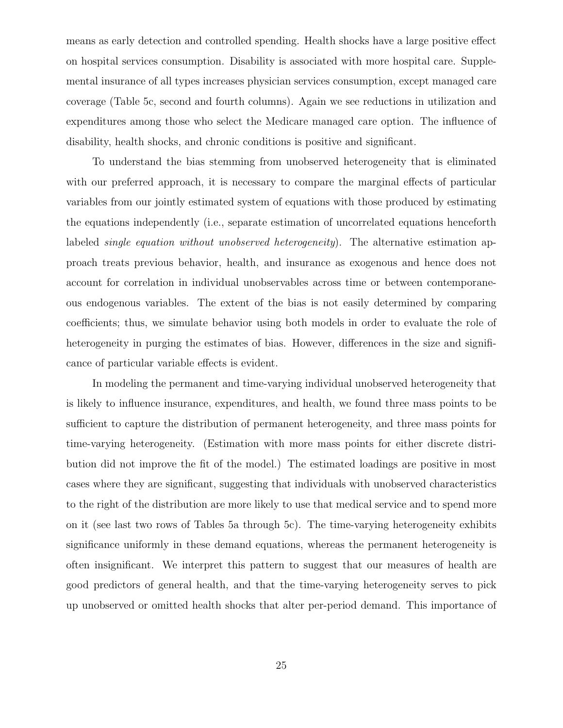means as early detection and controlled spending. Health shocks have a large positive effect on hospital services consumption. Disability is associated with more hospital care. Supplemental insurance of all types increases physician services consumption, except managed care coverage (Table 5c, second and fourth columns). Again we see reductions in utilization and expenditures among those who select the Medicare managed care option. The influence of disability, health shocks, and chronic conditions is positive and significant.

To understand the bias stemming from unobserved heterogeneity that is eliminated with our preferred approach, it is necessary to compare the marginal effects of particular variables from our jointly estimated system of equations with those produced by estimating the equations independently (i.e., separate estimation of uncorrelated equations henceforth labeled *single equation without unobserved heterogeneity*). The alternative estimation approach treats previous behavior, health, and insurance as exogenous and hence does not account for correlation in individual unobservables across time or between contemporaneous endogenous variables. The extent of the bias is not easily determined by comparing coefficients; thus, we simulate behavior using both models in order to evaluate the role of heterogeneity in purging the estimates of bias. However, differences in the size and significance of particular variable effects is evident.

In modeling the permanent and time-varying individual unobserved heterogeneity that is likely to influence insurance, expenditures, and health, we found three mass points to be sufficient to capture the distribution of permanent heterogeneity, and three mass points for time-varying heterogeneity. (Estimation with more mass points for either discrete distribution did not improve the fit of the model.) The estimated loadings are positive in most cases where they are significant, suggesting that individuals with unobserved characteristics to the right of the distribution are more likely to use that medical service and to spend more on it (see last two rows of Tables 5a through 5c). The time-varying heterogeneity exhibits significance uniformly in these demand equations, whereas the permanent heterogeneity is often insignificant. We interpret this pattern to suggest that our measures of health are good predictors of general health, and that the time-varying heterogeneity serves to pick up unobserved or omitted health shocks that alter per-period demand. This importance of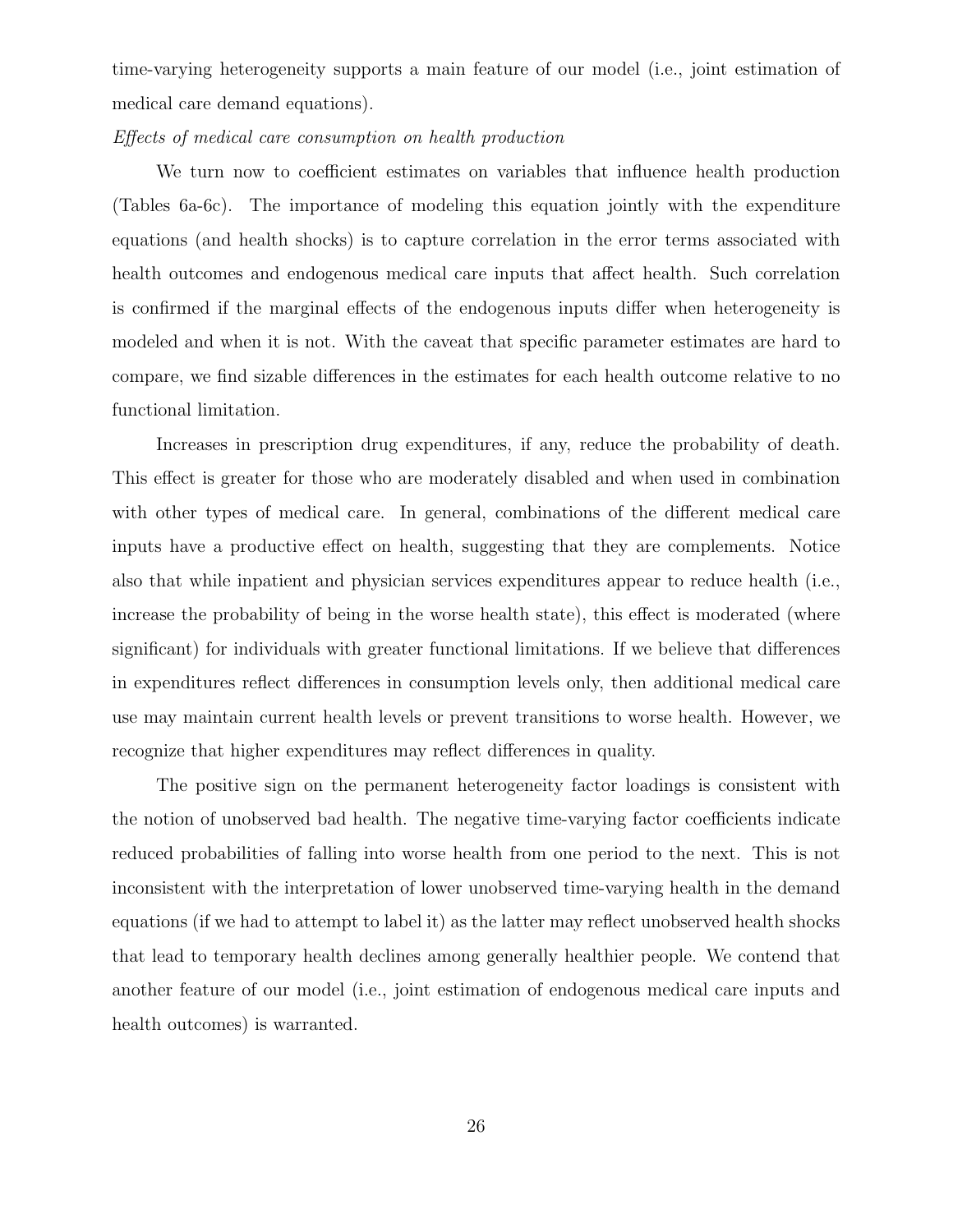time-varying heterogeneity supports a main feature of our model (i.e., joint estimation of medical care demand equations).

*Effects of medical care consumption on health production*

We turn now to coefficient estimates on variables that influence health production (Tables 6a-6c). The importance of modeling this equation jointly with the expenditure equations (and health shocks) is to capture correlation in the error terms associated with health outcomes and endogenous medical care inputs that affect health. Such correlation is confirmed if the marginal effects of the endogenous inputs differ when heterogeneity is modeled and when it is not. With the caveat that specific parameter estimates are hard to compare, we find sizable differences in the estimates for each health outcome relative to no functional limitation.

Increases in prescription drug expenditures, if any, reduce the probability of death. This effect is greater for those who are moderately disabled and when used in combination with other types of medical care. In general, combinations of the different medical care inputs have a productive effect on health, suggesting that they are complements. Notice also that while inpatient and physician services expenditures appear to reduce health (i.e., increase the probability of being in the worse health state), this effect is moderated (where significant) for individuals with greater functional limitations. If we believe that differences in expenditures reflect differences in consumption levels only, then additional medical care use may maintain current health levels or prevent transitions to worse health. However, we recognize that higher expenditures may reflect differences in quality.

The positive sign on the permanent heterogeneity factor loadings is consistent with the notion of unobserved bad health. The negative time-varying factor coefficients indicate reduced probabilities of falling into worse health from one period to the next. This is not inconsistent with the interpretation of lower unobserved time-varying health in the demand equations (if we had to attempt to label it) as the latter may reflect unobserved health shocks that lead to temporary health declines among generally healthier people. We contend that another feature of our model (i.e., joint estimation of endogenous medical care inputs and health outcomes) is warranted.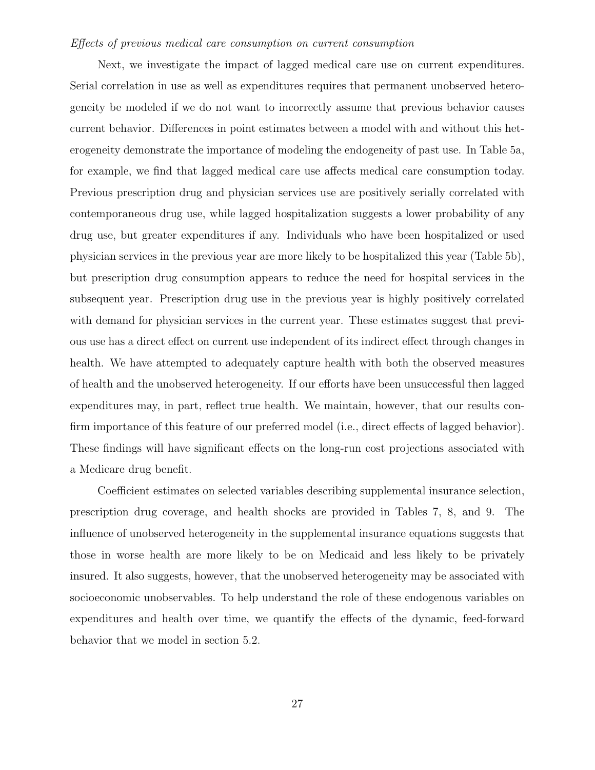*Effects of previous medical care consumption on current consumption*

Next, we investigate the impact of lagged medical care use on current expenditures. Serial correlation in use as well as expenditures requires that permanent unobserved heterogeneity be modeled if we do not want to incorrectly assume that previous behavior causes current behavior. Differences in point estimates between a model with and without this heterogeneity demonstrate the importance of modeling the endogeneity of past use. In Table 5a, for example, we find that lagged medical care use affects medical care consumption today. Previous prescription drug and physician services use are positively serially correlated with contemporaneous drug use, while lagged hospitalization suggests a lower probability of any drug use, but greater expenditures if any. Individuals who have been hospitalized or used physician services in the previous year are more likely to be hospitalized this year (Table 5b), but prescription drug consumption appears to reduce the need for hospital services in the subsequent year. Prescription drug use in the previous year is highly positively correlated with demand for physician services in the current year. These estimates suggest that previous use has a direct effect on current use independent of its indirect effect through changes in health. We have attempted to adequately capture health with both the observed measures of health and the unobserved heterogeneity. If our efforts have been unsuccessful then lagged expenditures may, in part, reflect true health. We maintain, however, that our results confirm importance of this feature of our preferred model (i.e., direct effects of lagged behavior). These findings will have significant effects on the long-run cost projections associated with a Medicare drug benefit.

Coefficient estimates on selected variables describing supplemental insurance selection, prescription drug coverage, and health shocks are provided in Tables 7, 8, and 9. The influence of unobserved heterogeneity in the supplemental insurance equations suggests that those in worse health are more likely to be on Medicaid and less likely to be privately insured. It also suggests, however, that the unobserved heterogeneity may be associated with socioeconomic unobservables. To help understand the role of these endogenous variables on expenditures and health over time, we quantify the effects of the dynamic, feed-forward behavior that we model in section 5.2.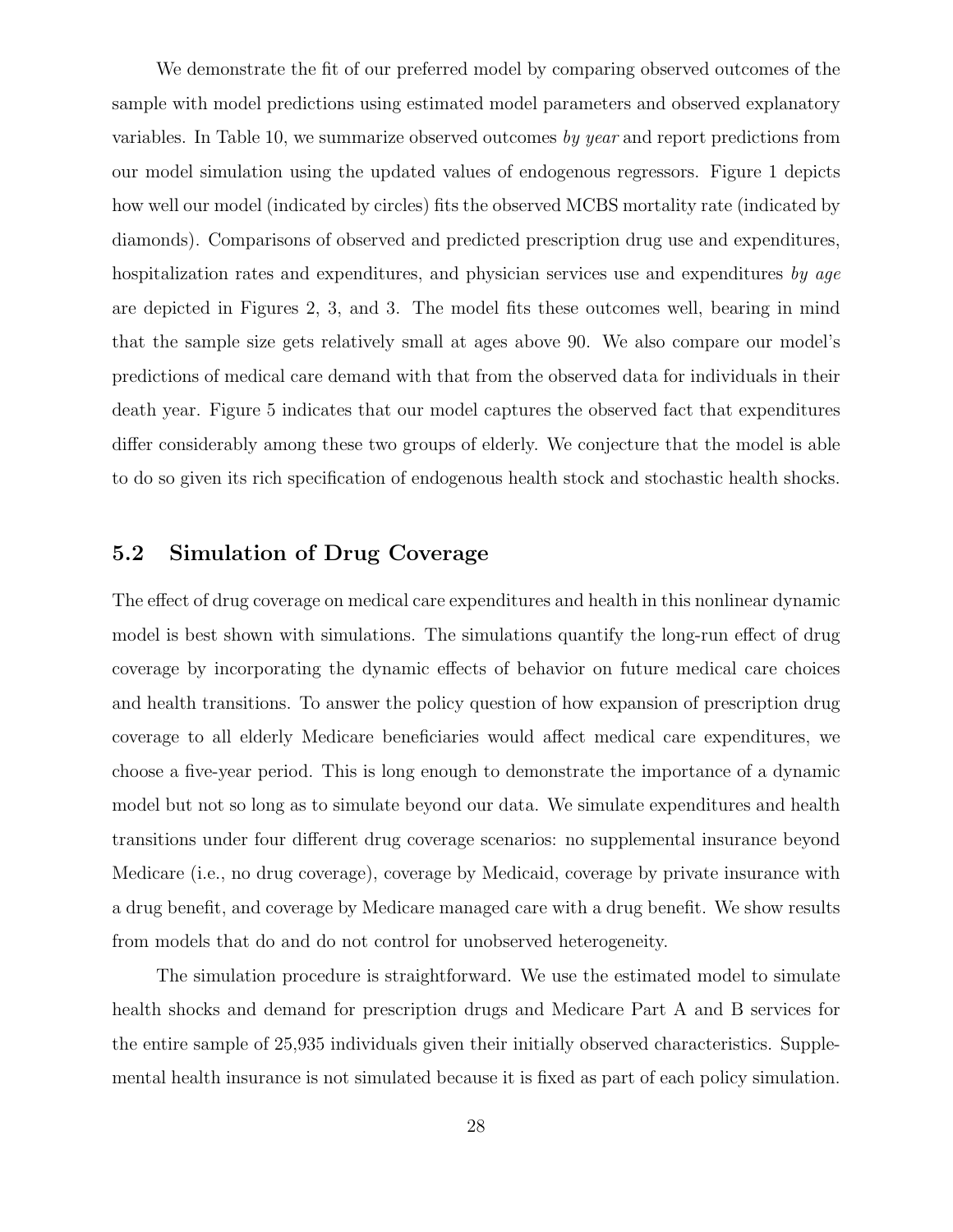We demonstrate the fit of our preferred model by comparing observed outcomes of the sample with model predictions using estimated model parameters and observed explanatory variables. In Table 10, we summarize observed outcomes *by year* and report predictions from our model simulation using the updated values of endogenous regressors. Figure 1 depicts how well our model (indicated by circles) fits the observed MCBS mortality rate (indicated by diamonds). Comparisons of observed and predicted prescription drug use and expenditures, hospitalization rates and expenditures, and physician services use and expenditures *by age* are depicted in Figures 2, 3, and 3. The model fits these outcomes well, bearing in mind that the sample size gets relatively small at ages above 90. We also compare our model's predictions of medical care demand with that from the observed data for individuals in their death year. Figure 5 indicates that our model captures the observed fact that expenditures differ considerably among these two groups of elderly. We conjecture that the model is able to do so given its rich specification of endogenous health stock and stochastic health shocks.

## 5.2 Simulation of Drug Coverage

The effect of drug coverage on medical care expenditures and health in this nonlinear dynamic model is best shown with simulations. The simulations quantify the long-run effect of drug coverage by incorporating the dynamic effects of behavior on future medical care choices and health transitions. To answer the policy question of how expansion of prescription drug coverage to all elderly Medicare beneficiaries would affect medical care expenditures, we choose a five-year period. This is long enough to demonstrate the importance of a dynamic model but not so long as to simulate beyond our data. We simulate expenditures and health transitions under four different drug coverage scenarios: no supplemental insurance beyond Medicare (i.e., no drug coverage), coverage by Medicaid, coverage by private insurance with a drug benefit, and coverage by Medicare managed care with a drug benefit. We show results from models that do and do not control for unobserved heterogeneity.

The simulation procedure is straightforward. We use the estimated model to simulate health shocks and demand for prescription drugs and Medicare Part A and B services for the entire sample of 25,935 individuals given their initially observed characteristics. Supplemental health insurance is not simulated because it is fixed as part of each policy simulation.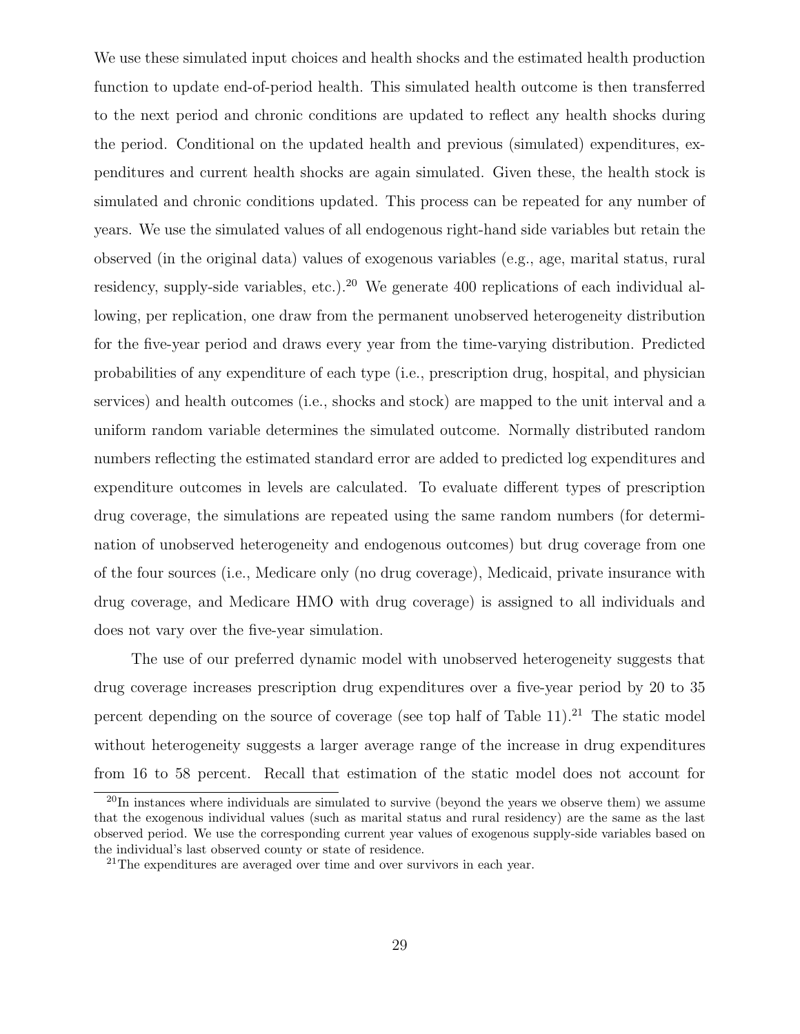We use these simulated input choices and health shocks and the estimated health production function to update end-of-period health. This simulated health outcome is then transferred to the next period and chronic conditions are updated to reflect any health shocks during the period. Conditional on the updated health and previous (simulated) expenditures, expenditures and current health shocks are again simulated. Given these, the health stock is simulated and chronic conditions updated. This process can be repeated for any number of years. We use the simulated values of all endogenous right-hand side variables but retain the observed (in the original data) values of exogenous variables (e.g., age, marital status, rural residency, supply-side variables, etc.).[20] We generate 400 replications of each individual allowing, per replication, one draw from the permanent unobserved heterogeneity distribution for the five-year period and draws every year from the time-varying distribution. Predicted probabilities of any expenditure of each type (i.e., prescription drug, hospital, and physician services) and health outcomes (i.e., shocks and stock) are mapped to the unit interval and a uniform random variable determines the simulated outcome. Normally distributed random numbers reflecting the estimated standard error are added to predicted log expenditures and expenditure outcomes in levels are calculated. To evaluate different types of prescription drug coverage, the simulations are repeated using the same random numbers (for determination of unobserved heterogeneity and endogenous outcomes) but drug coverage from one of the four sources (i.e., Medicare only (no drug coverage), Medicaid, private insurance with drug coverage, and Medicare HMO with drug coverage) is assigned to all individuals and does not vary over the five-year simulation.

The use of our preferred dynamic model with unobserved heterogeneity suggests that drug coverage increases prescription drug expenditures over a five-year period by 20 to 35 percent depending on the source of coverage (see top half of Table 11).[21] The static model without heterogeneity suggests a larger average range of the increase in drug expenditures from 16 to 58 percent. Recall that estimation of the static model does not account for

[20] In instances where individuals are simulated to survive (beyond the years we observe them) we assume that the exogenous individual values (such as marital status and rural residency) are the same as the last observed period. We use the corresponding current year values of exogenous supply-side variables based on the individual's last observed county or state of residence.

[21] The expenditures are averaged over time and over survivors in each year.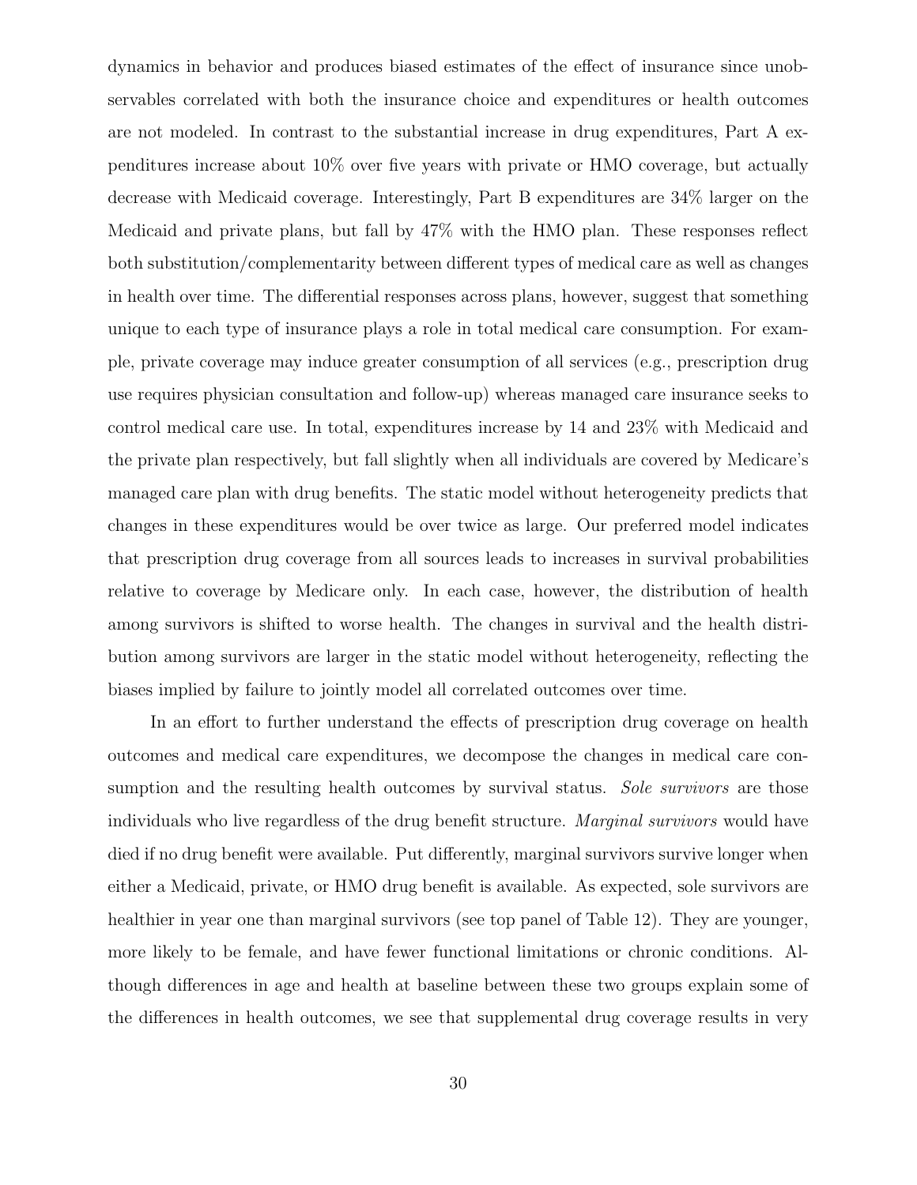dynamics in behavior and produces biased estimates of the effect of insurance since unobservables correlated with both the insurance choice and expenditures or health outcomes are not modeled. In contrast to the substantial increase in drug expenditures, Part A expenditures increase about 10% over five years with private or HMO coverage, but actually decrease with Medicaid coverage. Interestingly, Part B expenditures are 34% larger on the Medicaid and private plans, but fall by 47% with the HMO plan. These responses reflect both substitution/complementarity between different types of medical care as well as changes in health over time. The differential responses across plans, however, suggest that something unique to each type of insurance plays a role in total medical care consumption. For example, private coverage may induce greater consumption of all services (e.g., prescription drug use requires physician consultation and follow-up) whereas managed care insurance seeks to control medical care use. In total, expenditures increase by 14 and 23% with Medicaid and the private plan respectively, but fall slightly when all individuals are covered by Medicare's managed care plan with drug benefits. The static model without heterogeneity predicts that changes in these expenditures would be over twice as large. Our preferred model indicates that prescription drug coverage from all sources leads to increases in survival probabilities relative to coverage by Medicare only. In each case, however, the distribution of health among survivors is shifted to worse health. The changes in survival and the health distribution among survivors are larger in the static model without heterogeneity, reflecting the biases implied by failure to jointly model all correlated outcomes over time.

In an effort to further understand the effects of prescription drug coverage on health outcomes and medical care expenditures, we decompose the changes in medical care consumption and the resulting health outcomes by survival status. *Sole survivors* are those individuals who live regardless of the drug benefit structure. *Marginal survivors* would have died if no drug benefit were available. Put differently, marginal survivors survive longer when either a Medicaid, private, or HMO drug benefit is available. As expected, sole survivors are healthier in year one than marginal survivors (see top panel of Table 12). They are younger, more likely to be female, and have fewer functional limitations or chronic conditions. Although differences in age and health at baseline between these two groups explain some of the differences in health outcomes, we see that supplemental drug coverage results in very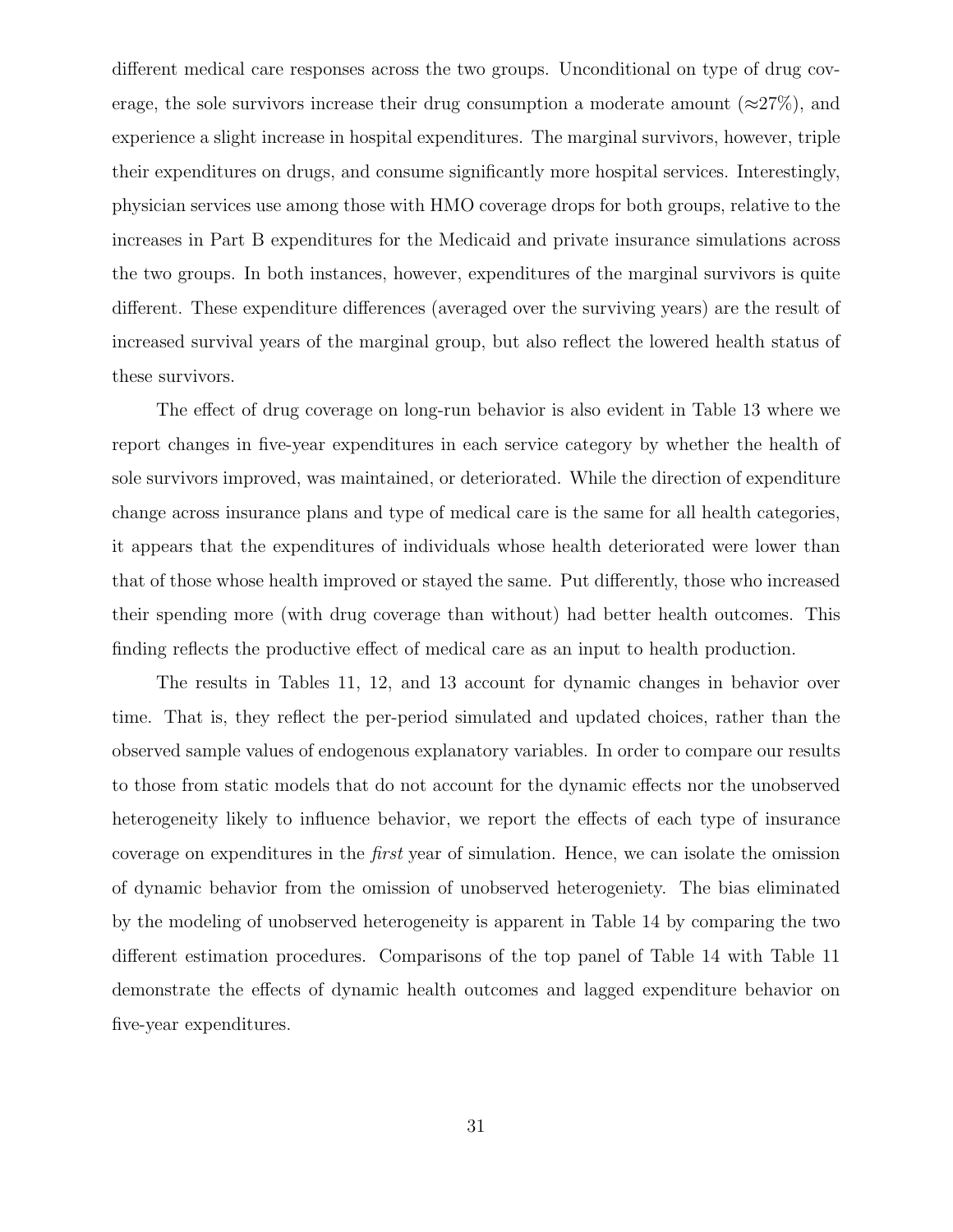different medical care responses across the two groups. Unconditional on type of drug coverage, the sole survivors increase their drug consumption a moderate amount ($\approx$27%), and experience a slight increase in hospital expenditures. The marginal survivors, however, triple their expenditures on drugs, and consume significantly more hospital services. Interestingly, physician services use among those with HMO coverage drops for both groups, relative to the increases in Part B expenditures for the Medicaid and private insurance simulations across the two groups. In both instances, however, expenditures of the marginal survivors is quite different. These expenditure differences (averaged over the surviving years) are the result of increased survival years of the marginal group, but also reflect the lowered health status of these survivors.

The effect of drug coverage on long-run behavior is also evident in Table 13 where we report changes in five-year expenditures in each service category by whether the health of sole survivors improved, was maintained, or deteriorated. While the direction of expenditure change across insurance plans and type of medical care is the same for all health categories, it appears that the expenditures of individuals whose health deteriorated were lower than that of those whose health improved or stayed the same. Put differently, those who increased their spending more (with drug coverage than without) had better health outcomes. This finding reflects the productive effect of medical care as an input to health production.

The results in Tables 11, 12, and 13 account for dynamic changes in behavior over time. That is, they reflect the per-period simulated and updated choices, rather than the observed sample values of endogenous explanatory variables. In order to compare our results to those from static models that do not account for the dynamic effects nor the unobserved heterogeneity likely to influence behavior, we report the effects of each type of insurance coverage on expenditures in the *first* year of simulation. Hence, we can isolate the omission of dynamic behavior from the omission of unobserved heterogeniety. The bias eliminated by the modeling of unobserved heterogeneity is apparent in Table 14 by comparing the two different estimation procedures. Comparisons of the top panel of Table 14 with Table 11 demonstrate the effects of dynamic health outcomes and lagged expenditure behavior on five-year expenditures.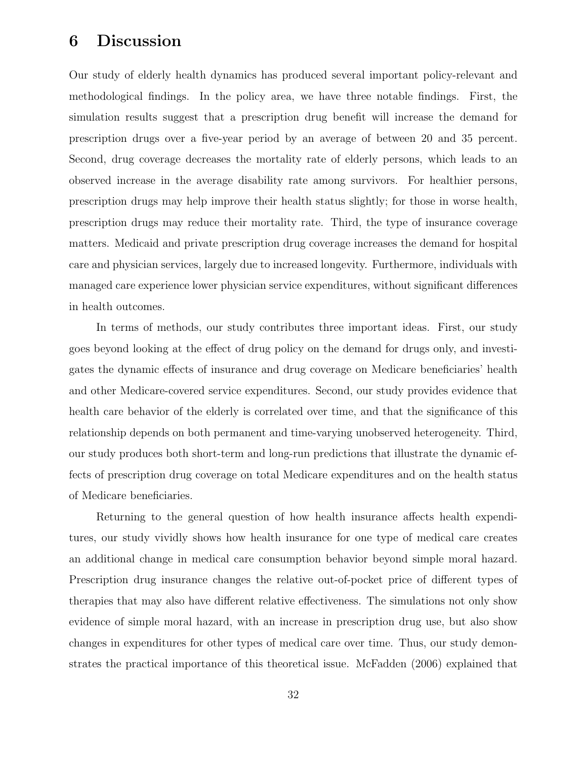# 6 Discussion

Our study of elderly health dynamics has produced several important policy-relevant and methodological findings. In the policy area, we have three notable findings. First, the simulation results suggest that a prescription drug benefit will increase the demand for prescription drugs over a five-year period by an average of between 20 and 35 percent. Second, drug coverage decreases the mortality rate of elderly persons, which leads to an observed increase in the average disability rate among survivors. For healthier persons, prescription drugs may help improve their health status slightly; for those in worse health, prescription drugs may reduce their mortality rate. Third, the type of insurance coverage matters. Medicaid and private prescription drug coverage increases the demand for hospital care and physician services, largely due to increased longevity. Furthermore, individuals with managed care experience lower physician service expenditures, without significant differences in health outcomes.

In terms of methods, our study contributes three important ideas. First, our study goes beyond looking at the effect of drug policy on the demand for drugs only, and investigates the dynamic effects of insurance and drug coverage on Medicare beneficiaries' health and other Medicare-covered service expenditures. Second, our study provides evidence that health care behavior of the elderly is correlated over time, and that the significance of this relationship depends on both permanent and time-varying unobserved heterogeneity. Third, our study produces both short-term and long-run predictions that illustrate the dynamic effects of prescription drug coverage on total Medicare expenditures and on the health status of Medicare beneficiaries.

Returning to the general question of how health insurance affects health expenditures, our study vividly shows how health insurance for one type of medical care creates an additional change in medical care consumption behavior beyond simple moral hazard. Prescription drug insurance changes the relative out-of-pocket price of different types of therapies that may also have different relative effectiveness. The simulations not only show evidence of simple moral hazard, with an increase in prescription drug use, but also show changes in expenditures for other types of medical care over time. Thus, our study demonstrates the practical importance of this theoretical issue. McFadden (2006) explained that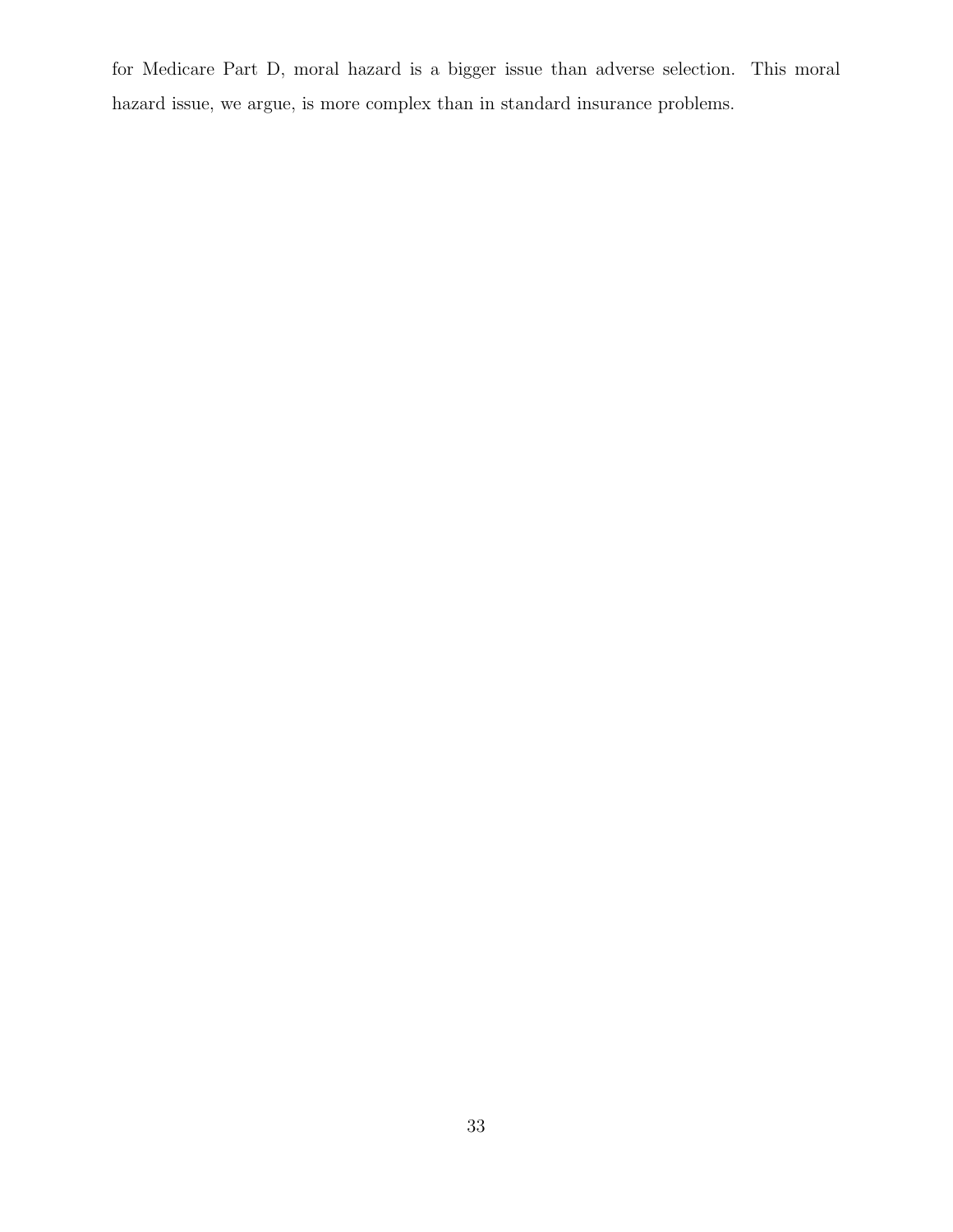for Medicare Part D, moral hazard is a bigger issue than adverse selection. This moral hazard issue, we argue, is more complex than in standard insurance problems.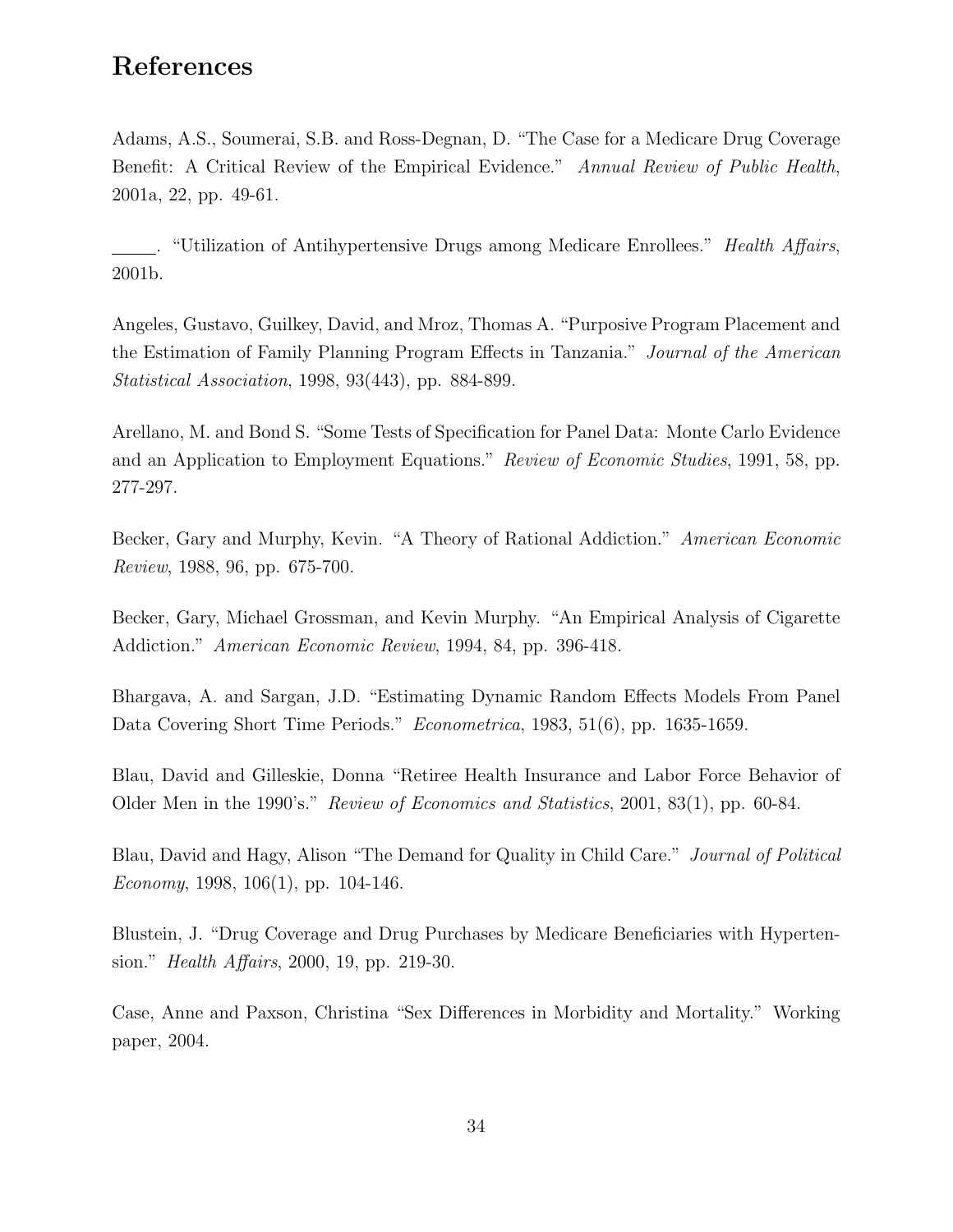# References

Adams, A.S., Soumerai, S.B. and Ross-Degnan, D. "The Case for a Medicare Drug Coverage Benefit: A Critical Review of the Empirical Evidence." *Annual Review of Public Health*, 2001a, 22, pp. 49-61.

\_\_\_\_\_. "Utilization of Antihypertensive Drugs among Medicare Enrollees." *Health Affairs*, 2001b.

Angeles, Gustavo, Guilkey, David, and Mroz, Thomas A. "Purposive Program Placement and the Estimation of Family Planning Program Effects in Tanzania." *Journal of the American Statistical Association*, 1998, 93(443), pp. 884-899.

Arellano, M. and Bond S. "Some Tests of Specification for Panel Data: Monte Carlo Evidence and an Application to Employment Equations." *Review of Economic Studies*, 1991, 58, pp. 277-297.

Becker, Gary and Murphy, Kevin. "A Theory of Rational Addiction." *American Economic Review*, 1988, 96, pp. 675-700.

Becker, Gary, Michael Grossman, and Kevin Murphy. "An Empirical Analysis of Cigarette Addiction." *American Economic Review*, 1994, 84, pp. 396-418.

Bhargava, A. and Sargan, J.D. "Estimating Dynamic Random Effects Models From Panel Data Covering Short Time Periods." *Econometrica*, 1983, 51(6), pp. 1635-1659.

Blau, David and Gilleskie, Donna "Retiree Health Insurance and Labor Force Behavior of Older Men in the 1990's." *Review of Economics and Statistics*, 2001, 83(1), pp. 60-84.

Blau, David and Hagy, Alison "The Demand for Quality in Child Care." *Journal of Political Economy*, 1998, 106(1), pp. 104-146.

Blustein, J. "Drug Coverage and Drug Purchases by Medicare Beneficiaries with Hypertension." *Health Affairs*, 2000, 19, pp. 219-30.

Case, Anne and Paxson, Christina "Sex Differences in Morbidity and Mortality." Working paper, 2004.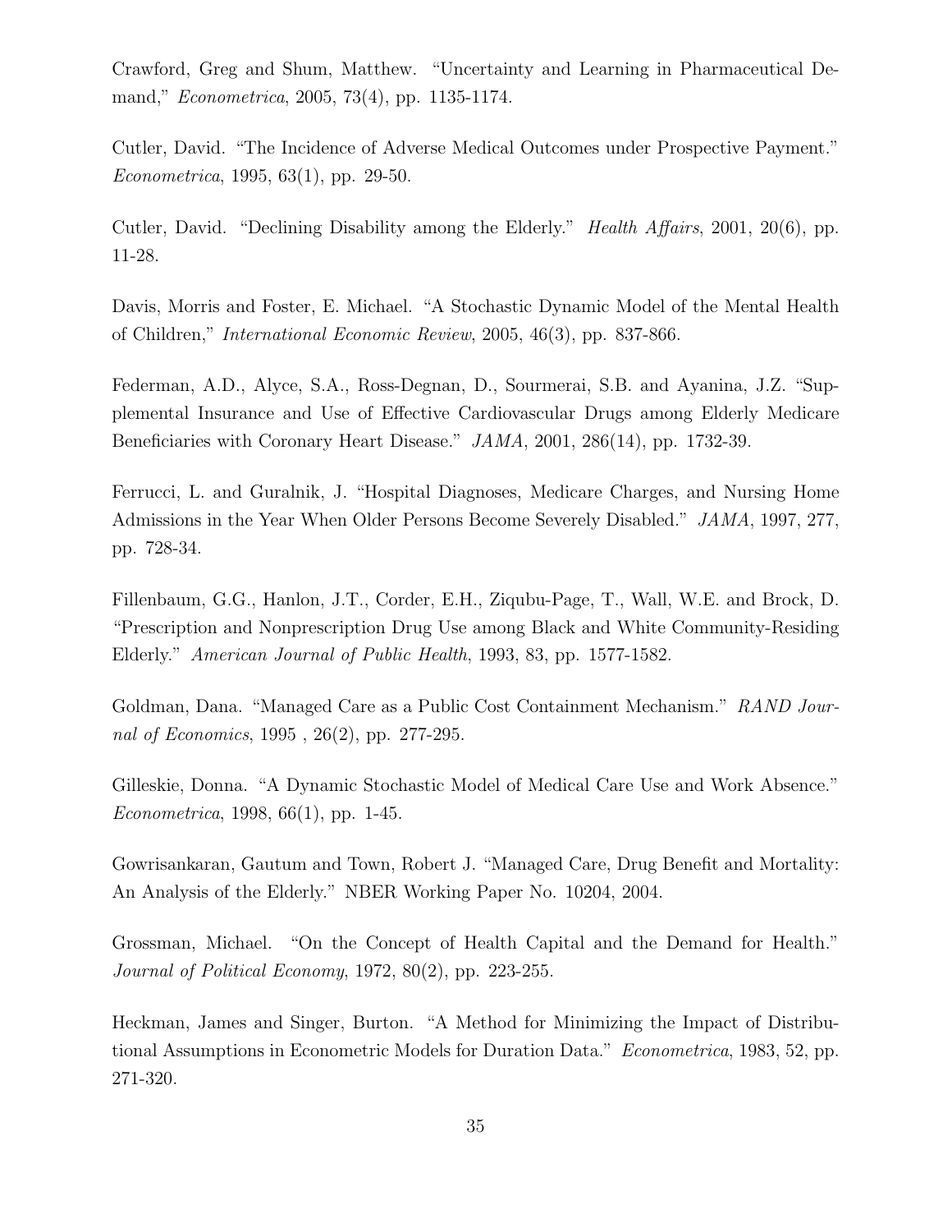Crawford, Greg and Shum, Matthew. "Uncertainty and Learning in Pharmaceutical Demand," *Econometrica*, 2005, 73(4), pp. 1135-1174.

Cutler, David. "The Incidence of Adverse Medical Outcomes under Prospective Payment." *Econometrica*, 1995, 63(1), pp. 29-50.

Cutler, David. "Declining Disability among the Elderly." *Health Affairs*, 2001, 20(6), pp. 11-28.

Davis, Morris and Foster, E. Michael. "A Stochastic Dynamic Model of the Mental Health of Children," *International Economic Review*, 2005, 46(3), pp. 837-866.

Federman, A.D., Alyce, S.A., Ross-Degnan, D., Sourmerai, S.B. and Ayanina, J.Z. "Supplemental Insurance and Use of Effective Cardiovascular Drugs among Elderly Medicare Beneficiaries with Coronary Heart Disease." *JAMA*, 2001, 286(14), pp. 1732-39.

Ferrucci, L. and Guralnik, J. "Hospital Diagnoses, Medicare Charges, and Nursing Home Admissions in the Year When Older Persons Become Severely Disabled." *JAMA*, 1997, 277, pp. 728-34.

Fillenbaum, G.G., Hanlon, J.T., Corder, E.H., Ziqubu-Page, T., Wall, W.E. and Brock, D. "Prescription and Nonprescription Drug Use among Black and White Community-Residing Elderly." *American Journal of Public Health*, 1993, 83, pp. 1577-1582.

Goldman, Dana. "Managed Care as a Public Cost Containment Mechanism." *RAND Journal of Economics*, 1995 , 26(2), pp. 277-295.

Gilleskie, Donna. "A Dynamic Stochastic Model of Medical Care Use and Work Absence." *Econometrica*, 1998, 66(1), pp. 1-45.

Gowrisankaran, Gautum and Town, Robert J. "Managed Care, Drug Benefit and Mortality: An Analysis of the Elderly." NBER Working Paper No. 10204, 2004.

Grossman, Michael. "On the Concept of Health Capital and the Demand for Health." *Journal of Political Economy*, 1972, 80(2), pp. 223-255.

Heckman, James and Singer, Burton. "A Method for Minimizing the Impact of Distributional Assumptions in Econometric Models for Duration Data." *Econometrica*, 1983, 52, pp. 271-320.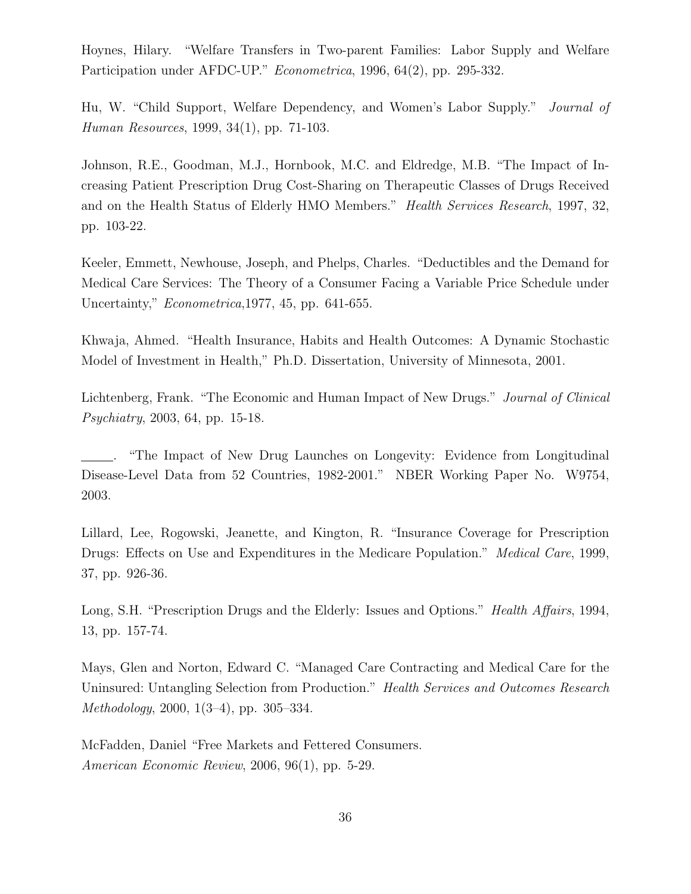Hoynes, Hilary. "Welfare Transfers in Two-parent Families: Labor Supply and Welfare Participation under AFDC-UP." *Econometrica*, 1996, 64(2), pp. 295-332.

Hu, W. "Child Support, Welfare Dependency, and Women's Labor Supply." *Journal of Human Resources*, 1999, 34(1), pp. 71-103.

Johnson, R.E., Goodman, M.J., Hornbook, M.C. and Eldredge, M.B. "The Impact of Increasing Patient Prescription Drug Cost-Sharing on Therapeutic Classes of Drugs Received and on the Health Status of Elderly HMO Members." *Health Services Research*, 1997, 32, pp. 103-22.

Keeler, Emmett, Newhouse, Joseph, and Phelps, Charles. "Deductibles and the Demand for Medical Care Services: The Theory of a Consumer Facing a Variable Price Schedule under Uncertainty," *Econometrica*,1977, 45, pp. 641-655.

Khwaja, Ahmed. "Health Insurance, Habits and Health Outcomes: A Dynamic Stochastic Model of Investment in Health," Ph.D. Dissertation, University of Minnesota, 2001.

Lichtenberg, Frank. "The Economic and Human Impact of New Drugs." *Journal of Clinical Psychiatry*, 2003, 64, pp. 15-18.

\_\_\_\_\_. "The Impact of New Drug Launches on Longevity: Evidence from Longitudinal Disease-Level Data from 52 Countries, 1982-2001." NBER Working Paper No. W9754, 2003.

Lillard, Lee, Rogowski, Jeanette, and Kington, R. "Insurance Coverage for Prescription Drugs: Effects on Use and Expenditures in the Medicare Population." *Medical Care*, 1999, 37, pp. 926-36.

Long, S.H. "Prescription Drugs and the Elderly: Issues and Options." *Health Affairs*, 1994, 13, pp. 157-74.

Mays, Glen and Norton, Edward C. "Managed Care Contracting and Medical Care for the Uninsured: Untangling Selection from Production." *Health Services and Outcomes Research Methodology*, 2000, 1(3–4), pp. 305–334.

McFadden, Daniel "Free Markets and Fettered Consumers. *American Economic Review*, 2006, 96(1), pp. 5-29.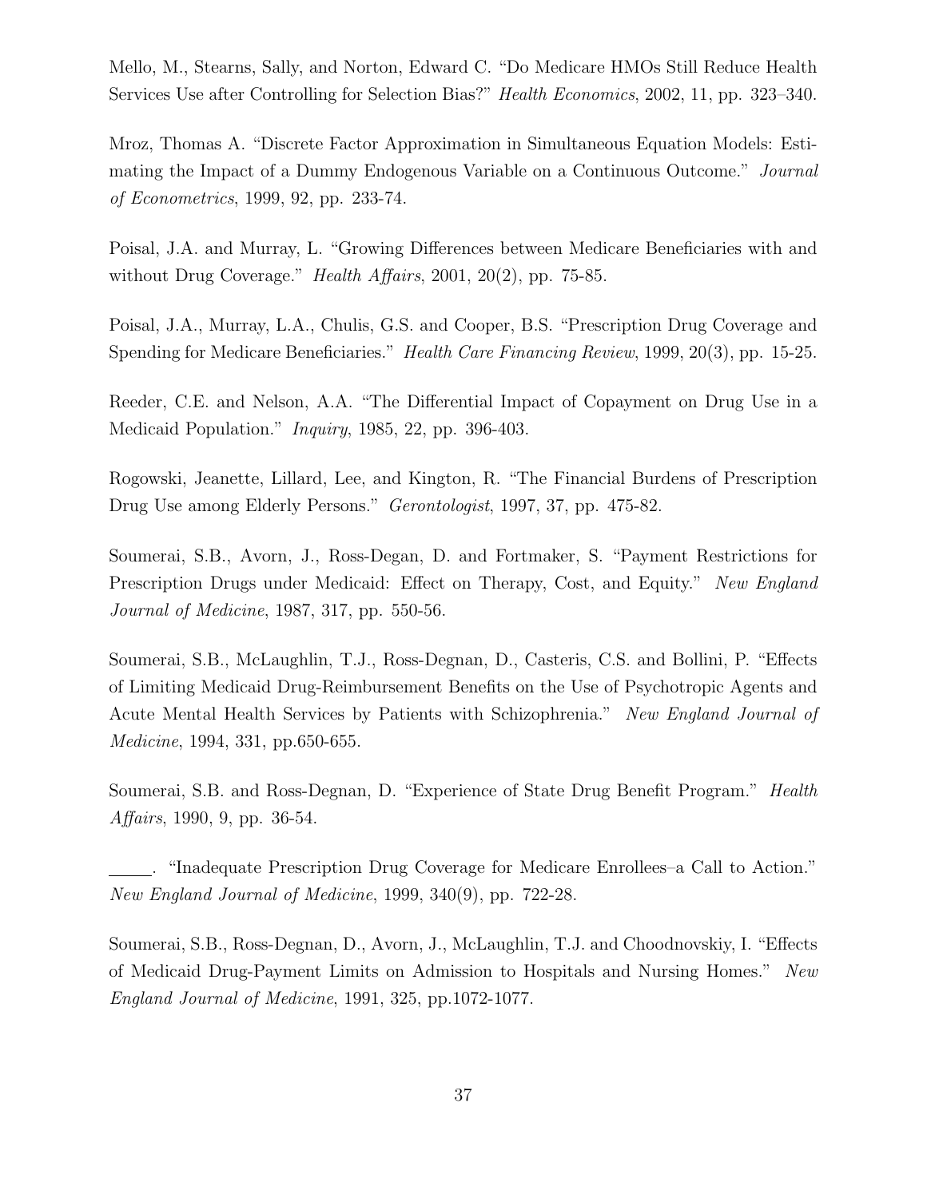Mello, M., Stearns, Sally, and Norton, Edward C. "Do Medicare HMOs Still Reduce Health Services Use after Controlling for Selection Bias?" *Health Economics*, 2002, 11, pp. 323–340.

Mroz, Thomas A. "Discrete Factor Approximation in Simultaneous Equation Models: Estimating the Impact of a Dummy Endogenous Variable on a Continuous Outcome." *Journal of Econometrics*, 1999, 92, pp. 233-74.

Poisal, J.A. and Murray, L. "Growing Differences between Medicare Beneficiaries with and without Drug Coverage." *Health Affairs*, 2001, 20(2), pp. 75-85.

Poisal, J.A., Murray, L.A., Chulis, G.S. and Cooper, B.S. "Prescription Drug Coverage and Spending for Medicare Beneficiaries." *Health Care Financing Review*, 1999, 20(3), pp. 15-25.

Reeder, C.E. and Nelson, A.A. "The Differential Impact of Copayment on Drug Use in a Medicaid Population." *Inquiry*, 1985, 22, pp. 396-403.

Rogowski, Jeanette, Lillard, Lee, and Kington, R. "The Financial Burdens of Prescription Drug Use among Elderly Persons." *Gerontologist*, 1997, 37, pp. 475-82.

Soumerai, S.B., Avorn, J., Ross-Degan, D. and Fortmaker, S. "Payment Restrictions for Prescription Drugs under Medicaid: Effect on Therapy, Cost, and Equity." *New England Journal of Medicine*, 1987, 317, pp. 550-56.

Soumerai, S.B., McLaughlin, T.J., Ross-Degnan, D., Casteris, C.S. and Bollini, P. "Effects of Limiting Medicaid Drug-Reimbursement Benefits on the Use of Psychotropic Agents and Acute Mental Health Services by Patients with Schizophrenia." *New England Journal of Medicine*, 1994, 331, pp.650-655.

Soumerai, S.B. and Ross-Degnan, D. "Experience of State Drug Benefit Program." *Health Affairs*, 1990, 9, pp. 36-54.

\_\_\_\_\_. "Inadequate Prescription Drug Coverage for Medicare Enrollees–a Call to Action." *New England Journal of Medicine*, 1999, 340(9), pp. 722-28.

Soumerai, S.B., Ross-Degnan, D., Avorn, J., McLaughlin, T.J. and Choodnovskiy, I. "Effects of Medicaid Drug-Payment Limits on Admission to Hospitals and Nursing Homes." *New England Journal of Medicine*, 1991, 325, pp.1072-1077.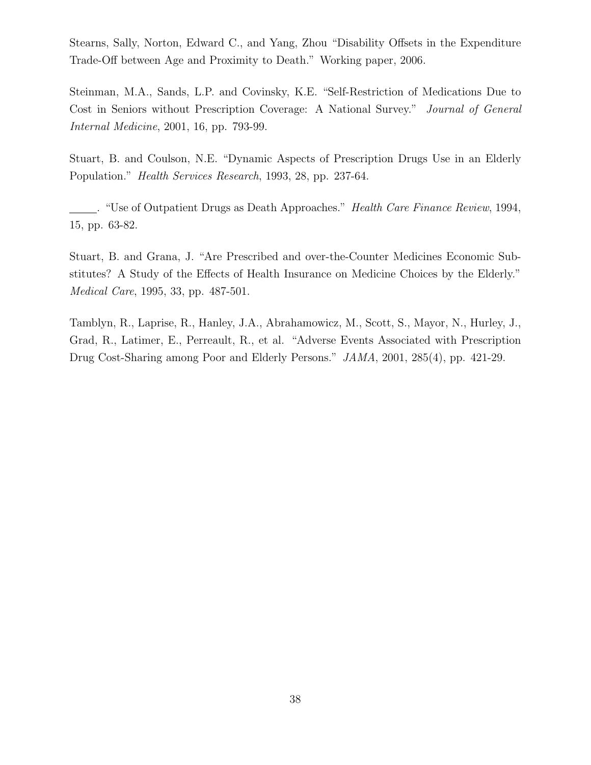Stearns, Sally, Norton, Edward C., and Yang, Zhou "Disability Offsets in the Expenditure Trade-Off between Age and Proximity to Death." Working paper, 2006.

Steinman, M.A., Sands, L.P. and Covinsky, K.E. "Self-Restriction of Medications Due to Cost in Seniors without Prescription Coverage: A National Survey." *Journal of General Internal Medicine*, 2001, 16, pp. 793-99.

Stuart, B. and Coulson, N.E. "Dynamic Aspects of Prescription Drugs Use in an Elderly Population." *Health Services Research*, 1993, 28, pp. 237-64.

\_\_\_\_\_. "Use of Outpatient Drugs as Death Approaches." *Health Care Finance Review*, 1994, 15, pp. 63-82.

Stuart, B. and Grana, J. "Are Prescribed and over-the-Counter Medicines Economic Substitutes? A Study of the Effects of Health Insurance on Medicine Choices by the Elderly." *Medical Care*, 1995, 33, pp. 487-501.

Tamblyn, R., Laprise, R., Hanley, J.A., Abrahamowicz, M., Scott, S., Mayor, N., Hurley, J., Grad, R., Latimer, E., Perreault, R., et al. "Adverse Events Associated with Prescription Drug Cost-Sharing among Poor and Elderly Persons." *JAMA*, 2001, 285(4), pp. 421-29.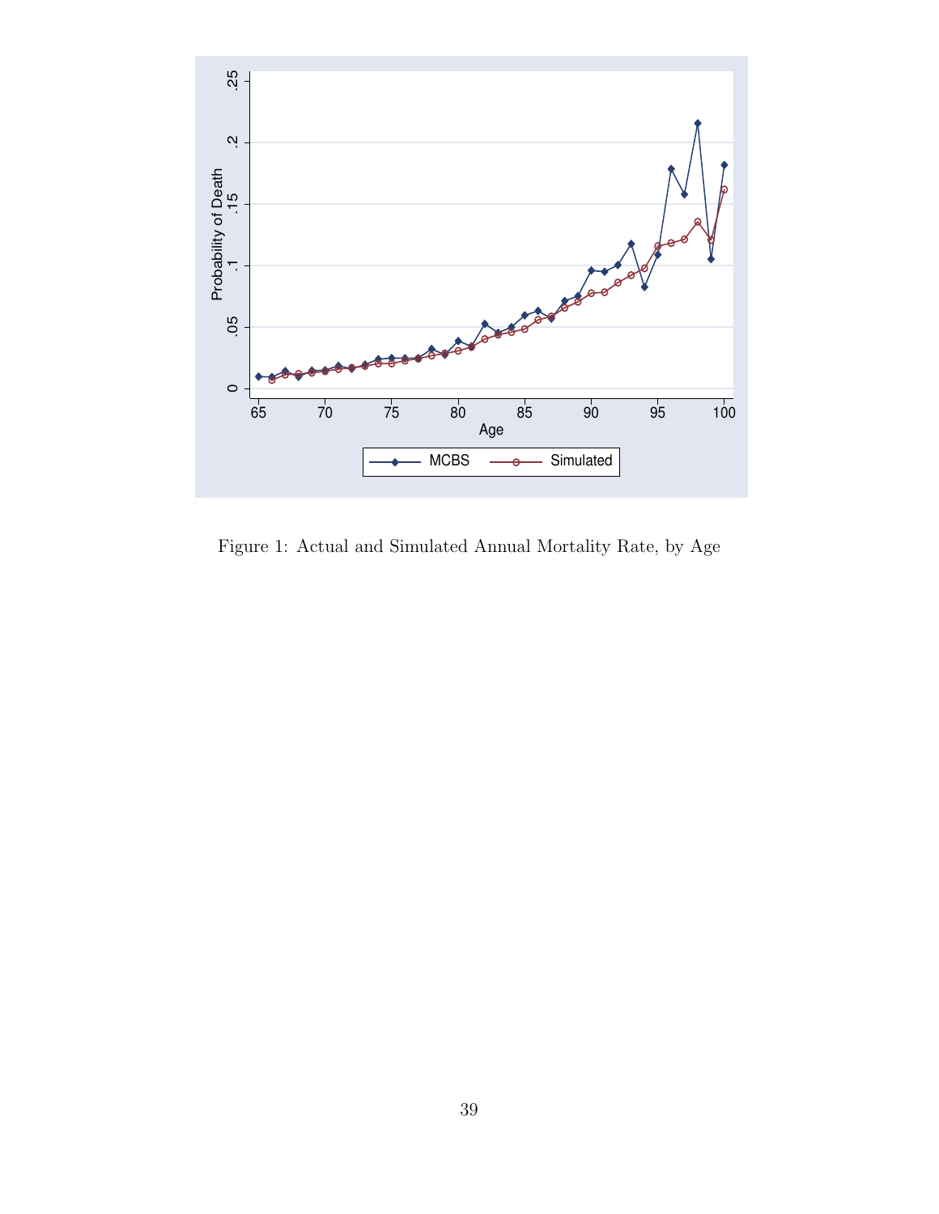Figure 1: Actual and Simulated Annual Mortality Rate, by Age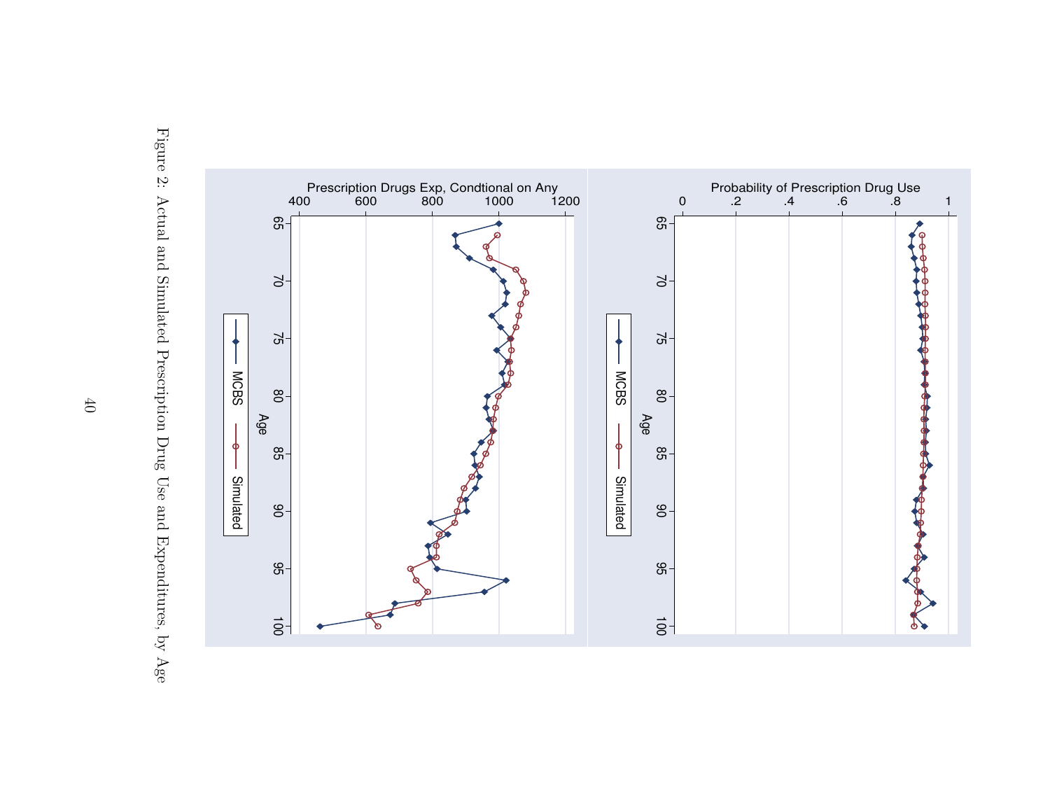Figure 2: Actual and Simulated Prescription Drug Use and Expenditures, by Age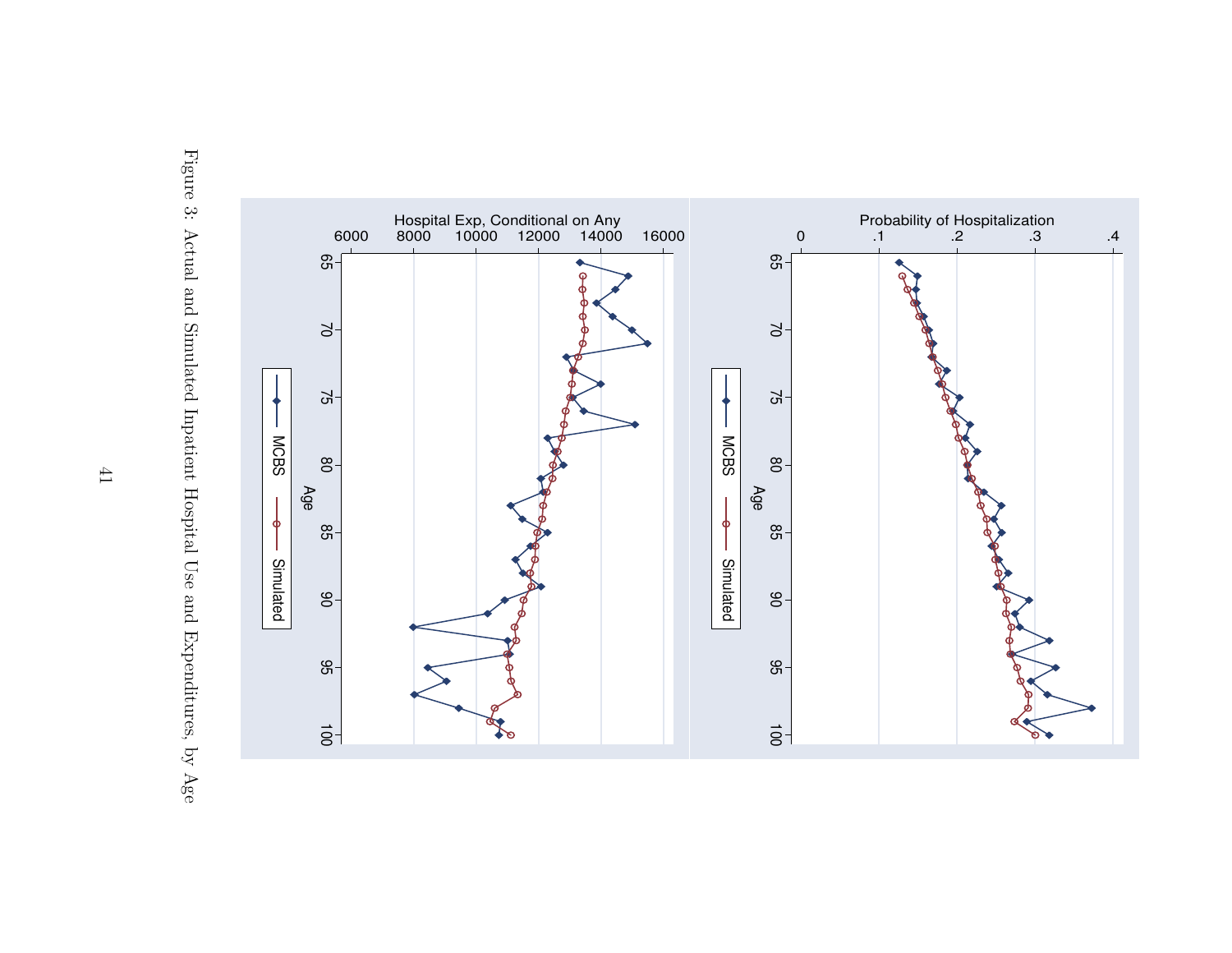Figure 3: Actual and Simulated Inpatient Hospital Use and Expenditures, by Age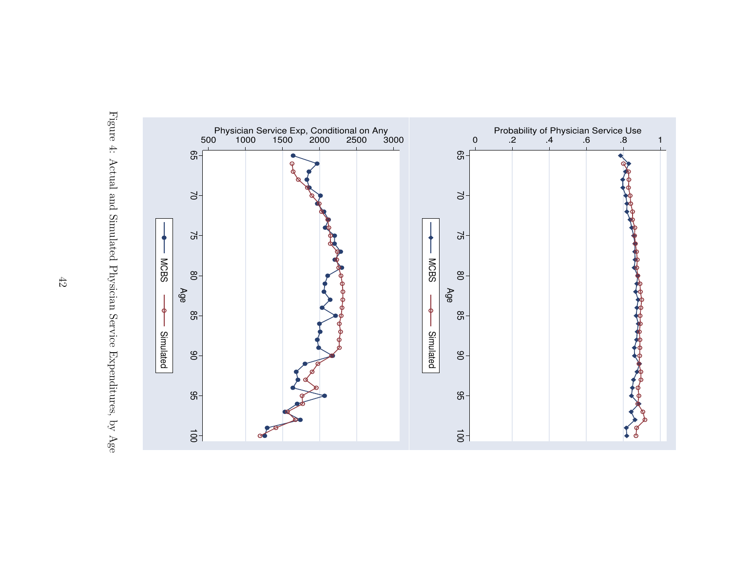Figure 4: Actual and Simulated Physician Service Expenditures, by Age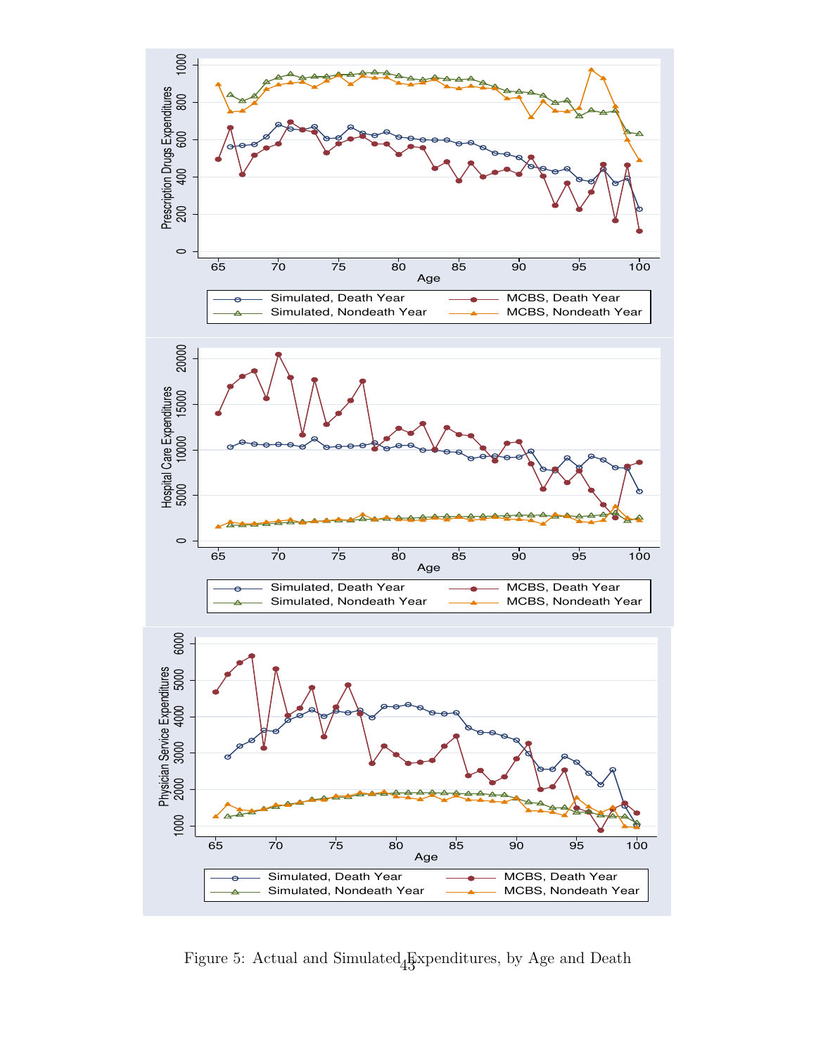Figure 5: Actual and Simulated Expenditures, by Age and Death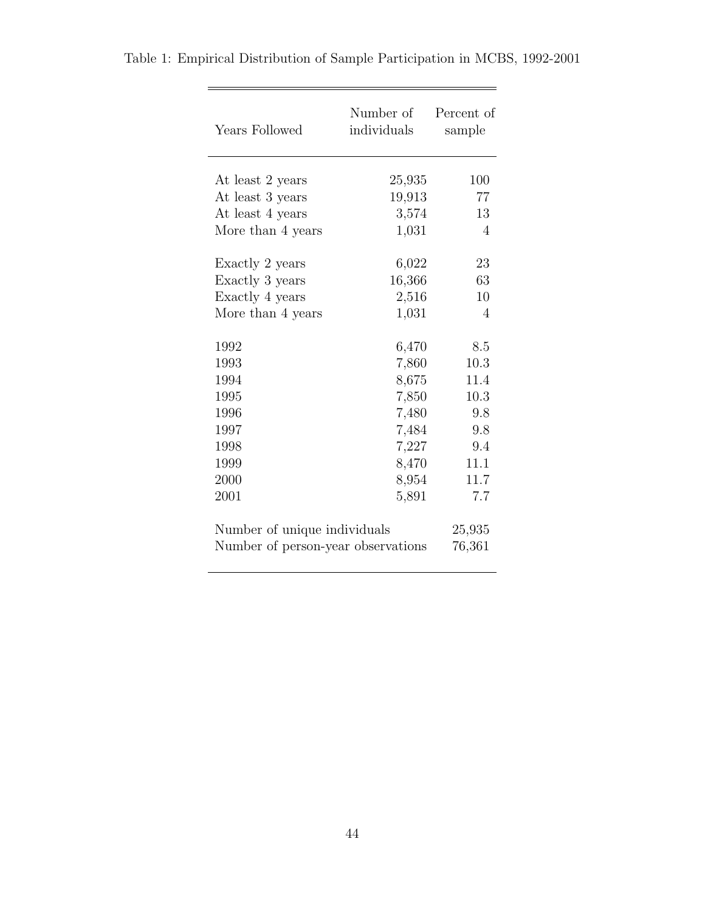Table 1: Empirical Distribution of Sample Participation in MCBS, 1992-2001

| Years Followed | Number of individuals | Percent of sample |
|---|---|---|
| At least 2 years | 25,935 | 100 |
| At least 3 years | 19,913 | 77 |
| At least 4 years | 3,574 | 13 |
| More than 4 years | 1,031 | 4 |
| | | |
| Exactly 2 years | 6,022 | 23 |
| Exactly 3 years | 16,366 | 63 |
| Exactly 4 years | 2,516 | 10 |
| More than 4 years | 1,031 | 4 |
| | | |
| 1992 | 6,470 | 8.5 |
| 1993 | 7,860 | 10.3 |
| 1994 | 8,675 | 11.4 |
| 1995 | 7,850 | 10.3 |
| 1996 | 7,480 | 9.8 |
| 1997 | 7,484 | 9.8 |
| 1998 | 7,227 | 9.4 |
| 1999 | 8,470 | 11.1 |
| 2000 | 8,954 | 11.7 |
| 2001 | 5,891 | 7.7 |
| | | |
| Number of unique individuals | | 25,935 |
| Number of person-year observations | | 76,361 |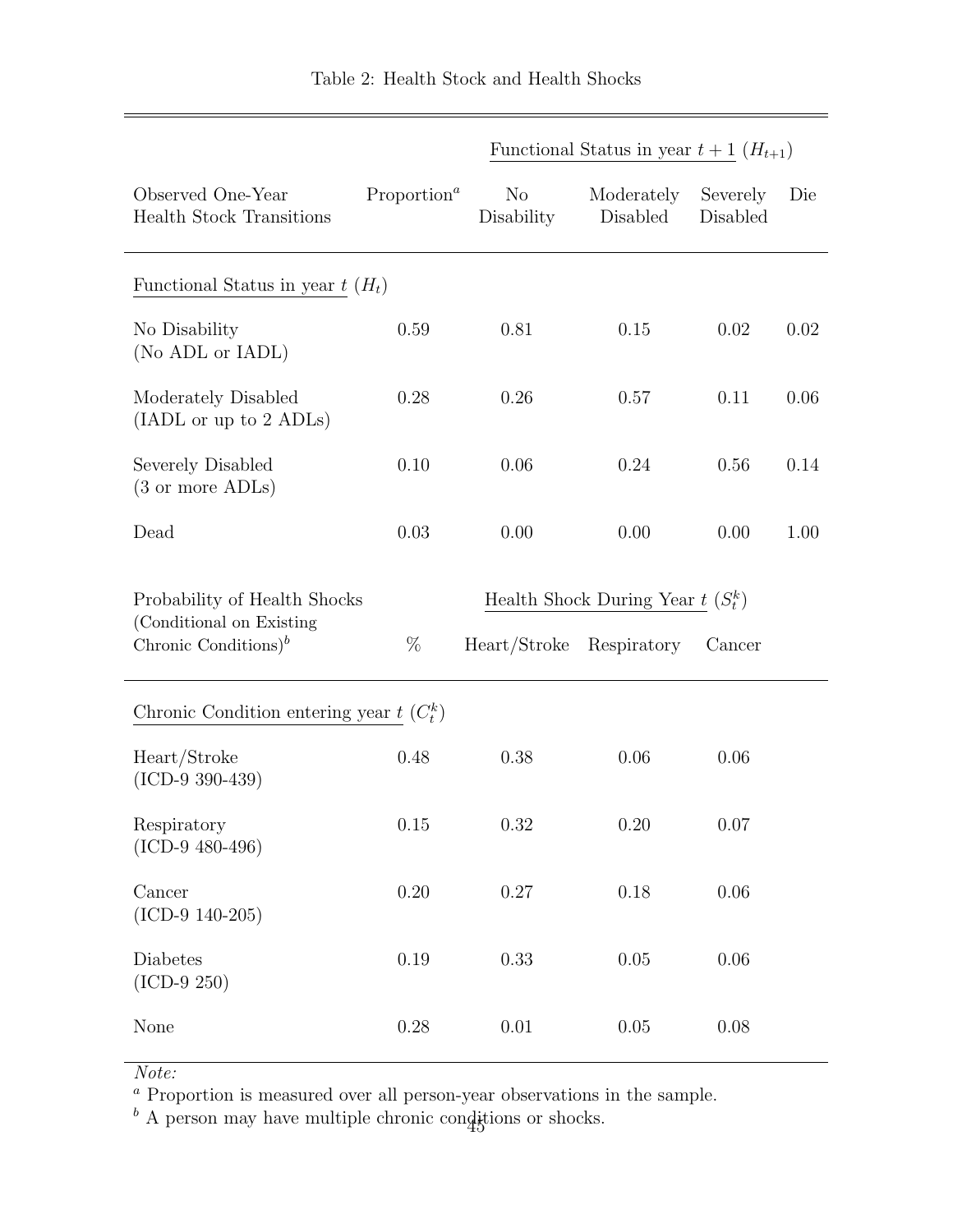Table 2: Health Stock and Health Shocks

| Observed One-Year Health Stock Transitions | Proportion[a] | Functional Status in year $t+1$ ($H_{t+1}$): No Disability | Moderately Disabled | Severely Disabled | Die |
|---|---|---|---|---|---|
| Functional Status in year $t$ ($H_t$) | | | | | |
| No Disability (No ADL or IADL) | 0.59 | 0.81 | 0.15 | 0.02 | 0.02 |
| Moderately Disabled (IADL or up to 2 ADLs) | 0.28 | 0.26 | 0.57 | 0.11 | 0.06 |
| Severely Disabled (3 or more ADLs) | 0.10 | 0.06 | 0.24 | 0.56 | 0.14 |
| Dead | 0.03 | 0.00 | 0.00 | 0.00 | 1.00 |

| Probability of Health Shocks (Conditional on Existing Chronic Conditions)[b] | % | Health Shock During Year $t$ ($S_t^k$): Heart/Stroke | Respiratory | Cancer |
|---|---|---|---|---|
| Chronic Condition entering year $t$ ($C_t^k$) | | | | |
| Heart/Stroke (ICD-9 390-439) | 0.48 | 0.38 | 0.06 | 0.06 |
| Respiratory (ICD-9 480-496) | 0.15 | 0.32 | 0.20 | 0.07 |
| Cancer (ICD-9 140-205) | 0.20 | 0.27 | 0.18 | 0.06 |
| Diabetes (ICD-9 250) | 0.19 | 0.33 | 0.05 | 0.06 |
| None | 0.28 | 0.01 | 0.05 | 0.08 |

*Note:*

[a] Proportion is measured over all person-year observations in the sample.

[b] A person may have multiple chronic conditions or shocks.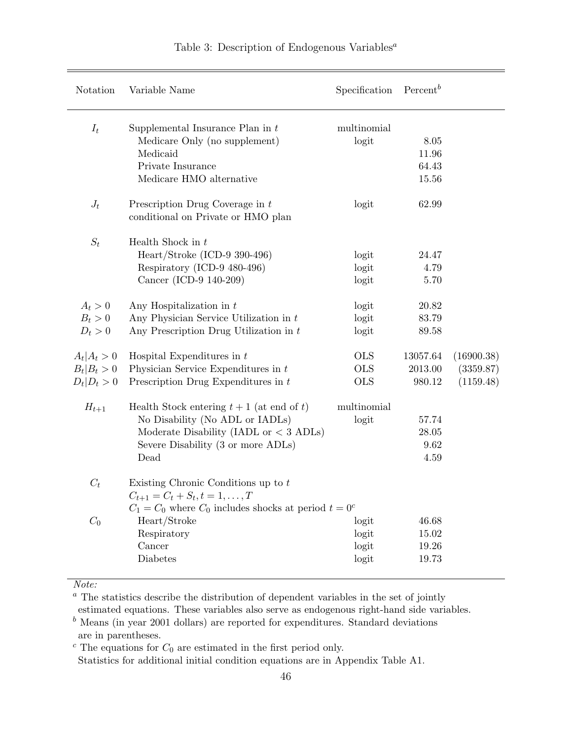Table 3: Description of Endogenous Variables[a]

| Notation | Variable Name | Specification | Percent[b] | |
|---|---|---|---|---|
| $I_t$ | Supplemental Insurance Plan in $t$ | multinomial | | |
| | Medicare Only (no supplement) | logit | 8.05 | |
| | Medicaid | | 11.96 | |
| | Private Insurance | | 64.43 | |
| | Medicare HMO alternative | | 15.56 | |
| $J_t$ | Prescription Drug Coverage in $t$ conditional on Private or HMO plan | logit | 62.99 | |
| $S_t$ | Health Shock in $t$ | | | |
| | Heart/Stroke (ICD-9 390-496) | logit | 24.47 | |
| | Respiratory (ICD-9 480-496) | logit | 4.79 | |
| | Cancer (ICD-9 140-209) | logit | 5.70 | |
| $A_t > 0$ | Any Hospitalization in $t$ | logit | 20.82 | |
| $B_t > 0$ | Any Physician Service Utilization in $t$ | logit | 83.79 | |
| $D_t > 0$ | Any Prescription Drug Utilization in $t$ | logit | 89.58 | |
| $A_t \mid A_t > 0$ | Hospital Expenditures in $t$ | OLS | 13057.64 | (16900.38) |
| $B_t \mid B_t > 0$ | Physician Service Expenditures in $t$ | OLS | 2013.00 | (3359.87) |
| $D_t \mid D_t > 0$ | Prescription Drug Expenditures in $t$ | OLS | 980.12 | (1159.48) |
| $H_{t+1}$ | Health Stock entering $t+1$ (at end of $t$) | multinomial | | |
| | No Disability (No ADL or IADLs) | logit | 57.74 | |
| | Moderate Disability (IADL or $< 3$ ADLs) | | 28.05 | |
| | Severe Disability (3 or more ADLs) | | 9.62 | |
| | Dead | | 4.59 | |
| $C_t$ | Existing Chronic Conditions up to $t$ | | | |
| | $C_{t+1} = C_t + S_t, t = 1, \ldots, T$ | | | |
| | $C_1 = C_0$ where $C_0$ includes shocks at period $t = 0$[c] | | | |
| $C_0$ | Heart/Stroke | logit | 46.68 | |
| | Respiratory | logit | 15.02 | |
| | Cancer | logit | 19.26 | |
| | Diabetes | logit | 19.73 | |

*Note:*

[a] The statistics describe the distribution of dependent variables in the set of jointly estimated equations. These variables also serve as endogenous right-hand side variables.

[b] Means (in year 2001 dollars) are reported for expenditures. Standard deviations are in parentheses.

[c] The equations for $C_0$ are estimated in the first period only.

Statistics for additional initial condition equations are in Appendix Table A1.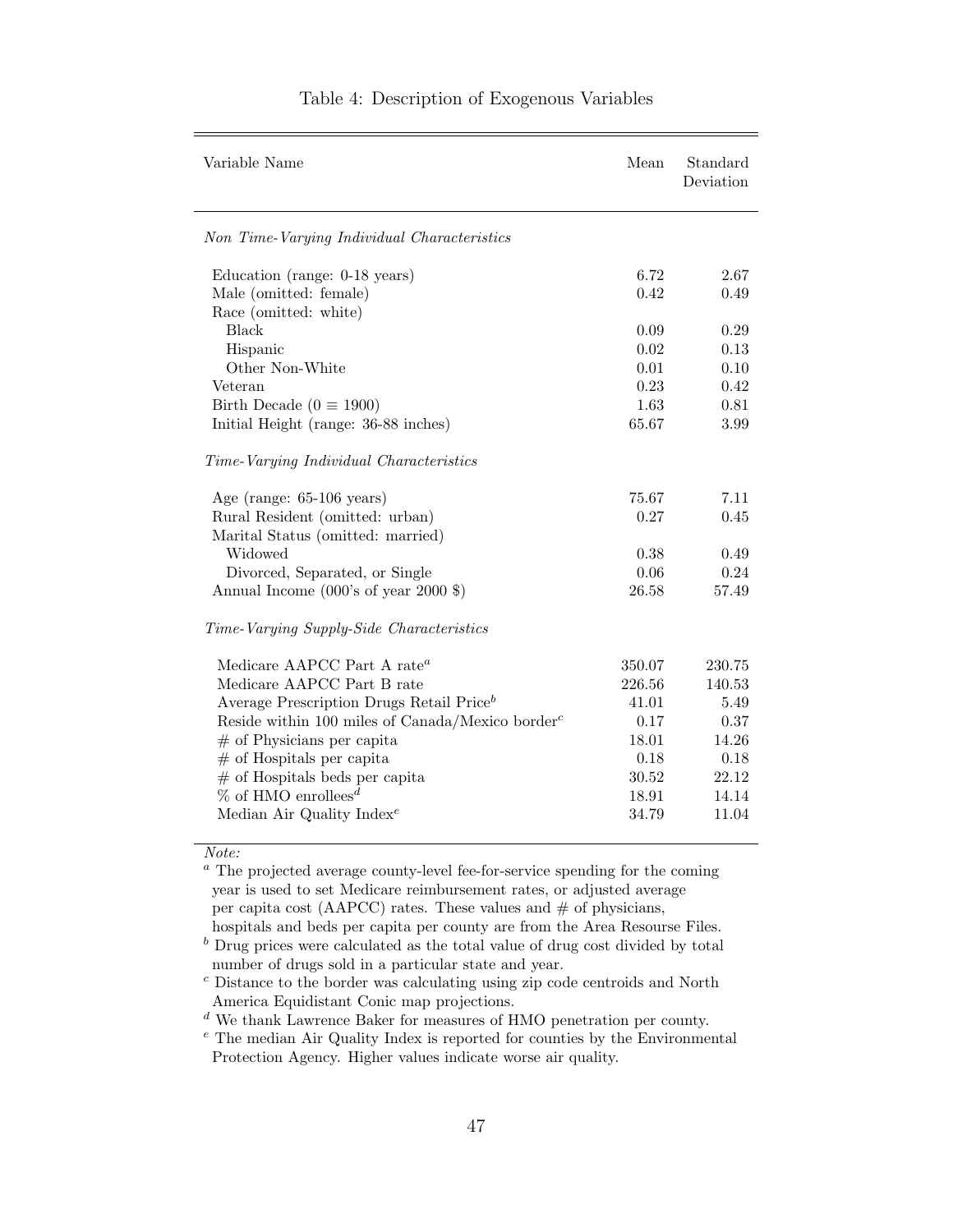Table 4: Description of Exogenous Variables

| Variable Name | Mean | Standard Deviation |
|---|---|---|
| *Non Time-Varying Individual Characteristics* | | |
| Education (range: 0-18 years) | 6.72 | 2.67 |
| Male (omitted: female) | 0.42 | 0.49 |
| Race (omitted: white) | | |
| Black | 0.09 | 0.29 |
| Hispanic | 0.02 | 0.13 |
| Other Non-White | 0.01 | 0.10 |
| Veteran | 0.23 | 0.42 |
| Birth Decade ($0 \equiv 1900$) | 1.63 | 0.81 |
| Initial Height (range: 36-88 inches) | 65.67 | 3.99 |
| *Time-Varying Individual Characteristics* | | |
| Age (range: 65-106 years) | 75.67 | 7.11 |
| Rural Resident (omitted: urban) | 0.27 | 0.45 |
| Marital Status (omitted: married) | | |
| Widowed | 0.38 | 0.49 |
| Divorced, Separated, or Single | 0.06 | 0.24 |
| Annual Income (000's of year 2000 $) | 26.58 | 57.49 |
| *Time-Varying Supply-Side Characteristics* | | |
| Medicare AAPCC Part A rate[a] | 350.07 | 230.75 |
| Medicare AAPCC Part B rate | 226.56 | 140.53 |
| Average Prescription Drugs Retail Price[b] | 41.01 | 5.49 |
| Reside within 100 miles of Canada/Mexico border[c] | 0.17 | 0.37 |
| # of Physicians per capita | 18.01 | 14.26 |
| # of Hospitals per capita | 0.18 | 0.18 |
| # of Hospitals beds per capita | 30.52 | 22.12 |
| % of HMO enrollees[d] | 18.91 | 14.14 |
| Median Air Quality Index[e] | 34.79 | 11.04 |

*Note:*

[a] The projected average county-level fee-for-service spending for the coming year is used to set Medicare reimbursement rates, or adjusted average per capita cost (AAPCC) rates. These values and # of physicians, hospitals and beds per capita per county are from the Area Resourse Files.

[b] Drug prices were calculated as the total value of drug cost divided by total number of drugs sold in a particular state and year.

[c] Distance to the border was calculating using zip code centroids and North America Equidistant Conic map projections.

[d] We thank Lawrence Baker for measures of HMO penetration per county.

[e] The median Air Quality Index is reported for counties by the Environmental Protection Agency. Higher values indicate worse air quality.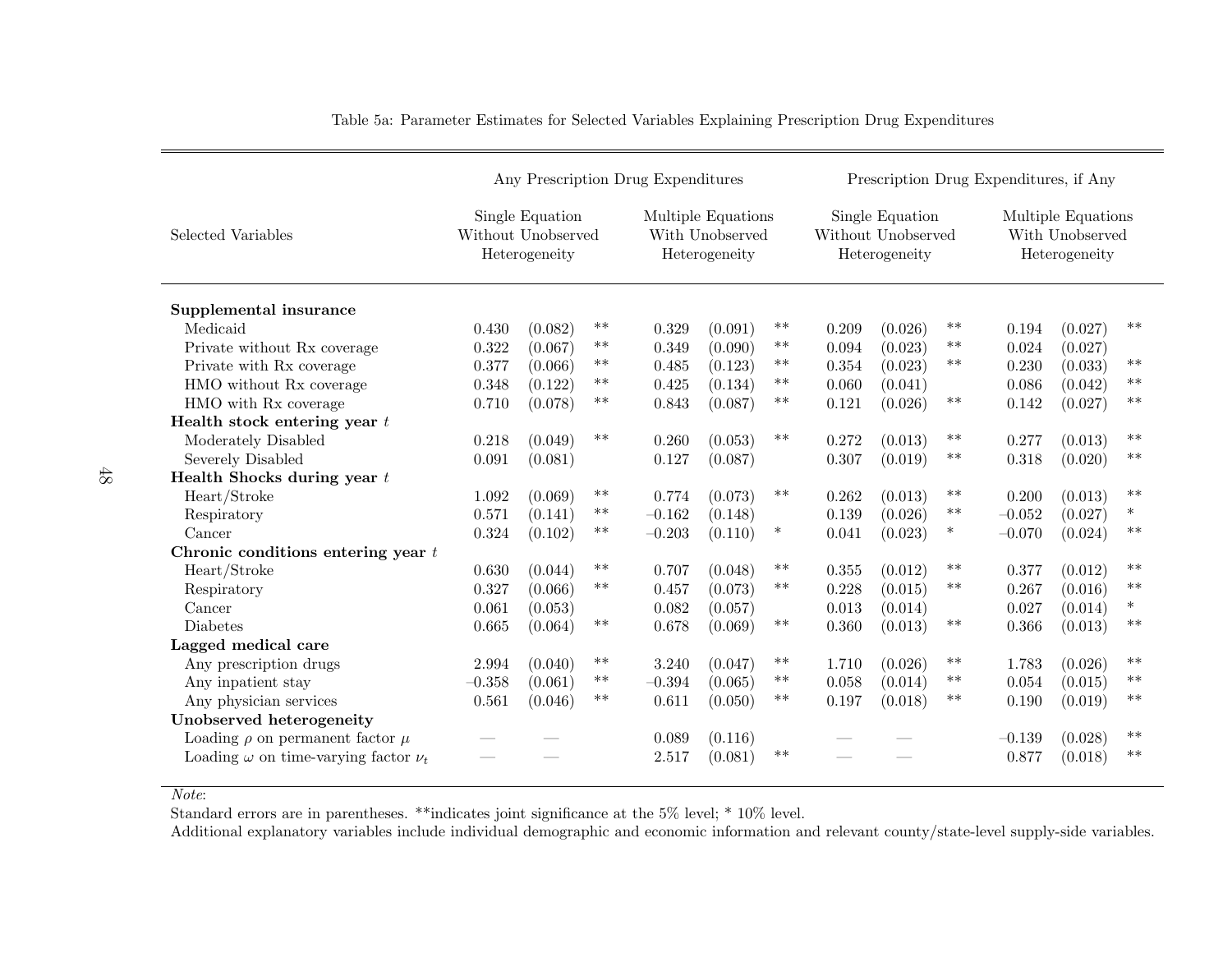Table 5a: Parameter Estimates for Selected Variables Explaining Prescription Drug Expenditures

| Selected Variables | Any Prescription Drug Expenditures | | | | | | Prescription Drug Expenditures, if Any | | | | | |
|---|---|---|---|---|---|---|---|---|---|---|---|---|
| | Single Equation Without Unobserved Heterogeneity | | | Multiple Equations With Unobserved Heterogeneity | | | Single Equation Without Unobserved Heterogeneity | | | Multiple Equations With Unobserved Heterogeneity | | |
| **Supplemental insurance** | | | | | | | | | | | | |
| Medicaid | 0.430 | (0.082) | ** | 0.329 | (0.091) | ** | 0.209 | (0.026) | ** | 0.194 | (0.027) | ** |
| Private without Rx coverage | 0.322 | (0.067) | ** | 0.349 | (0.090) | ** | 0.094 | (0.023) | ** | 0.024 | (0.027) | |
| Private with Rx coverage | 0.377 | (0.066) | ** | 0.485 | (0.123) | ** | 0.354 | (0.023) | ** | 0.230 | (0.033) | ** |
| HMO without Rx coverage | 0.348 | (0.122) | ** | 0.425 | (0.134) | ** | 0.060 | (0.041) | | 0.086 | (0.042) | ** |
| HMO with Rx coverage | 0.710 | (0.078) | ** | 0.843 | (0.087) | ** | 0.121 | (0.026) | ** | 0.142 | (0.027) | ** |
| **Health stock entering year $t$** | | | | | | | | | | | | |
| Moderately Disabled | 0.218 | (0.049) | ** | 0.260 | (0.053) | ** | 0.272 | (0.013) | ** | 0.277 | (0.013) | ** |
| Severely Disabled | 0.091 | (0.081) | | 0.127 | (0.087) | | 0.307 | (0.019) | ** | 0.318 | (0.020) | ** |
| **Health Shocks during year $t$** | | | | | | | | | | | | |
| Heart/Stroke | 1.092 | (0.069) | ** | 0.774 | (0.073) | ** | 0.262 | (0.013) | ** | 0.200 | (0.013) | ** |
| Respiratory | 0.571 | (0.141) | ** | −0.162 | (0.148) | | 0.139 | (0.026) | ** | −0.052 | (0.027) | * |
| Cancer | 0.324 | (0.102) | ** | −0.203 | (0.110) | * | 0.041 | (0.023) | * | −0.070 | (0.024) | ** |
| **Chronic conditions entering year $t$** | | | | | | | | | | | | |
| Heart/Stroke | 0.630 | (0.044) | ** | 0.707 | (0.048) | ** | 0.355 | (0.012) | ** | 0.377 | (0.012) | ** |
| Respiratory | 0.327 | (0.066) | ** | 0.457 | (0.073) | ** | 0.228 | (0.015) | ** | 0.267 | (0.016) | ** |
| Cancer | 0.061 | (0.053) | | 0.082 | (0.057) | | 0.013 | (0.014) | | 0.027 | (0.014) | * |
| Diabetes | 0.665 | (0.064) | ** | 0.678 | (0.069) | ** | 0.360 | (0.013) | ** | 0.366 | (0.013) | ** |
| **Lagged medical care** | | | | | | | | | | | | |
| Any prescription drugs | 2.994 | (0.040) | ** | 3.240 | (0.047) | ** | 1.710 | (0.026) | ** | 1.783 | (0.026) | ** |
| Any inpatient stay | −0.358 | (0.061) | ** | −0.394 | (0.065) | ** | 0.058 | (0.014) | ** | 0.054 | (0.015) | ** |
| Any physician services | 0.561 | (0.046) | ** | 0.611 | (0.050) | ** | 0.197 | (0.018) | ** | 0.190 | (0.019) | ** |
| **Unobserved heterogeneity** | | | | | | | | | | | | |
| Loading $\rho$ on permanent factor $\mu$ | — | — | | 0.089 | (0.116) | | — | — | | −0.139 | (0.028) | ** |
| Loading $\omega$ on time-varying factor $\nu_t$ | — | — | | 2.517 | (0.081) | ** | — | — | | 0.877 | (0.018) | ** |

*Note*:
Standard errors are in parentheses. **indicates joint significance at the 5% level; * 10% level.
Additional explanatory variables include individual demographic and economic information and relevant county/state-level supply-side variables.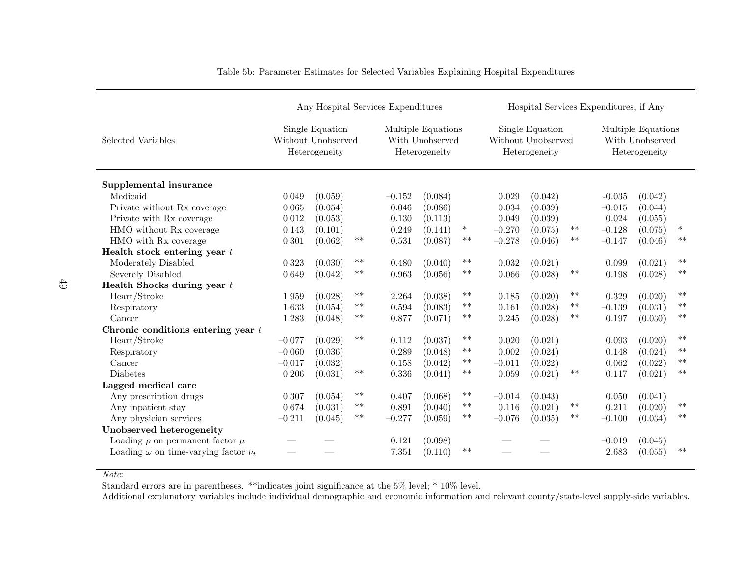Table 5b: Parameter Estimates for Selected Variables Explaining Hospital Expenditures

| Selected Variables | Any Hospital Services Expenditures | | | | | | Hospital Services Expenditures, if Any | | | | | |
|---|---|---|---|---|---|---|---|---|---|---|---|---|
| | Single Equation Without Unobserved Heterogeneity | | | Multiple Equations With Unobserved Heterogeneity | | | Single Equation Without Unobserved Heterogeneity | | | Multiple Equations With Unobserved Heterogeneity | | |
| **Supplemental insurance** | | | | | | | | | | | | |
| Medicaid | 0.049 | (0.059) | | –0.152 | (0.084) | | 0.029 | (0.042) | | -0.035 | (0.042) | |
| Private without Rx coverage | 0.065 | (0.054) | | 0.046 | (0.086) | | 0.034 | (0.039) | | –0.015 | (0.044) | |
| Private with Rx coverage | 0.012 | (0.053) | | 0.130 | (0.113) | | 0.049 | (0.039) | | 0.024 | (0.055) | |
| HMO without Rx coverage | 0.143 | (0.101) | | 0.249 | (0.141) | * | –0.270 | (0.075) | ** | –0.128 | (0.075) | * |
| HMO with Rx coverage | 0.301 | (0.062) | ** | 0.531 | (0.087) | ** | –0.278 | (0.046) | ** | –0.147 | (0.046) | ** |
| **Health stock entering year $t$** | | | | | | | | | | | | |
| Moderately Disabled | 0.323 | (0.030) | ** | 0.480 | (0.040) | ** | 0.032 | (0.021) | | 0.099 | (0.021) | ** |
| Severely Disabled | 0.649 | (0.042) | ** | 0.963 | (0.056) | ** | 0.066 | (0.028) | ** | 0.198 | (0.028) | ** |
| **Health Shocks during year $t$** | | | | | | | | | | | | |
| Heart/Stroke | 1.959 | (0.028) | ** | 2.264 | (0.038) | ** | 0.185 | (0.020) | ** | 0.329 | (0.020) | ** |
| Respiratory | 1.633 | (0.054) | ** | 0.594 | (0.083) | ** | 0.161 | (0.028) | ** | –0.139 | (0.031) | ** |
| Cancer | 1.283 | (0.048) | ** | 0.877 | (0.071) | ** | 0.245 | (0.028) | ** | 0.197 | (0.030) | ** |
| **Chronic conditions entering year $t$** | | | | | | | | | | | | |
| Heart/Stroke | –0.077 | (0.029) | ** | 0.112 | (0.037) | ** | 0.020 | (0.021) | | 0.093 | (0.020) | ** |
| Respiratory | –0.060 | (0.036) | | 0.289 | (0.048) | ** | 0.002 | (0.024) | | 0.148 | (0.024) | ** |
| Cancer | –0.017 | (0.032) | | 0.158 | (0.042) | ** | –0.011 | (0.022) | | 0.062 | (0.022) | ** |
| Diabetes | 0.206 | (0.031) | ** | 0.336 | (0.041) | ** | 0.059 | (0.021) | ** | 0.117 | (0.021) | ** |
| **Lagged medical care** | | | | | | | | | | | | |
| Any prescription drugs | 0.307 | (0.054) | ** | 0.407 | (0.068) | ** | –0.014 | (0.043) | | 0.050 | (0.041) | |
| Any inpatient stay | 0.674 | (0.031) | ** | 0.891 | (0.040) | ** | 0.116 | (0.021) | ** | 0.211 | (0.020) | ** |
| Any physician services | –0.211 | (0.045) | ** | –0.277 | (0.059) | ** | –0.076 | (0.035) | ** | –0.100 | (0.034) | ** |
| **Unobserved heterogeneity** | | | | | | | | | | | | |
| Loading $\rho$ on permanent factor $\mu$ | — | — | | 0.121 | (0.098) | | — | — | | –0.019 | (0.045) | |
| Loading $\omega$ on time-varying factor $\nu_t$ | — | — | | 7.351 | (0.110) | ** | — | — | | 2.683 | (0.055) | ** |

*Note*:
Standard errors are in parentheses. **indicates joint significance at the 5% level; * 10% level.
Additional explanatory variables include individual demographic and economic information and relevant county/state-level supply-side variables.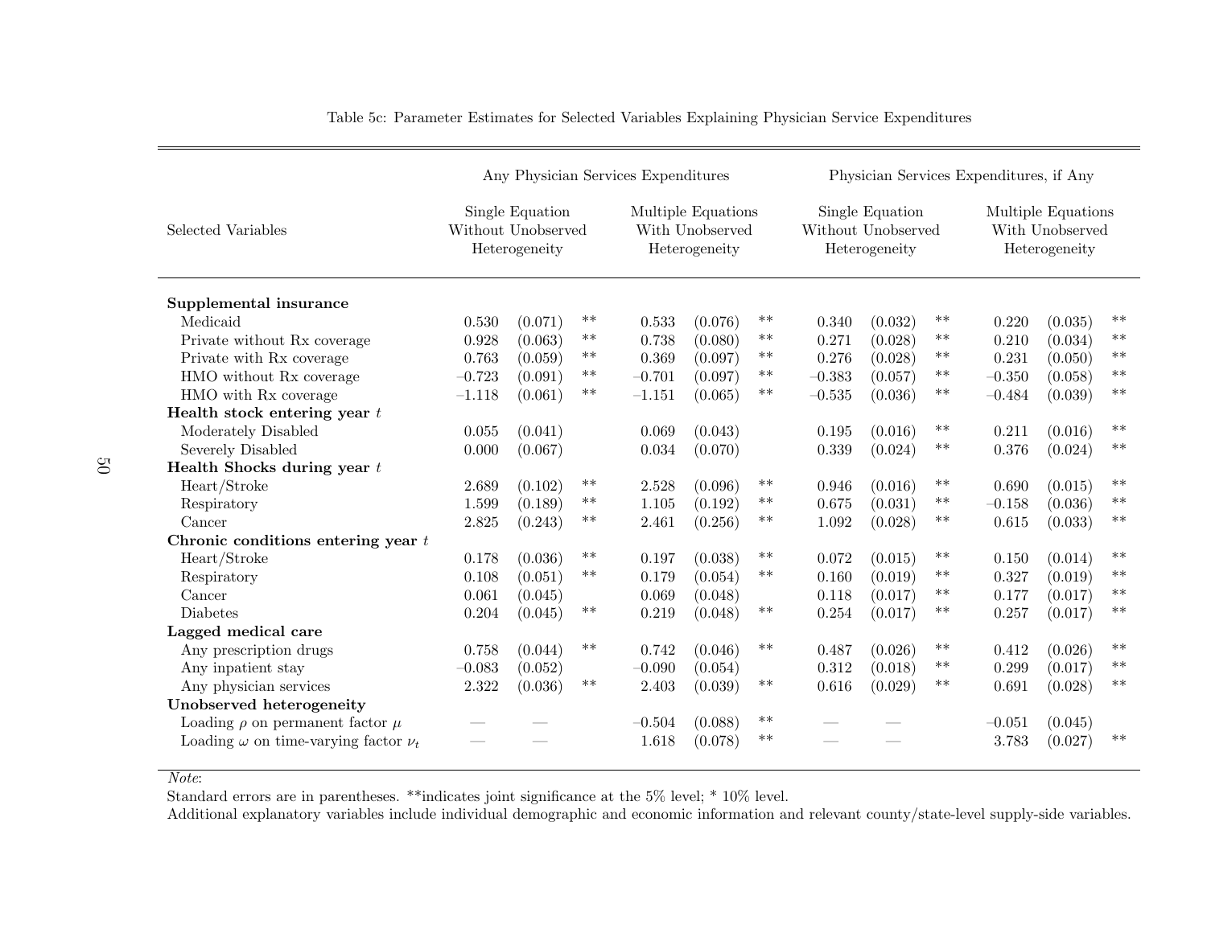Table 5c: Parameter Estimates for Selected Variables Explaining Physician Service Expenditures

| Selected Variables | Any Physician Services Expenditures | | | | | | Physician Services Expenditures, if Any | | | | | |
|---|---|---|---|---|---|---|---|---|---|---|---|---|
| | Single Equation Without Unobserved Heterogeneity | | | Multiple Equations With Unobserved Heterogeneity | | | Single Equation Without Unobserved Heterogeneity | | | Multiple Equations With Unobserved Heterogeneity | | |
| **Supplemental insurance** | | | | | | | | | | | | |
| Medicaid | 0.530 | (0.071) | ** | 0.533 | (0.076) | ** | 0.340 | (0.032) | ** | 0.220 | (0.035) | ** |
| Private without Rx coverage | 0.928 | (0.063) | ** | 0.738 | (0.080) | ** | 0.271 | (0.028) | ** | 0.210 | (0.034) | ** |
| Private with Rx coverage | 0.763 | (0.059) | ** | 0.369 | (0.097) | ** | 0.276 | (0.028) | ** | 0.231 | (0.050) | ** |
| HMO without Rx coverage | –0.723 | (0.091) | ** | –0.701 | (0.097) | ** | –0.383 | (0.057) | ** | –0.350 | (0.058) | ** |
| HMO with Rx coverage | –1.118 | (0.061) | ** | –1.151 | (0.065) | ** | –0.535 | (0.036) | ** | –0.484 | (0.039) | ** |
| **Health stock entering year $t$** | | | | | | | | | | | | |
| Moderately Disabled | 0.055 | (0.041) | | 0.069 | (0.043) | | 0.195 | (0.016) | ** | 0.211 | (0.016) | ** |
| Severely Disabled | 0.000 | (0.067) | | 0.034 | (0.070) | | 0.339 | (0.024) | ** | 0.376 | (0.024) | ** |
| **Health Shocks during year $t$** | | | | | | | | | | | | |
| Heart/Stroke | 2.689 | (0.102) | ** | 2.528 | (0.096) | ** | 0.946 | (0.016) | ** | 0.690 | (0.015) | ** |
| Respiratory | 1.599 | (0.189) | ** | 1.105 | (0.192) | ** | 0.675 | (0.031) | ** | –0.158 | (0.036) | ** |
| Cancer | 2.825 | (0.243) | ** | 2.461 | (0.256) | ** | 1.092 | (0.028) | ** | 0.615 | (0.033) | ** |
| **Chronic conditions entering year $t$** | | | | | | | | | | | | |
| Heart/Stroke | 0.178 | (0.036) | ** | 0.197 | (0.038) | ** | 0.072 | (0.015) | ** | 0.150 | (0.014) | ** |
| Respiratory | 0.108 | (0.051) | ** | 0.179 | (0.054) | ** | 0.160 | (0.019) | ** | 0.327 | (0.019) | ** |
| Cancer | 0.061 | (0.045) | | 0.069 | (0.048) | | 0.118 | (0.017) | ** | 0.177 | (0.017) | ** |
| Diabetes | 0.204 | (0.045) | ** | 0.219 | (0.048) | ** | 0.254 | (0.017) | ** | 0.257 | (0.017) | ** |
| **Lagged medical care** | | | | | | | | | | | | |
| Any prescription drugs | 0.758 | (0.044) | ** | 0.742 | (0.046) | ** | 0.487 | (0.026) | ** | 0.412 | (0.026) | ** |
| Any inpatient stay | –0.083 | (0.052) | | –0.090 | (0.054) | | 0.312 | (0.018) | ** | 0.299 | (0.017) | ** |
| Any physician services | 2.322 | (0.036) | ** | 2.403 | (0.039) | ** | 0.616 | (0.029) | ** | 0.691 | (0.028) | ** |
| **Unobserved heterogeneity** | | | | | | | | | | | | |
| Loading $\rho$ on permanent factor $\mu$ | — | — | | –0.504 | (0.088) | ** | — | — | | –0.051 | (0.045) | |
| Loading $\omega$ on time-varying factor $\nu_t$ | — | — | | 1.618 | (0.078) | ** | — | — | | 3.783 | (0.027) | ** |

*Note*:
Standard errors are in parentheses. **indicates joint significance at the 5% level; * 10% level.
Additional explanatory variables include individual demographic and economic information and relevant county/state-level supply-side variables.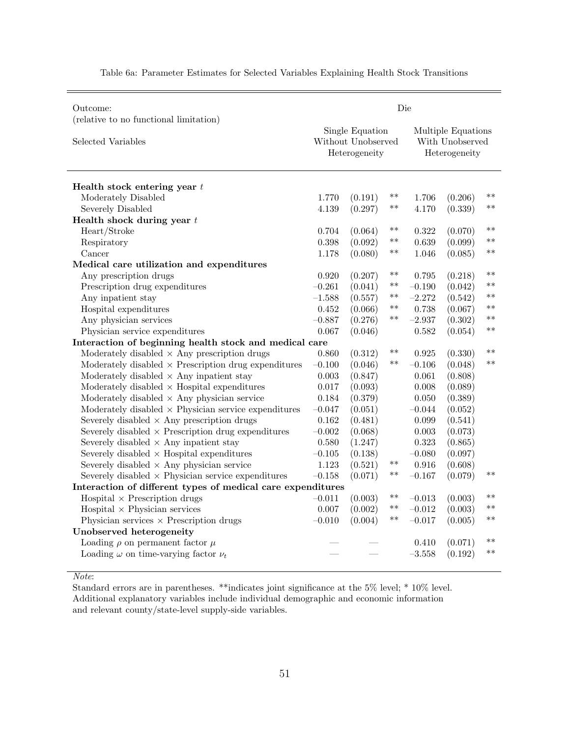Table 6a: Parameter Estimates for Selected Variables Explaining Health Stock Transitions

| Outcome: (relative to no functional limitation) | Die | | | | | |
|---|---|---|---|---|---|---|
| Selected Variables | Single Equation Without Unobserved Heterogeneity | | | Multiple Equations With Unobserved Heterogeneity | | |
| **Health stock entering year $t$** | | | | | | |
| Moderately Disabled | 1.770 | (0.191) | ** | 1.706 | (0.206) | ** |
| Severely Disabled | 4.139 | (0.297) | ** | 4.170 | (0.339) | ** |
| **Health shock during year $t$** | | | | | | |
| Heart/Stroke | 0.704 | (0.064) | ** | 0.322 | (0.070) | ** |
| Respiratory | 0.398 | (0.092) | ** | 0.639 | (0.099) | ** |
| Cancer | 1.178 | (0.080) | ** | 1.046 | (0.085) | ** |
| **Medical care utilization and expenditures** | | | | | | |
| Any prescription drugs | 0.920 | (0.207) | ** | 0.795 | (0.218) | ** |
| Prescription drug expenditures | −0.261 | (0.041) | ** | −0.190 | (0.042) | ** |
| Any inpatient stay | −1.588 | (0.557) | ** | −2.272 | (0.542) | ** |
| Hospital expenditures | 0.452 | (0.066) | ** | 0.738 | (0.067) | ** |
| Any physician services | −0.887 | (0.276) | ** | −2.937 | (0.302) | ** |
| Physician service expenditures | 0.067 | (0.046) | | 0.582 | (0.054) | ** |
| **Interaction of beginning health stock and medical care** | | | | | | |
| Moderately disabled × Any prescription drugs | 0.860 | (0.312) | ** | 0.925 | (0.330) | ** |
| Moderately disabled × Prescription drug expenditures | −0.100 | (0.046) | ** | −0.106 | (0.048) | ** |
| Moderately disabled × Any inpatient stay | 0.003 | (0.847) | | 0.061 | (0.808) | |
| Moderately disabled × Hospital expenditures | 0.017 | (0.093) | | 0.008 | (0.089) | |
| Moderately disabled × Any physician service | 0.184 | (0.379) | | 0.050 | (0.389) | |
| Moderately disabled × Physician service expenditures | −0.047 | (0.051) | | −0.044 | (0.052) | |
| Severely disabled × Any prescription drugs | 0.162 | (0.481) | | 0.099 | (0.541) | |
| Severely disabled × Prescription drug expenditures | −0.002 | (0.068) | | 0.003 | (0.073) | |
| Severely disabled × Any inpatient stay | 0.580 | (1.247) | | 0.323 | (0.865) | |
| Severely disabled × Hospital expenditures | −0.105 | (0.138) | | −0.080 | (0.097) | |
| Severely disabled × Any physician service | 1.123 | (0.521) | ** | 0.916 | (0.608) | |
| Severely disabled × Physician service expenditures | −0.158 | (0.071) | ** | −0.167 | (0.079) | ** |
| **Interaction of different types of medical care expenditures** | | | | | | |
| Hospital × Prescription drugs | −0.011 | (0.003) | ** | −0.013 | (0.003) | ** |
| Hospital × Physician services | 0.007 | (0.002) | ** | −0.012 | (0.003) | ** |
| Physician services × Prescription drugs | −0.010 | (0.004) | ** | −0.017 | (0.005) | ** |
| **Unobserved heterogeneity** | | | | | | |
| Loading $\rho$ on permanent factor $\mu$ | — | — | | 0.410 | (0.071) | ** |
| Loading $\omega$ on time-varying factor $\nu_t$ | — | — | | −3.558 | (0.192) | ** |

*Note*:
Standard errors are in parentheses. **indicates joint significance at the 5% level; * 10% level. Additional explanatory variables include individual demographic and economic information and relevant county/state-level supply-side variables.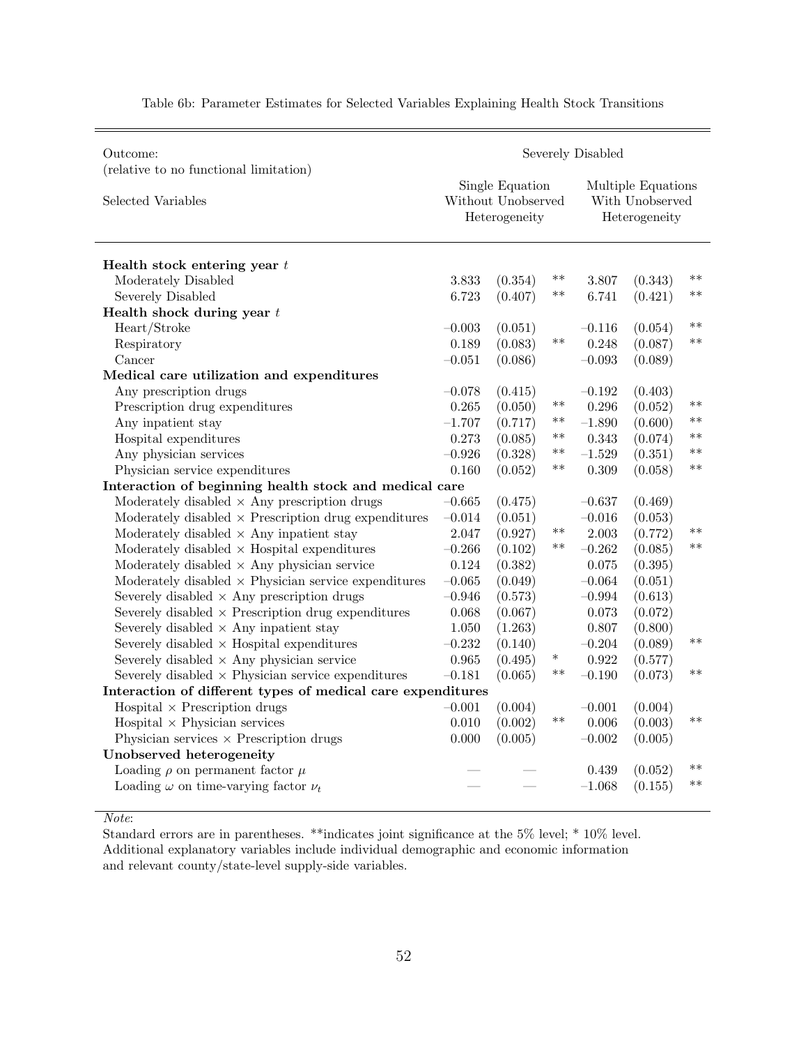Table 6b: Parameter Estimates for Selected Variables Explaining Health Stock Transitions

| Outcome: (relative to no functional limitation) | Severely Disabled | | | | | |
|---|---|---|---|---|---|---|
| Selected Variables | Single Equation Without Unobserved Heterogeneity | | | Multiple Equations With Unobserved Heterogeneity | | |
| **Health stock entering year $t$** | | | | | | |
| Moderately Disabled | 3.833 | (0.354) | ** | 3.807 | (0.343) | ** |
| Severely Disabled | 6.723 | (0.407) | ** | 6.741 | (0.421) | ** |
| **Health shock during year $t$** | | | | | | |
| Heart/Stroke | −0.003 | (0.051) | | −0.116 | (0.054) | ** |
| Respiratory | 0.189 | (0.083) | ** | 0.248 | (0.087) | ** |
| Cancer | −0.051 | (0.086) | | −0.093 | (0.089) | |
| **Medical care utilization and expenditures** | | | | | | |
| Any prescription drugs | −0.078 | (0.415) | | −0.192 | (0.403) | |
| Prescription drug expenditures | 0.265 | (0.050) | ** | 0.296 | (0.052) | ** |
| Any inpatient stay | −1.707 | (0.717) | ** | −1.890 | (0.600) | ** |
| Hospital expenditures | 0.273 | (0.085) | ** | 0.343 | (0.074) | ** |
| Any physician services | −0.926 | (0.328) | ** | −1.529 | (0.351) | ** |
| Physician service expenditures | 0.160 | (0.052) | ** | 0.309 | (0.058) | ** |
| **Interaction of beginning health stock and medical care** | | | | | | |
| Moderately disabled × Any prescription drugs | −0.665 | (0.475) | | −0.637 | (0.469) | |
| Moderately disabled × Prescription drug expenditures | −0.014 | (0.051) | | −0.016 | (0.053) | |
| Moderately disabled × Any inpatient stay | 2.047 | (0.927) | ** | 2.003 | (0.772) | ** |
| Moderately disabled × Hospital expenditures | −0.266 | (0.102) | ** | −0.262 | (0.085) | ** |
| Moderately disabled × Any physician service | 0.124 | (0.382) | | 0.075 | (0.395) | |
| Moderately disabled × Physician service expenditures | −0.065 | (0.049) | | −0.064 | (0.051) | |
| Severely disabled × Any prescription drugs | −0.946 | (0.573) | | −0.994 | (0.613) | |
| Severely disabled × Prescription drug expenditures | 0.068 | (0.067) | | 0.073 | (0.072) | |
| Severely disabled × Any inpatient stay | 1.050 | (1.263) | | 0.807 | (0.800) | |
| Severely disabled × Hospital expenditures | −0.232 | (0.140) | | −0.204 | (0.089) | ** |
| Severely disabled × Any physician service | 0.965 | (0.495) | * | 0.922 | (0.577) | |
| Severely disabled × Physician service expenditures | −0.181 | (0.065) | ** | −0.190 | (0.073) | ** |
| **Interaction of different types of medical care expenditures** | | | | | | |
| Hospital × Prescription drugs | −0.001 | (0.004) | | −0.001 | (0.004) | |
| Hospital × Physician services | 0.010 | (0.002) | ** | 0.006 | (0.003) | ** |
| Physician services × Prescription drugs | 0.000 | (0.005) | | −0.002 | (0.005) | |
| **Unobserved heterogeneity** | | | | | | |
| Loading $\rho$ on permanent factor $\mu$ | — | — | | 0.439 | (0.052) | ** |
| Loading $\omega$ on time-varying factor $\nu_t$ | — | — | | −1.068 | (0.155) | ** |

*Note*:
Standard errors are in parentheses. **indicates joint significance at the 5% level; * 10% level. Additional explanatory variables include individual demographic and economic information and relevant county/state-level supply-side variables.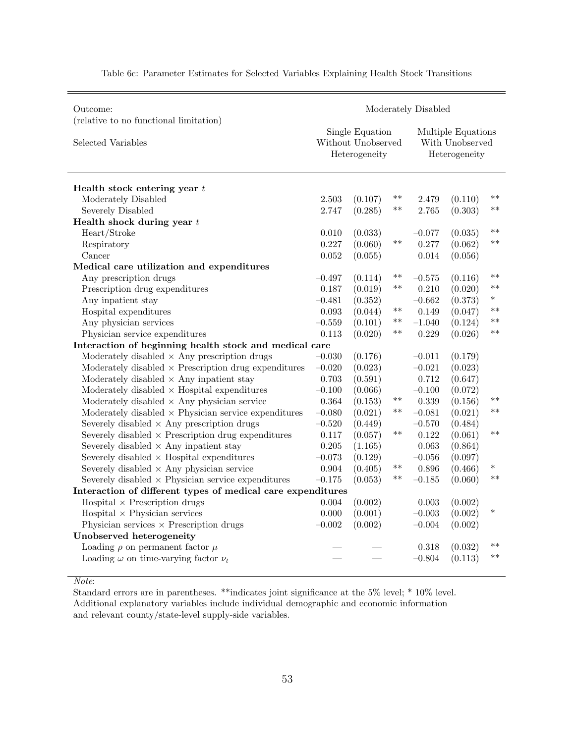Table 6c: Parameter Estimates for Selected Variables Explaining Health Stock Transitions

| Outcome: (relative to no functional limitation) | Moderately Disabled | | | | | |
|---|---|---|---|---|---|---|
| Selected Variables | Single Equation Without Unobserved Heterogeneity | | | Multiple Equations With Unobserved Heterogeneity | | |
| **Health stock entering year $t$** | | | | | | |
| Moderately Disabled | 2.503 | (0.107) | ** | 2.479 | (0.110) | ** |
| Severely Disabled | 2.747 | (0.285) | ** | 2.765 | (0.303) | ** |
| **Health shock during year $t$** | | | | | | |
| Heart/Stroke | 0.010 | (0.033) | | −0.077 | (0.035) | ** |
| Respiratory | 0.227 | (0.060) | ** | 0.277 | (0.062) | ** |
| Cancer | 0.052 | (0.055) | | 0.014 | (0.056) | |
| **Medical care utilization and expenditures** | | | | | | |
| Any prescription drugs | −0.497 | (0.114) | ** | −0.575 | (0.116) | ** |
| Prescription drug expenditures | 0.187 | (0.019) | ** | 0.210 | (0.020) | ** |
| Any inpatient stay | −0.481 | (0.352) | | −0.662 | (0.373) | * |
| Hospital expenditures | 0.093 | (0.044) | ** | 0.149 | (0.047) | ** |
| Any physician services | −0.559 | (0.101) | ** | −1.040 | (0.124) | ** |
| Physician service expenditures | 0.113 | (0.020) | ** | 0.229 | (0.026) | ** |
| **Interaction of beginning health stock and medical care** | | | | | | |
| Moderately disabled × Any prescription drugs | −0.030 | (0.176) | | −0.011 | (0.179) | |
| Moderately disabled × Prescription drug expenditures | −0.020 | (0.023) | | −0.021 | (0.023) | |
| Moderately disabled × Any inpatient stay | 0.703 | (0.591) | | 0.712 | (0.647) | |
| Moderately disabled × Hospital expenditures | −0.100 | (0.066) | | −0.100 | (0.072) | |
| Moderately disabled × Any physician service | 0.364 | (0.153) | ** | 0.339 | (0.156) | ** |
| Moderately disabled × Physician service expenditures | −0.080 | (0.021) | ** | −0.081 | (0.021) | ** |
| Severely disabled × Any prescription drugs | −0.520 | (0.449) | | −0.570 | (0.484) | |
| Severely disabled × Prescription drug expenditures | 0.117 | (0.057) | ** | 0.122 | (0.061) | ** |
| Severely disabled × Any inpatient stay | 0.205 | (1.165) | | 0.063 | (0.864) | |
| Severely disabled × Hospital expenditures | −0.073 | (0.129) | | −0.056 | (0.097) | |
| Severely disabled × Any physician service | 0.904 | (0.405) | ** | 0.896 | (0.466) | * |
| Severely disabled × Physician service expenditures | −0.175 | (0.053) | ** | −0.185 | (0.060) | ** |
| **Interaction of different types of medical care expenditures** | | | | | | |
| Hospital × Prescription drugs | 0.004 | (0.002) | | 0.003 | (0.002) | |
| Hospital × Physician services | 0.000 | (0.001) | | −0.003 | (0.002) | * |
| Physician services × Prescription drugs | −0.002 | (0.002) | | −0.004 | (0.002) | |
| **Unobserved heterogeneity** | | | | | | |
| Loading $\rho$ on permanent factor $\mu$ | — | — | | 0.318 | (0.032) | ** |
| Loading $\omega$ on time-varying factor $\nu_t$ | — | — | | −0.804 | (0.113) | ** |

*Note*:
Standard errors are in parentheses. **indicates joint significance at the 5% level; * 10% level.
Additional explanatory variables include individual demographic and economic information and relevant county/state-level supply-side variables.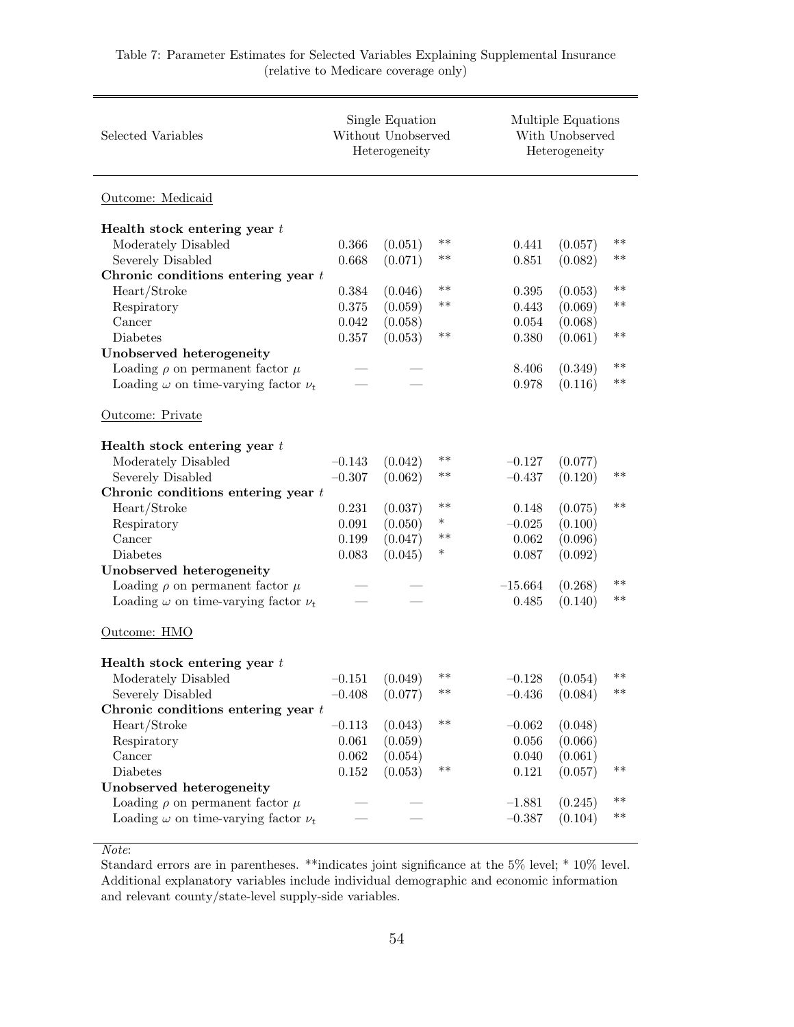Table 7: Parameter Estimates for Selected Variables Explaining Supplemental Insurance (relative to Medicare coverage only)

| Selected Variables | Single Equation Without Unobserved Heterogeneity | | | Multiple Equations With Unobserved Heterogeneity | | |
|---|---|---|---|---|---|---|
| Outcome: Medicaid | | | | | | |
| **Health stock entering year $t$** | | | | | | |
| Moderately Disabled | 0.366 | (0.051) | ** | 0.441 | (0.057) | ** |
| Severely Disabled | 0.668 | (0.071) | ** | 0.851 | (0.082) | ** |
| **Chronic conditions entering year $t$** | | | | | | |
| Heart/Stroke | 0.384 | (0.046) | ** | 0.395 | (0.053) | ** |
| Respiratory | 0.375 | (0.059) | ** | 0.443 | (0.069) | ** |
| Cancer | 0.042 | (0.058) | | 0.054 | (0.068) | |
| Diabetes | 0.357 | (0.053) | ** | 0.380 | (0.061) | ** |
| **Unobserved heterogeneity** | | | | | | |
| Loading $\rho$ on permanent factor $\mu$ | — | — | | 8.406 | (0.349) | ** |
| Loading $\omega$ on time-varying factor $\nu_t$ | — | — | | 0.978 | (0.116) | ** |
| Outcome: Private | | | | | | |
| **Health stock entering year $t$** | | | | | | |
| Moderately Disabled | –0.143 | (0.042) | ** | –0.127 | (0.077) | |
| Severely Disabled | –0.307 | (0.062) | ** | –0.437 | (0.120) | ** |
| **Chronic conditions entering year $t$** | | | | | | |
| Heart/Stroke | 0.231 | (0.037) | ** | 0.148 | (0.075) | ** |
| Respiratory | 0.091 | (0.050) | * | –0.025 | (0.100) | |
| Cancer | 0.199 | (0.047) | ** | 0.062 | (0.096) | |
| Diabetes | 0.083 | (0.045) | * | 0.087 | (0.092) | |
| **Unobserved heterogeneity** | | | | | | |
| Loading $\rho$ on permanent factor $\mu$ | — | — | | –15.664 | (0.268) | ** |
| Loading $\omega$ on time-varying factor $\nu_t$ | — | — | | 0.485 | (0.140) | ** |
| Outcome: HMO | | | | | | |
| **Health stock entering year $t$** | | | | | | |
| Moderately Disabled | –0.151 | (0.049) | ** | –0.128 | (0.054) | ** |
| Severely Disabled | –0.408 | (0.077) | ** | –0.436 | (0.084) | ** |
| **Chronic conditions entering year $t$** | | | | | | |
| Heart/Stroke | –0.113 | (0.043) | ** | –0.062 | (0.048) | |
| Respiratory | 0.061 | (0.059) | | 0.056 | (0.066) | |
| Cancer | 0.062 | (0.054) | | 0.040 | (0.061) | |
| Diabetes | 0.152 | (0.053) | ** | 0.121 | (0.057) | ** |
| **Unobserved heterogeneity** | | | | | | |
| Loading $\rho$ on permanent factor $\mu$ | — | — | | –1.881 | (0.245) | ** |
| Loading $\omega$ on time-varying factor $\nu_t$ | — | — | | –0.387 | (0.104) | ** |

*Note*:
Standard errors are in parentheses. **indicates joint significance at the 5% level; * 10% level. Additional explanatory variables include individual demographic and economic information and relevant county/state-level supply-side variables.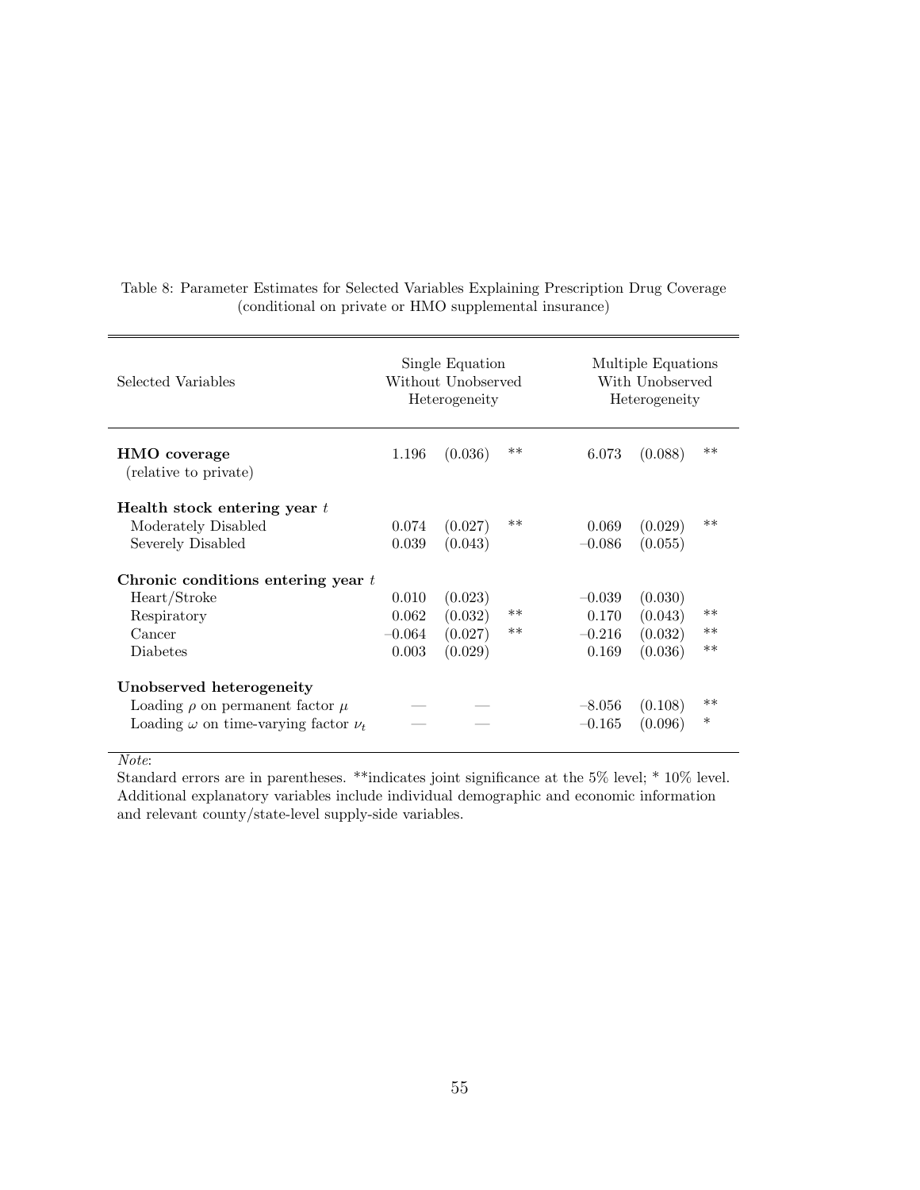Table 8: Parameter Estimates for Selected Variables Explaining Prescription Drug Coverage (conditional on private or HMO supplemental insurance)

| Selected Variables | Single Equation Without Unobserved Heterogeneity | | | Multiple Equations With Unobserved Heterogeneity | | |
|---|---|---|---|---|---|---|
| **HMO coverage** (relative to private) | 1.196 | (0.036) | ** | 6.073 | (0.088) | ** |
| **Health stock entering year $t$** | | | | | | |
| Moderately Disabled | 0.074 | (0.027) | ** | 0.069 | (0.029) | ** |
| Severely Disabled | 0.039 | (0.043) | | –0.086 | (0.055) | |
| **Chronic conditions entering year $t$** | | | | | | |
| Heart/Stroke | 0.010 | (0.023) | | –0.039 | (0.030) | |
| Respiratory | 0.062 | (0.032) | ** | 0.170 | (0.043) | ** |
| Cancer | –0.064 | (0.027) | ** | –0.216 | (0.032) | ** |
| Diabetes | 0.003 | (0.029) | | 0.169 | (0.036) | ** |
| **Unobserved heterogeneity** | | | | | | |
| Loading $\rho$ on permanent factor $\mu$ | — | — | | –8.056 | (0.108) | ** |
| Loading $\omega$ on time-varying factor $\nu_t$ | — | — | | –0.165 | (0.096) | * |

*Note*:
Standard errors are in parentheses. **indicates joint significance at the 5% level; * 10% level. Additional explanatory variables include individual demographic and economic information and relevant county/state-level supply-side variables.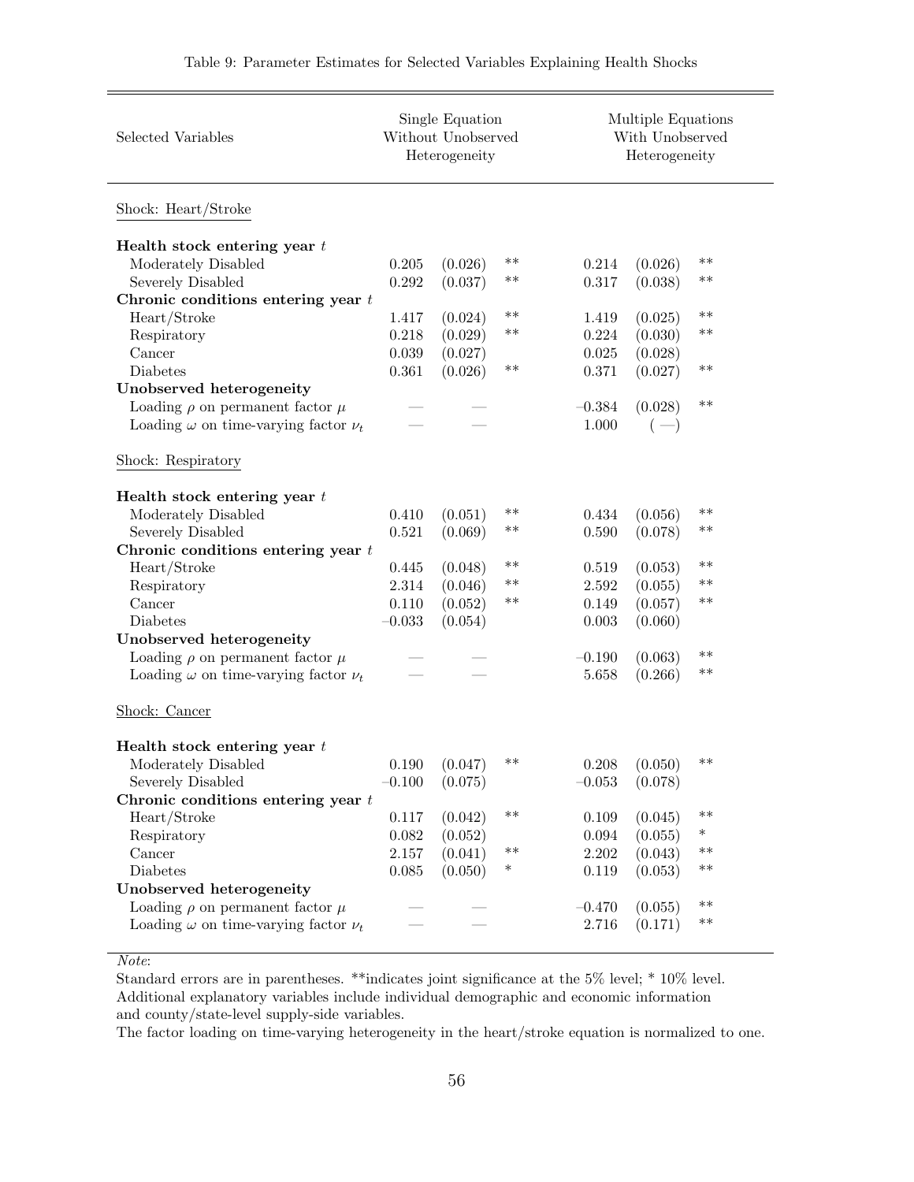Table 9: Parameter Estimates for Selected Variables Explaining Health Shocks

| Selected Variables | Single Equation Without Unobserved Heterogeneity | | | Multiple Equations With Unobserved Heterogeneity | | |
|---|---|---|---|---|---|---|
| Shock: Heart/Stroke | | | | | | |
| **Health stock entering year $t$** | | | | | | |
| Moderately Disabled | 0.205 | (0.026) | ** | 0.214 | (0.026) | ** |
| Severely Disabled | 0.292 | (0.037) | ** | 0.317 | (0.038) | ** |
| **Chronic conditions entering year $t$** | | | | | | |
| Heart/Stroke | 1.417 | (0.024) | ** | 1.419 | (0.025) | ** |
| Respiratory | 0.218 | (0.029) | ** | 0.224 | (0.030) | ** |
| Cancer | 0.039 | (0.027) | | 0.025 | (0.028) | |
| Diabetes | 0.361 | (0.026) | ** | 0.371 | (0.027) | ** |
| **Unobserved heterogeneity** | | | | | | |
| Loading $\rho$ on permanent factor $\mu$ | — | — | | –0.384 | (0.028) | ** |
| Loading $\omega$ on time-varying factor $\nu_t$ | — | — | | 1.000 | (—) | |
| Shock: Respiratory | | | | | | |
| **Health stock entering year $t$** | | | | | | |
| Moderately Disabled | 0.410 | (0.051) | ** | 0.434 | (0.056) | ** |
| Severely Disabled | 0.521 | (0.069) | ** | 0.590 | (0.078) | ** |
| **Chronic conditions entering year $t$** | | | | | | |
| Heart/Stroke | 0.445 | (0.048) | ** | 0.519 | (0.053) | ** |
| Respiratory | 2.314 | (0.046) | ** | 2.592 | (0.055) | ** |
| Cancer | 0.110 | (0.052) | ** | 0.149 | (0.057) | ** |
| Diabetes | –0.033 | (0.054) | | 0.003 | (0.060) | |
| **Unobserved heterogeneity** | | | | | | |
| Loading $\rho$ on permanent factor $\mu$ | — | — | | –0.190 | (0.063) | ** |
| Loading $\omega$ on time-varying factor $\nu_t$ | — | — | | 5.658 | (0.266) | ** |
| Shock: Cancer | | | | | | |
| **Health stock entering year $t$** | | | | | | |
| Moderately Disabled | 0.190 | (0.047) | ** | 0.208 | (0.050) | ** |
| Severely Disabled | –0.100 | (0.075) | | –0.053 | (0.078) | |
| **Chronic conditions entering year $t$** | | | | | | |
| Heart/Stroke | 0.117 | (0.042) | ** | 0.109 | (0.045) | ** |
| Respiratory | 0.082 | (0.052) | | 0.094 | (0.055) | * |
| Cancer | 2.157 | (0.041) | ** | 2.202 | (0.043) | ** |
| Diabetes | 0.085 | (0.050) | * | 0.119 | (0.053) | ** |
| **Unobserved heterogeneity** | | | | | | |
| Loading $\rho$ on permanent factor $\mu$ | — | — | | –0.470 | (0.055) | ** |
| Loading $\omega$ on time-varying factor $\nu_t$ | — | — | | 2.716 | (0.171) | ** |

*Note*:
Standard errors are in parentheses. **indicates joint significance at the 5% level; * 10% level.
Additional explanatory variables include individual demographic and economic information and county/state-level supply-side variables.
The factor loading on time-varying heterogeneity in the heart/stroke equation is normalized to one.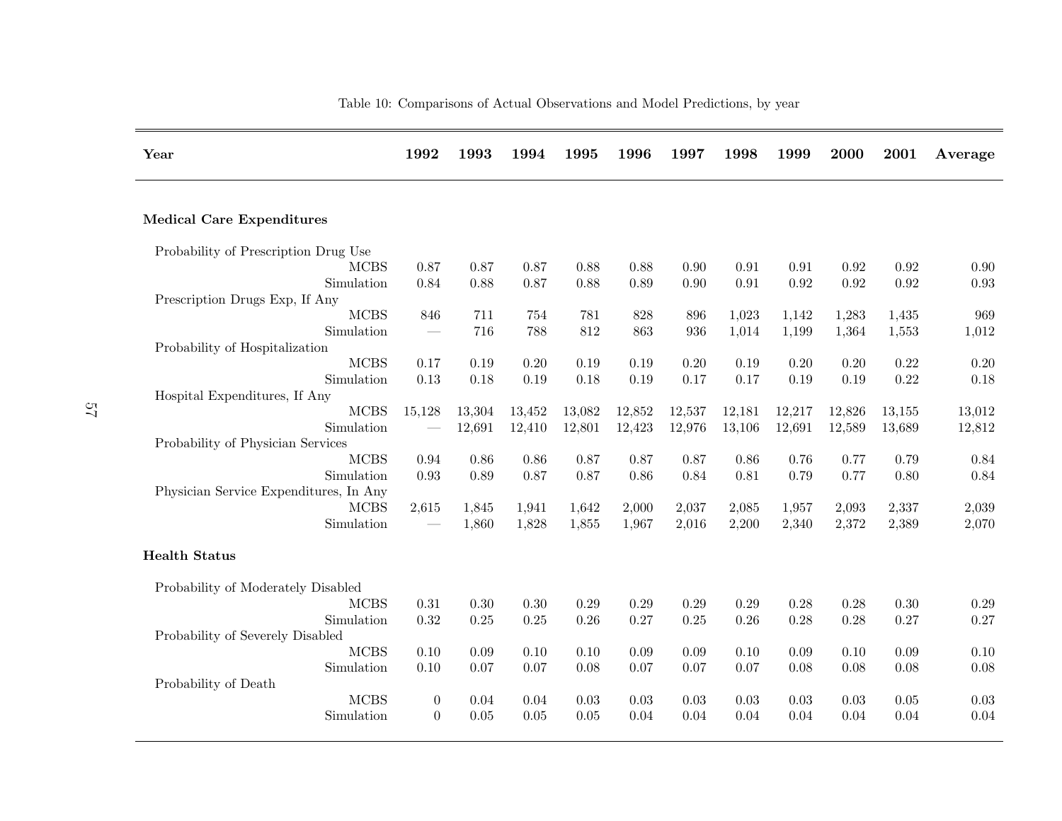Table 10: Comparisons of Actual Observations and Model Predictions, by year

| **Year** | **1992** | **1993** | **1994** | **1995** | **1996** | **1997** | **1998** | **1999** | **2000** | **2001** | **Average** |
|---|---|---|---|---|---|---|---|---|---|---|---|
| **Medical Care Expenditures** | | | | | | | | | | | |
| Probability of Prescription Drug Use | | | | | | | | | | | |
| MCBS | 0.87 | 0.87 | 0.87 | 0.88 | 0.88 | 0.90 | 0.91 | 0.91 | 0.92 | 0.92 | 0.90 |
| Simulation | 0.84 | 0.88 | 0.87 | 0.88 | 0.89 | 0.90 | 0.91 | 0.92 | 0.92 | 0.92 | 0.93 |
| Prescription Drugs Exp, If Any | | | | | | | | | | | |
| MCBS | 846 | 711 | 754 | 781 | 828 | 896 | 1,023 | 1,142 | 1,283 | 1,435 | 969 |
| Simulation | — | 716 | 788 | 812 | 863 | 936 | 1,014 | 1,199 | 1,364 | 1,553 | 1,012 |
| Probability of Hospitalization | | | | | | | | | | | |
| MCBS | 0.17 | 0.19 | 0.20 | 0.19 | 0.19 | 0.20 | 0.19 | 0.20 | 0.20 | 0.22 | 0.20 |
| Simulation | 0.13 | 0.18 | 0.19 | 0.18 | 0.19 | 0.17 | 0.17 | 0.19 | 0.19 | 0.22 | 0.18 |
| Hospital Expenditures, If Any | | | | | | | | | | | |
| MCBS | 15,128 | 13,304 | 13,452 | 13,082 | 12,852 | 12,537 | 12,181 | 12,217 | 12,826 | 13,155 | 13,012 |
| Simulation | — | 12,691 | 12,410 | 12,801 | 12,423 | 12,976 | 13,106 | 12,691 | 12,589 | 13,689 | 12,812 |
| Probability of Physician Services | | | | | | | | | | | |
| MCBS | 0.94 | 0.86 | 0.86 | 0.87 | 0.87 | 0.87 | 0.86 | 0.76 | 0.77 | 0.79 | 0.84 |
| Simulation | 0.93 | 0.89 | 0.87 | 0.87 | 0.86 | 0.84 | 0.81 | 0.79 | 0.77 | 0.80 | 0.84 |
| Physician Service Expenditures, In Any | | | | | | | | | | | |
| MCBS | 2,615 | 1,845 | 1,941 | 1,642 | 2,000 | 2,037 | 2,085 | 1,957 | 2,093 | 2,337 | 2,039 |
| Simulation | — | 1,860 | 1,828 | 1,855 | 1,967 | 2,016 | 2,200 | 2,340 | 2,372 | 2,389 | 2,070 |
| **Health Status** | | | | | | | | | | | |
| Probability of Moderately Disabled | | | | | | | | | | | |
| MCBS | 0.31 | 0.30 | 0.30 | 0.29 | 0.29 | 0.29 | 0.29 | 0.28 | 0.28 | 0.30 | 0.29 |
| Simulation | 0.32 | 0.25 | 0.25 | 0.26 | 0.27 | 0.25 | 0.26 | 0.28 | 0.28 | 0.27 | 0.27 |
| Probability of Severely Disabled | | | | | | | | | | | |
| MCBS | 0.10 | 0.09 | 0.10 | 0.10 | 0.09 | 0.09 | 0.10 | 0.09 | 0.10 | 0.09 | 0.10 |
| Simulation | 0.10 | 0.07 | 0.07 | 0.08 | 0.07 | 0.07 | 0.07 | 0.08 | 0.08 | 0.08 | 0.08 |
| Probability of Death | | | | | | | | | | | |
| MCBS | 0 | 0.04 | 0.04 | 0.03 | 0.03 | 0.03 | 0.03 | 0.03 | 0.03 | 0.05 | 0.03 |
| Simulation | 0 | 0.05 | 0.05 | 0.05 | 0.04 | 0.04 | 0.04 | 0.04 | 0.04 | 0.04 | 0.04 |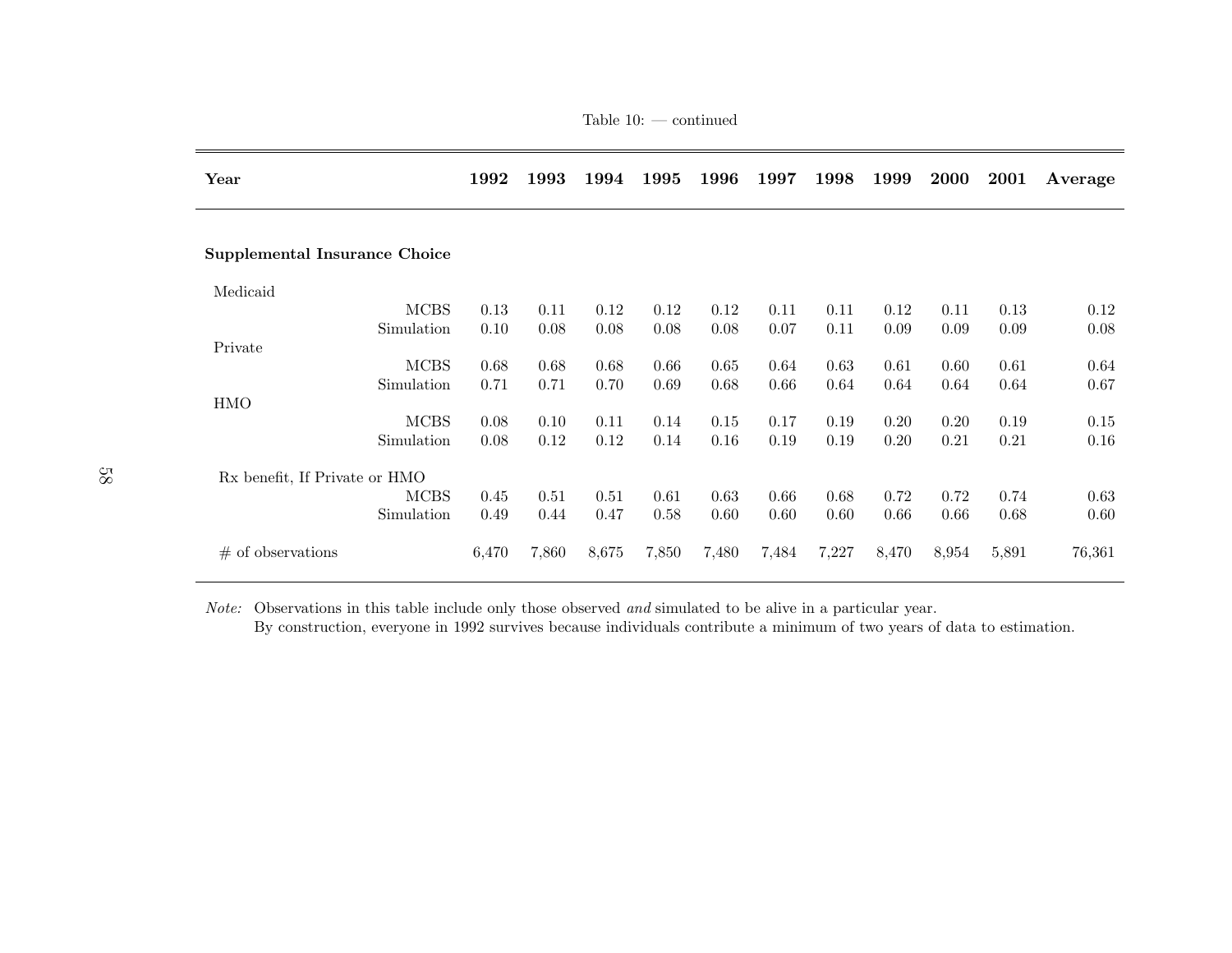Table 10: — continued

| Year | | 1992 | 1993 | 1994 | 1995 | 1996 | 1997 | 1998 | 1999 | 2000 | 2001 | Average |
|---|---|---|---|---|---|---|---|---|---|---|---|---|
| **Supplemental Insurance Choice** | | | | | | | | | | | | |
| Medicaid | | | | | | | | | | | | |
| | MCBS | 0.13 | 0.11 | 0.12 | 0.12 | 0.12 | 0.11 | 0.11 | 0.12 | 0.11 | 0.13 | 0.12 |
| | Simulation | 0.10 | 0.08 | 0.08 | 0.08 | 0.08 | 0.07 | 0.11 | 0.09 | 0.09 | 0.09 | 0.08 |
| Private | | | | | | | | | | | | |
| | MCBS | 0.68 | 0.68 | 0.68 | 0.66 | 0.65 | 0.64 | 0.63 | 0.61 | 0.60 | 0.61 | 0.64 |
| | Simulation | 0.71 | 0.71 | 0.70 | 0.69 | 0.68 | 0.66 | 0.64 | 0.64 | 0.64 | 0.64 | 0.67 |
| HMO | | | | | | | | | | | | |
| | MCBS | 0.08 | 0.10 | 0.11 | 0.14 | 0.15 | 0.17 | 0.19 | 0.20 | 0.20 | 0.19 | 0.15 |
| | Simulation | 0.08 | 0.12 | 0.12 | 0.14 | 0.16 | 0.19 | 0.19 | 0.20 | 0.21 | 0.21 | 0.16 |
| Rx benefit, If Private or HMO | | | | | | | | | | | | |
| | MCBS | 0.45 | 0.51 | 0.51 | 0.61 | 0.63 | 0.66 | 0.68 | 0.72 | 0.72 | 0.74 | 0.63 |
| | Simulation | 0.49 | 0.44 | 0.47 | 0.58 | 0.60 | 0.60 | 0.60 | 0.66 | 0.66 | 0.68 | 0.60 |
| # of observations | | 6,470 | 7,860 | 8,675 | 7,850 | 7,480 | 7,484 | 7,227 | 8,470 | 8,954 | 5,891 | 76,361 |

*Note:* Observations in this table include only those observed *and* simulated to be alive in a particular year.
By construction, everyone in 1992 survives because individuals contribute a minimum of two years of data to estimation.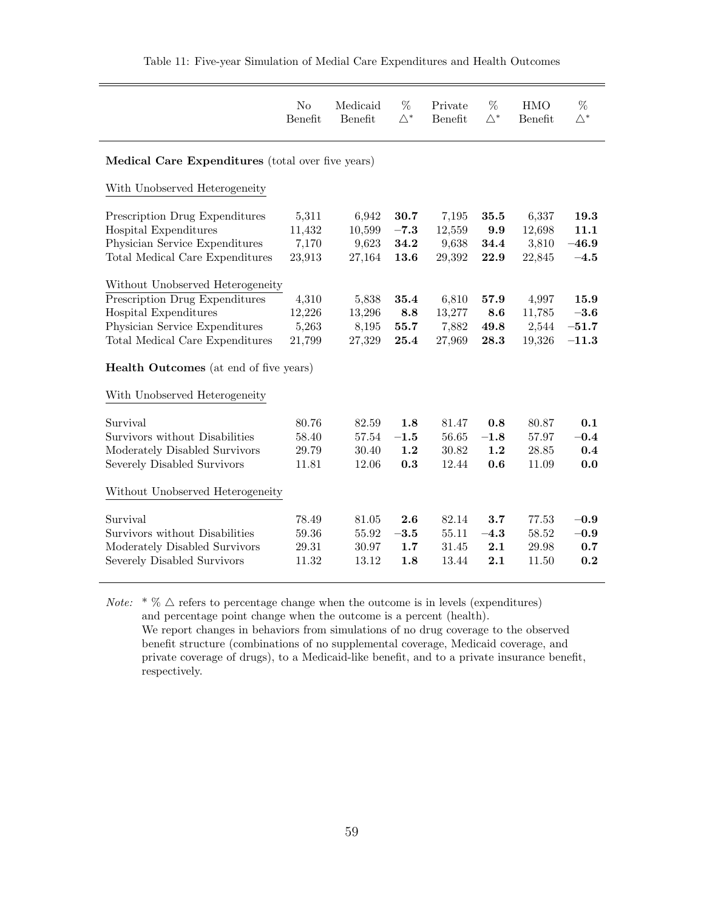Table 11: Five-year Simulation of Medial Care Expenditures and Health Outcomes

| | No Benefit | Medicaid Benefit | % $\triangle^*$ | Private Benefit | % $\triangle^*$ | HMO Benefit | % $\triangle^*$ |
|---|---|---|---|---|---|---|---|
| **Medical Care Expenditures** (total over five years) | | | | | | | |
| With Unobserved Heterogeneity | | | | | | | |
| Prescription Drug Expenditures | 5,311 | 6,942 | **30.7** | 7,195 | **35.5** | 6,337 | **19.3** |
| Hospital Expenditures | 11,432 | 10,599 | **−7.3** | 12,559 | **9.9** | 12,698 | **11.1** |
| Physician Service Expenditures | 7,170 | 9,623 | **34.2** | 9,638 | **34.4** | 3,810 | **−46.9** |
| Total Medical Care Expenditures | 23,913 | 27,164 | **13.6** | 29,392 | **22.9** | 22,845 | **−4.5** |
| Without Unobserved Heterogeneity | | | | | | | |
| Prescription Drug Expenditures | 4,310 | 5,838 | **35.4** | 6,810 | **57.9** | 4,997 | **15.9** |
| Hospital Expenditures | 12,226 | 13,296 | **8.8** | 13,277 | **8.6** | 11,785 | **−3.6** |
| Physician Service Expenditures | 5,263 | 8,195 | **55.7** | 7,882 | **49.8** | 2,544 | **−51.7** |
| Total Medical Care Expenditures | 21,799 | 27,329 | **25.4** | 27,969 | **28.3** | 19,326 | **−11.3** |
| **Health Outcomes** (at end of five years) | | | | | | | |
| With Unobserved Heterogeneity | | | | | | | |
| Survival | 80.76 | 82.59 | **1.8** | 81.47 | **0.8** | 80.87 | **0.1** |
| Survivors without Disabilities | 58.40 | 57.54 | **−1.5** | 56.65 | **−1.8** | 57.97 | **−0.4** |
| Moderately Disabled Survivors | 29.79 | 30.40 | **1.2** | 30.82 | **1.2** | 28.85 | **0.4** |
| Severely Disabled Survivors | 11.81 | 12.06 | **0.3** | 12.44 | **0.6** | 11.09 | **0.0** |
| Without Unobserved Heterogeneity | | | | | | | |
| Survival | 78.49 | 81.05 | **2.6** | 82.14 | **3.7** | 77.53 | **−0.9** |
| Survivors without Disabilities | 59.36 | 55.92 | **−3.5** | 55.11 | **−4.3** | 58.52 | **−0.9** |
| Moderately Disabled Survivors | 29.31 | 30.97 | **1.7** | 31.45 | **2.1** | 29.98 | **0.7** |
| Severely Disabled Survivors | 11.32 | 13.12 | **1.8** | 13.44 | **2.1** | 11.50 | **0.2** |

*Note:* * % $\triangle$ refers to percentage change when the outcome is in levels (expenditures) and percentage point change when the outcome is a percent (health).
We report changes in behaviors from simulations of no drug coverage to the observed benefit structure (combinations of no supplemental coverage, Medicaid coverage, and private coverage of drugs), to a Medicaid-like benefit, and to a private insurance benefit, respectively.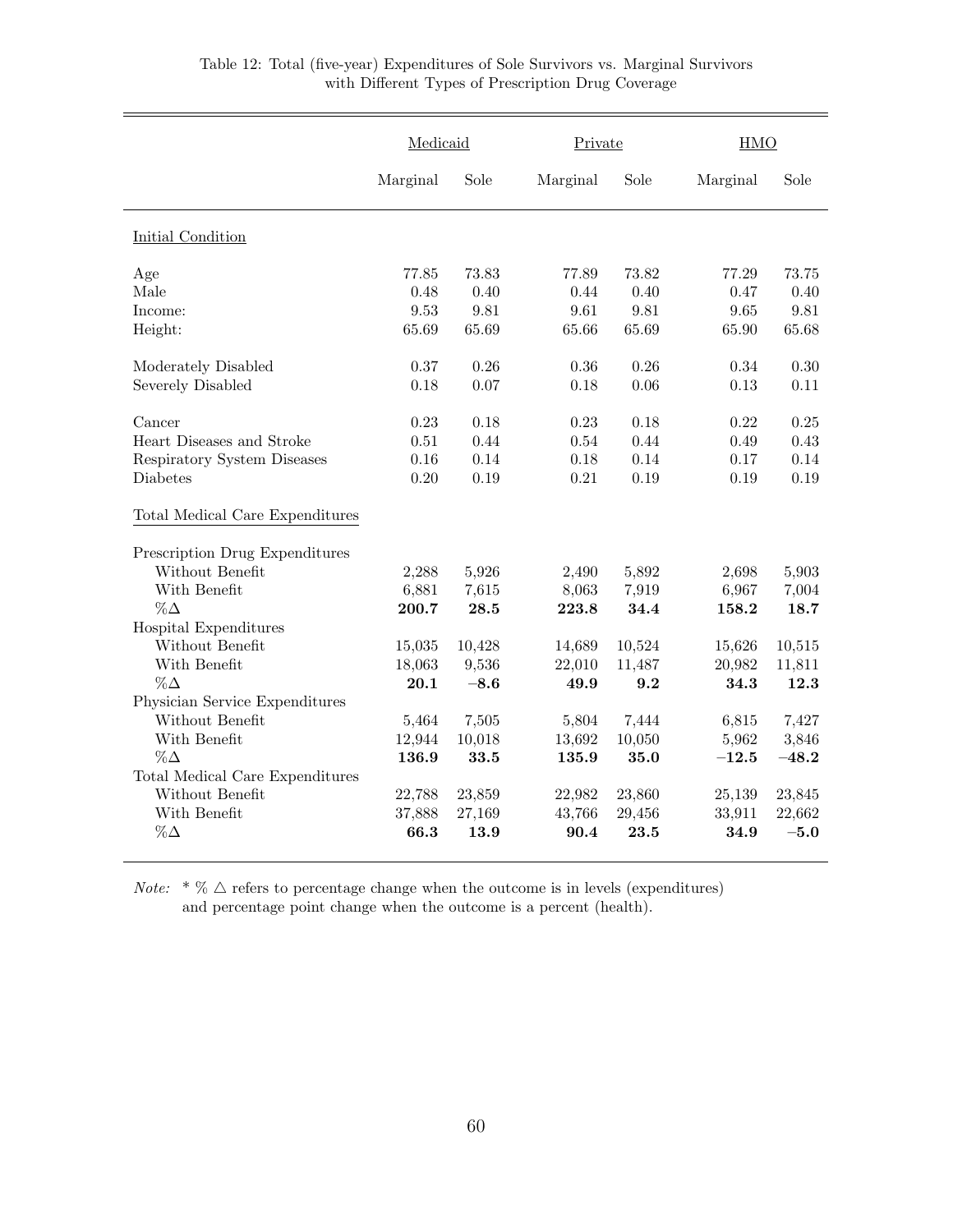Table 12: Total (five-year) Expenditures of Sole Survivors vs. Marginal Survivors with Different Types of Prescription Drug Coverage

| | Medicaid | | Private | | HMO | |
|---|---|---|---|---|---|---|
| | Marginal | Sole | Marginal | Sole | Marginal | Sole |
| Initial Condition | | | | | | |
| Age | 77.85 | 73.83 | 77.89 | 73.82 | 77.29 | 73.75 |
| Male | 0.48 | 0.40 | 0.44 | 0.40 | 0.47 | 0.40 |
| Income: | 9.53 | 9.81 | 9.61 | 9.81 | 9.65 | 9.81 |
| Height: | 65.69 | 65.69 | 65.66 | 65.69 | 65.90 | 65.68 |
| Moderately Disabled | 0.37 | 0.26 | 0.36 | 0.26 | 0.34 | 0.30 |
| Severely Disabled | 0.18 | 0.07 | 0.18 | 0.06 | 0.13 | 0.11 |
| Cancer | 0.23 | 0.18 | 0.23 | 0.18 | 0.22 | 0.25 |
| Heart Diseases and Stroke | 0.51 | 0.44 | 0.54 | 0.44 | 0.49 | 0.43 |
| Respiratory System Diseases | 0.16 | 0.14 | 0.18 | 0.14 | 0.17 | 0.14 |
| Diabetes | 0.20 | 0.19 | 0.21 | 0.19 | 0.19 | 0.19 |
| Total Medical Care Expenditures | | | | | | |
| Prescription Drug Expenditures | | | | | | |
| Without Benefit | 2,288 | 5,926 | 2,490 | 5,892 | 2,698 | 5,903 |
| With Benefit | 6,881 | 7,615 | 8,063 | 7,919 | 6,967 | 7,004 |
| %Δ | **200.7** | **28.5** | **223.8** | **34.4** | **158.2** | **18.7** |
| Hospital Expenditures | | | | | | |
| Without Benefit | 15,035 | 10,428 | 14,689 | 10,524 | 15,626 | 10,515 |
| With Benefit | 18,063 | 9,536 | 22,010 | 11,487 | 20,982 | 11,811 |
| %Δ | **20.1** | **−8.6** | **49.9** | **9.2** | **34.3** | **12.3** |
| Physician Service Expenditures | | | | | | |
| Without Benefit | 5,464 | 7,505 | 5,804 | 7,444 | 6,815 | 7,427 |
| With Benefit | 12,944 | 10,018 | 13,692 | 10,050 | 5,962 | 3,846 |
| %Δ | **136.9** | **33.5** | **135.9** | **35.0** | **−12.5** | **−48.2** |
| Total Medical Care Expenditures | | | | | | |
| Without Benefit | 22,788 | 23,859 | 22,982 | 23,860 | 25,139 | 23,845 |
| With Benefit | 37,888 | 27,169 | 43,766 | 29,456 | 33,911 | 22,662 |
| %Δ | **66.3** | **13.9** | **90.4** | **23.5** | **34.9** | **−5.0** |

*Note:* * % △ refers to percentage change when the outcome is in levels (expenditures) and percentage point change when the outcome is a percent (health).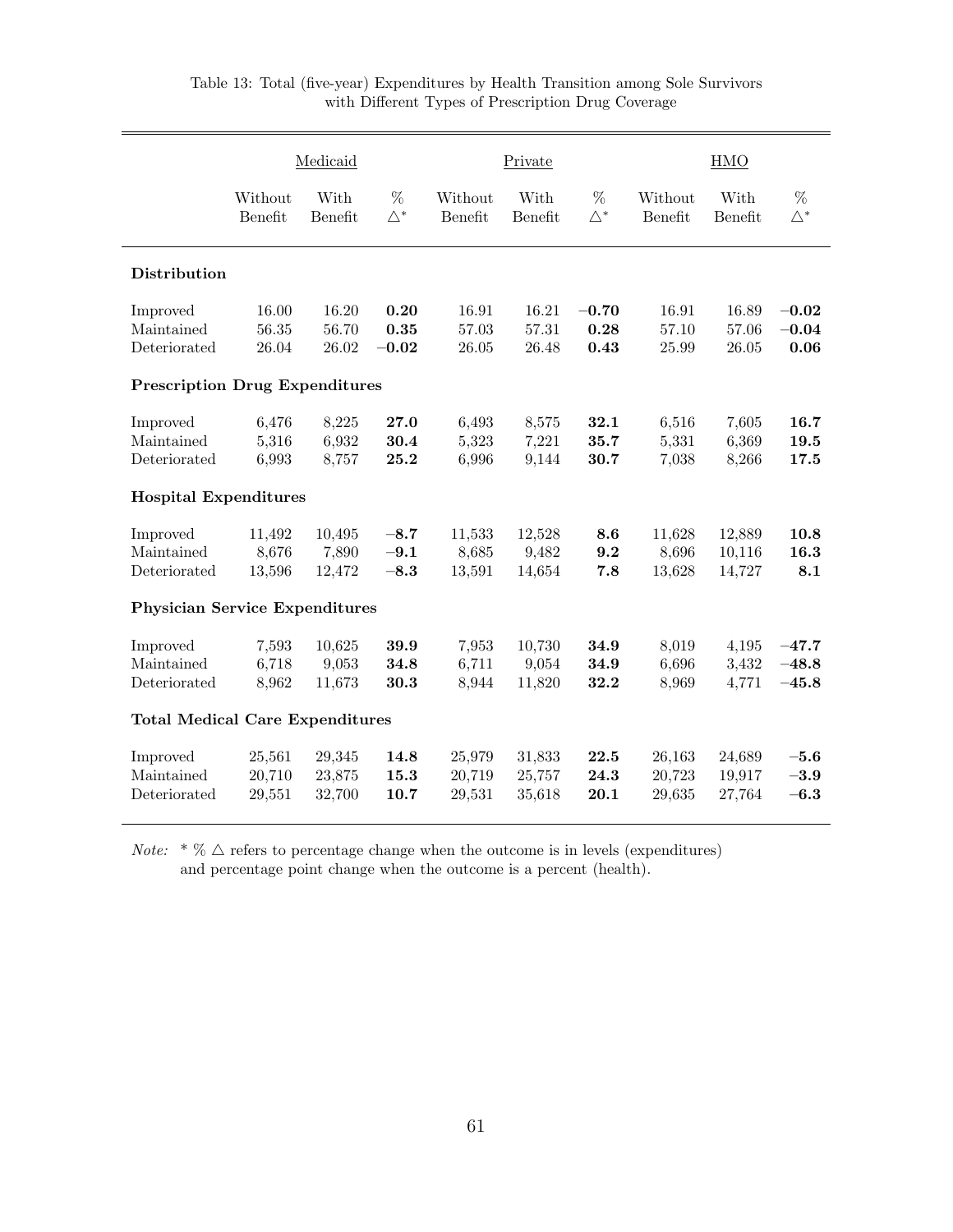Table 13: Total (five-year) Expenditures by Health Transition among Sole Survivors with Different Types of Prescription Drug Coverage

| | Medicaid | | | Private | | | HMO | | |
|---|---|---|---|---|---|---|---|---|---|
| | Without Benefit | With Benefit | % $\triangle^*$ | Without Benefit | With Benefit | % $\triangle^*$ | Without Benefit | With Benefit | % $\triangle^*$ |
| **Distribution** | | | | | | | | | |
| Improved | 16.00 | 16.20 | **0.20** | 16.91 | 16.21 | **−0.70** | 16.91 | 16.89 | **−0.02** |
| Maintained | 56.35 | 56.70 | **0.35** | 57.03 | 57.31 | **0.28** | 57.10 | 57.06 | **−0.04** |
| Deteriorated | 26.04 | 26.02 | **−0.02** | 26.05 | 26.48 | **0.43** | 25.99 | 26.05 | **0.06** |
| **Prescription Drug Expenditures** | | | | | | | | | |
| Improved | 6,476 | 8,225 | **27.0** | 6,493 | 8,575 | **32.1** | 6,516 | 7,605 | **16.7** |
| Maintained | 5,316 | 6,932 | **30.4** | 5,323 | 7,221 | **35.7** | 5,331 | 6,369 | **19.5** |
| Deteriorated | 6,993 | 8,757 | **25.2** | 6,996 | 9,144 | **30.7** | 7,038 | 8,266 | **17.5** |
| **Hospital Expenditures** | | | | | | | | | |
| Improved | 11,492 | 10,495 | **−8.7** | 11,533 | 12,528 | **8.6** | 11,628 | 12,889 | **10.8** |
| Maintained | 8,676 | 7,890 | **−9.1** | 8,685 | 9,482 | **9.2** | 8,696 | 10,116 | **16.3** |
| Deteriorated | 13,596 | 12,472 | **−8.3** | 13,591 | 14,654 | **7.8** | 13,628 | 14,727 | **8.1** |
| **Physician Service Expenditures** | | | | | | | | | |
| Improved | 7,593 | 10,625 | **39.9** | 7,953 | 10,730 | **34.9** | 8,019 | 4,195 | **−47.7** |
| Maintained | 6,718 | 9,053 | **34.8** | 6,711 | 9,054 | **34.9** | 6,696 | 3,432 | **−48.8** |
| Deteriorated | 8,962 | 11,673 | **30.3** | 8,944 | 11,820 | **32.2** | 8,969 | 4,771 | **−45.8** |
| **Total Medical Care Expenditures** | | | | | | | | | |
| Improved | 25,561 | 29,345 | **14.8** | 25,979 | 31,833 | **22.5** | 26,163 | 24,689 | **−5.6** |
| Maintained | 20,710 | 23,875 | **15.3** | 20,719 | 25,757 | **24.3** | 20,723 | 19,917 | **−3.9** |
| Deteriorated | 29,551 | 32,700 | **10.7** | 29,531 | 35,618 | **20.1** | 29,635 | 27,764 | **−6.3** |

*Note:* * % $\triangle$ refers to percentage change when the outcome is in levels (expenditures) and percentage point change when the outcome is a percent (health).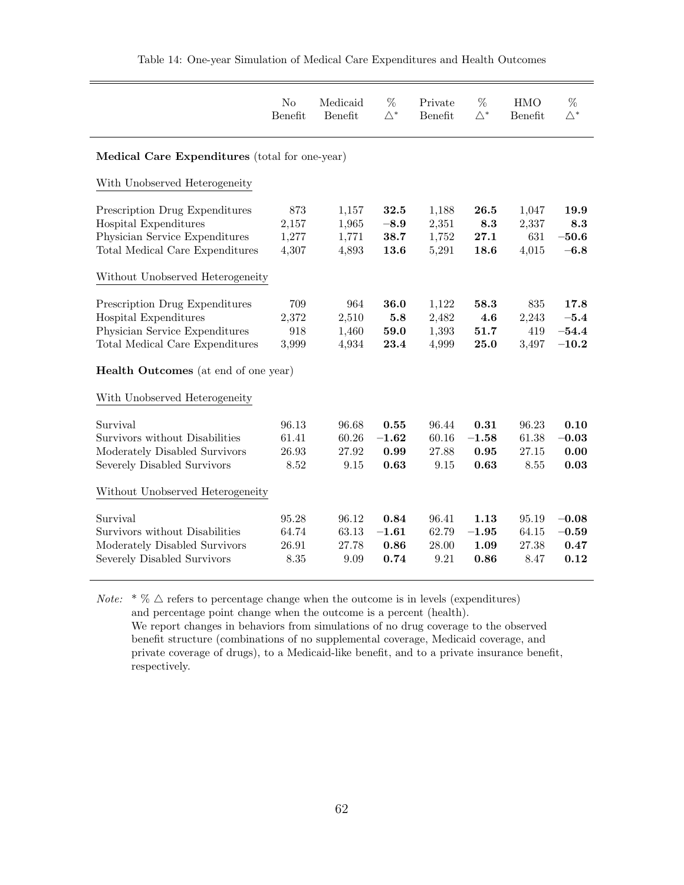Table 14: One-year Simulation of Medical Care Expenditures and Health Outcomes

| | No Benefit | Medicaid Benefit | % $\triangle^*$ | Private Benefit | % $\triangle^*$ | HMO Benefit | % $\triangle^*$ |
|---|---|---|---|---|---|---|---|
| **Medical Care Expenditures** (total for one-year) | | | | | | | |
| With Unobserved Heterogeneity | | | | | | | |
| Prescription Drug Expenditures | 873 | 1,157 | **32.5** | 1,188 | **26.5** | 1,047 | **19.9** |
| Hospital Expenditures | 2,157 | 1,965 | **−8.9** | 2,351 | **8.3** | 2,337 | **8.3** |
| Physician Service Expenditures | 1,277 | 1,771 | **38.7** | 1,752 | **27.1** | 631 | **−50.6** |
| Total Medical Care Expenditures | 4,307 | 4,893 | **13.6** | 5,291 | **18.6** | 4,015 | **−6.8** |
| Without Unobserved Heterogeneity | | | | | | | |
| Prescription Drug Expenditures | 709 | 964 | **36.0** | 1,122 | **58.3** | 835 | **17.8** |
| Hospital Expenditures | 2,372 | 2,510 | **5.8** | 2,482 | **4.6** | 2,243 | **−5.4** |
| Physician Service Expenditures | 918 | 1,460 | **59.0** | 1,393 | **51.7** | 419 | **−54.4** |
| Total Medical Care Expenditures | 3,999 | 4,934 | **23.4** | 4,999 | **25.0** | 3,497 | **−10.2** |
| **Health Outcomes** (at end of one year) | | | | | | | |
| With Unobserved Heterogeneity | | | | | | | |
| Survival | 96.13 | 96.68 | **0.55** | 96.44 | **0.31** | 96.23 | **0.10** |
| Survivors without Disabilities | 61.41 | 60.26 | **−1.62** | 60.16 | **−1.58** | 61.38 | **−0.03** |
| Moderately Disabled Survivors | 26.93 | 27.92 | **0.99** | 27.88 | **0.95** | 27.15 | **0.00** |
| Severely Disabled Survivors | 8.52 | 9.15 | **0.63** | 9.15 | **0.63** | 8.55 | **0.03** |
| Without Unobserved Heterogeneity | | | | | | | |
| Survival | 95.28 | 96.12 | **0.84** | 96.41 | **1.13** | 95.19 | **−0.08** |
| Survivors without Disabilities | 64.74 | 63.13 | **−1.61** | 62.79 | **−1.95** | 64.15 | **−0.59** |
| Moderately Disabled Survivors | 26.91 | 27.78 | **0.86** | 28.00 | **1.09** | 27.38 | **0.47** |
| Severely Disabled Survivors | 8.35 | 9.09 | **0.74** | 9.21 | **0.86** | 8.47 | **0.12** |

*Note:* * % $\triangle$ refers to percentage change when the outcome is in levels (expenditures) and percentage point change when the outcome is a percent (health).
We report changes in behaviors from simulations of no drug coverage to the observed benefit structure (combinations of no supplemental coverage, Medicaid coverage, and private coverage of drugs), to a Medicaid-like benefit, and to a private insurance benefit, respectively.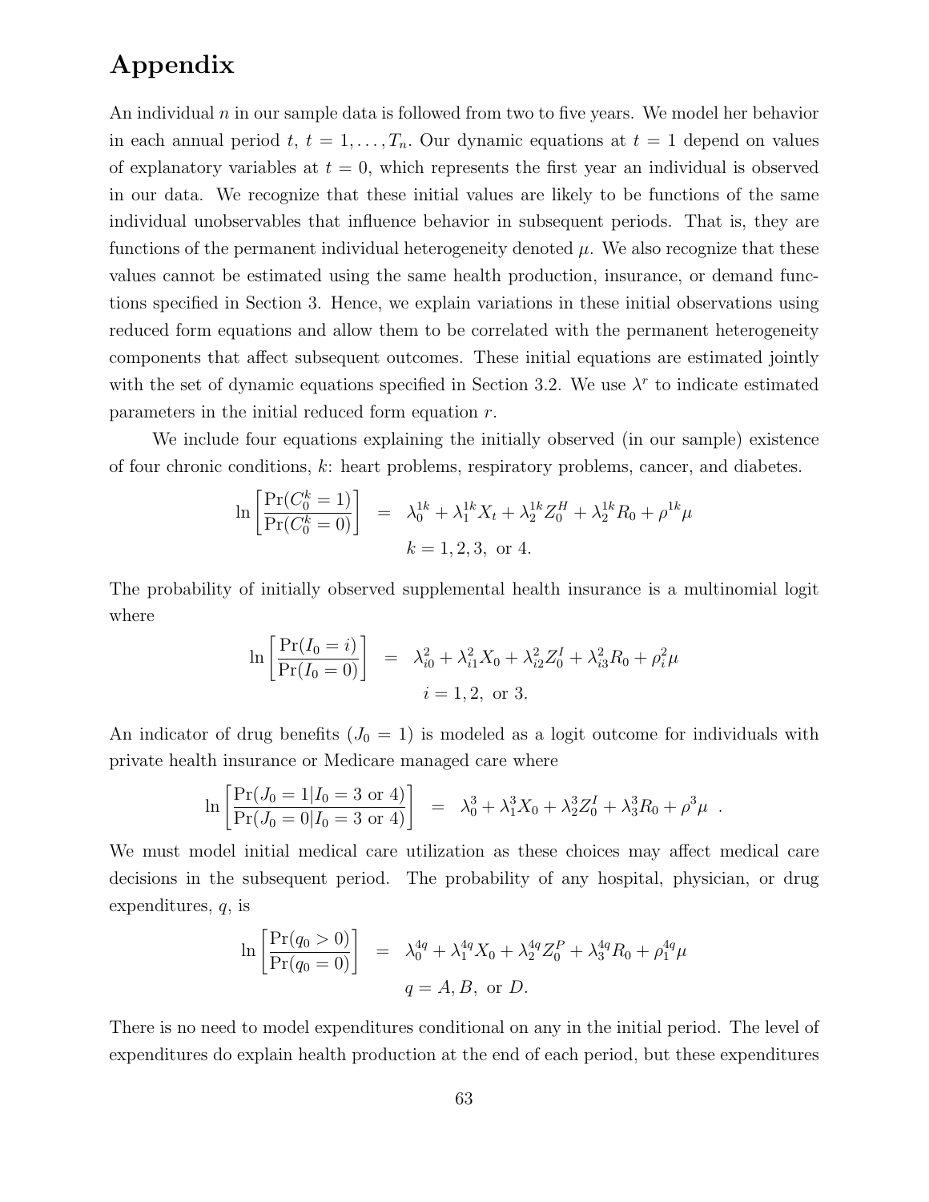# Appendix

An individual $n$ in our sample data is followed from two to five years. We model her behavior in each annual period $t$, $t = 1, \ldots, T_n$. Our dynamic equations at $t = 1$ depend on values of explanatory variables at $t = 0$, which represents the first year an individual is observed in our data. We recognize that these initial values are likely to be functions of the same individual unobservables that influence behavior in subsequent periods. That is, they are functions of the permanent individual heterogeneity denoted $\mu$. We also recognize that these values cannot be estimated using the same health production, insurance, or demand functions specified in Section 3. Hence, we explain variations in these initial observations using reduced form equations and allow them to be correlated with the permanent heterogeneity components that affect subsequent outcomes. These initial equations are estimated jointly with the set of dynamic equations specified in Section 3.2. We use $\lambda^r$ to indicate estimated parameters in the initial reduced form equation $r$.

We include four equations explaining the initially observed (in our sample) existence of four chronic conditions, $k$: heart problems, respiratory problems, cancer, and diabetes.

$$\ln\left[\frac{\Pr(C_0^k = 1)}{\Pr(C_0^k = 0)}\right] = \lambda_0^{1k} + \lambda_1^{1k} X_t + \lambda_2^{1k} Z_0^H + \lambda_2^{1k} R_0 + \rho^{1k}\mu$$

$$k = 1, 2, 3, \text{ or } 4.$$

The probability of initially observed supplemental health insurance is a multinomial logit where

$$\ln\left[\frac{\Pr(I_0 = i)}{\Pr(I_0 = 0)}\right] = \lambda_{i0}^2 + \lambda_{i1}^2 X_0 + \lambda_{i2}^2 Z_0^I + \lambda_{i3}^2 R_0 + \rho_i^2 \mu$$

$$i = 1, 2, \text{ or } 3.$$

An indicator of drug benefits ($J_0 = 1$) is modeled as a logit outcome for individuals with private health insurance or Medicare managed care where

$$\ln\left[\frac{\Pr(J_0 = 1 | I_0 = 3 \text{ or } 4)}{\Pr(J_0 = 0 | I_0 = 3 \text{ or } 4)}\right] = \lambda_0^3 + \lambda_1^3 X_0 + \lambda_2^3 Z_0^I + \lambda_3^3 R_0 + \rho^3 \mu \ .$$

We must model initial medical care utilization as these choices may affect medical care decisions in the subsequent period. The probability of any hospital, physician, or drug expenditures, $q$, is

$$\ln\left[\frac{\Pr(q_0 > 0)}{\Pr(q_0 = 0)}\right] = \lambda_0^{4q} + \lambda_1^{4q} X_0 + \lambda_2^{4q} Z_0^P + \lambda_3^{4q} R_0 + \rho_1^{4q} \mu$$

$$q = A, B, \text{ or } D.$$

There is no need to model expenditures conditional on any in the initial period. The level of expenditures do explain health production at the end of each period, but these expenditures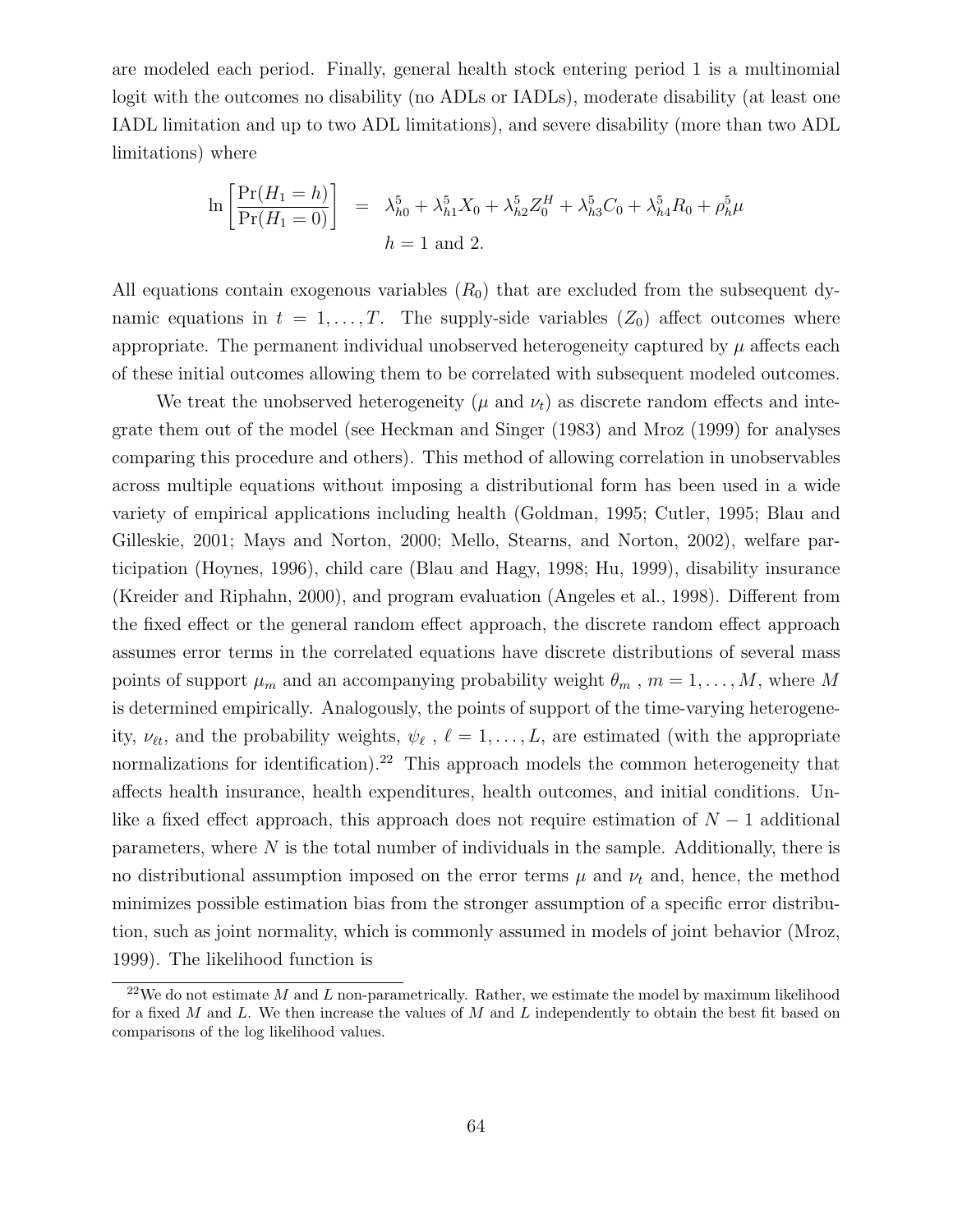are modeled each period. Finally, general health stock entering period 1 is a multinomial logit with the outcomes no disability (no ADLs or IADLs), moderate disability (at least one IADL limitation and up to two ADL limitations), and severe disability (more than two ADL limitations) where

$$\ln\left[\frac{\Pr(H_1 = h)}{\Pr(H_1 = 0)}\right] = \lambda^5_{h0} + \lambda^5_{h1} X_0 + \lambda^5_{h2} Z^H_0 + \lambda^5_{h3} C_0 + \lambda^5_{h4} R_0 + \rho^5_h \mu$$
$$h = 1 \text{ and } 2.$$

All equations contain exogenous variables ($R_0$) that are excluded from the subsequent dynamic equations in $t = 1, \ldots, T$. The supply-side variables ($Z_0$) affect outcomes where appropriate. The permanent individual unobserved heterogeneity captured by $\mu$ affects each of these initial outcomes allowing them to be correlated with subsequent modeled outcomes.

We treat the unobserved heterogeneity ($\mu$ and $\nu_t$) as discrete random effects and integrate them out of the model (see Heckman and Singer (1983) and Mroz (1999) for analyses comparing this procedure and others). This method of allowing correlation in unobservables across multiple equations without imposing a distributional form has been used in a wide variety of empirical applications including health (Goldman, 1995; Cutler, 1995; Blau and Gilleskie, 2001; Mays and Norton, 2000; Mello, Stearns, and Norton, 2002), welfare participation (Hoynes, 1996), child care (Blau and Hagy, 1998; Hu, 1999), disability insurance (Kreider and Riphahn, 2000), and program evaluation (Angeles et al., 1998). Different from the fixed effect or the general random effect approach, the discrete random effect approach assumes error terms in the correlated equations have discrete distributions of several mass points of support $\mu_m$ and an accompanying probability weight $\theta_m$ , $m = 1, \ldots, M$, where $M$ is determined empirically. Analogously, the points of support of the time-varying heterogeneity, $\nu_{\ell t}$, and the probability weights, $\psi_\ell$ , $\ell = 1, \ldots, L$, are estimated (with the appropriate normalizations for identification).[22] This approach models the common heterogeneity that affects health insurance, health expenditures, health outcomes, and initial conditions. Unlike a fixed effect approach, this approach does not require estimation of $N - 1$ additional parameters, where $N$ is the total number of individuals in the sample. Additionally, there is no distributional assumption imposed on the error terms $\mu$ and $\nu_t$ and, hence, the method minimizes possible estimation bias from the stronger assumption of a specific error distribution, such as joint normality, which is commonly assumed in models of joint behavior (Mroz, 1999). The likelihood function is

[22] We do not estimate $M$ and $L$ non-parametrically. Rather, we estimate the model by maximum likelihood for a fixed $M$ and $L$. We then increase the values of $M$ and $L$ independently to obtain the best fit based on comparisons of the log likelihood values.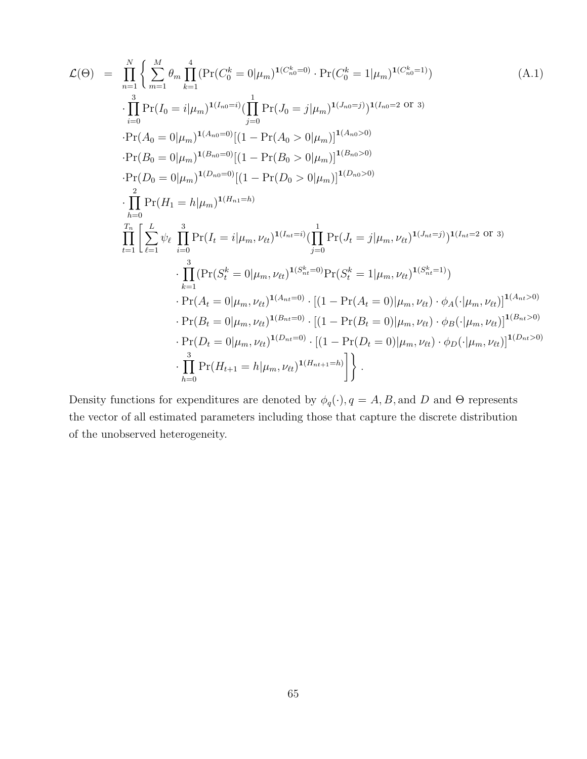$$
\begin{aligned}
\mathcal{L}(\Theta) \;=\; & \prod_{n=1}^{N} \Bigg\{ \sum_{m=1}^{M} \theta_m \prod_{k=1}^{4} (\Pr(C_0^k = 0|\mu_m)^{\mathbf{1}(C_{n0}^k=0)} \cdot \Pr(C_0^k = 1|\mu_m)^{\mathbf{1}(C_{n0}^k=1)}) \qquad \text{(A.1)} \\
& \cdot \prod_{i=0}^{3} \Pr(I_0 = i|\mu_m)^{\mathbf{1}(I_{n0}=i)} (\prod_{j=0}^{1} \Pr(J_0 = j|\mu_m)^{\mathbf{1}(J_{n0}=j)})^{\mathbf{1}(I_{n0}=2 \text{ or } 3)} \\
& \cdot \Pr(A_0 = 0|\mu_m)^{\mathbf{1}(A_{n0}=0)} [(1 - \Pr(A_0 > 0|\mu_m)]^{\mathbf{1}(A_{n0}>0)} \\
& \cdot \Pr(B_0 = 0|\mu_m)^{\mathbf{1}(B_{n0}=0)} [(1 - \Pr(B_0 > 0|\mu_m)]^{\mathbf{1}(B_{n0}>0)} \\
& \cdot \Pr(D_0 = 0|\mu_m)^{\mathbf{1}(D_{n0}=0)} [(1 - \Pr(D_0 > 0|\mu_m)]^{\mathbf{1}(D_{n0}>0)} \\
& \cdot \prod_{h=0}^{2} \Pr(H_1 = h|\mu_m)^{\mathbf{1}(H_{n1}=h)} \\
& \prod_{t=1}^{T_n} \Bigg[ \sum_{\ell=1}^{L} \psi_\ell \prod_{i=0}^{3} \Pr(I_t = i|\mu_m, \nu_{\ell t})^{\mathbf{1}(I_{nt}=i)} (\prod_{j=0}^{1} \Pr(J_t = j|\mu_m, \nu_{\ell t})^{\mathbf{1}(J_{nt}=j)})^{\mathbf{1}(I_{nt}=2 \text{ or } 3)} \\
& \qquad \cdot \prod_{k=1}^{3} (\Pr(S_t^k = 0|\mu_m, \nu_{\ell t})^{\mathbf{1}(S_{nt}^k=0)} \Pr(S_t^k = 1|\mu_m, \nu_{\ell t})^{\mathbf{1}(S_{nt}^k=1)}) \\
& \qquad \cdot \Pr(A_t = 0|\mu_m, \nu_{\ell t})^{\mathbf{1}(A_{nt}=0)} \cdot [(1 - \Pr(A_t = 0)|\mu_m, \nu_{\ell t}) \cdot \phi_A(\cdot|\mu_m, \nu_{\ell t})]^{\mathbf{1}(A_{nt}>0)} \\
& \qquad \cdot \Pr(B_t = 0|\mu_m, \nu_{\ell t})^{\mathbf{1}(B_{nt}=0)} \cdot [(1 - \Pr(B_t = 0)|\mu_m, \nu_{\ell t}) \cdot \phi_B(\cdot|\mu_m, \nu_{\ell t})]^{\mathbf{1}(B_{nt}>0)} \\
& \qquad \cdot \Pr(D_t = 0|\mu_m, \nu_{\ell t})^{\mathbf{1}(D_{nt}=0)} \cdot [(1 - \Pr(D_t = 0)|\mu_m, \nu_{\ell t}) \cdot \phi_D(\cdot|\mu_m, \nu_{\ell t})]^{\mathbf{1}(D_{nt}>0)} \\
& \qquad \cdot \prod_{h=0}^{3} \Pr(H_{t+1} = h|\mu_m, \nu_{\ell t})^{\mathbf{1}(H_{nt+1}=h)} \Bigg] \Bigg\} .
\end{aligned}
$$

Density functions for expenditures are denoted by $\phi_q(\cdot), q = A, B,$ and $D$ and $\Theta$ represents the vector of all estimated parameters including those that capture the discrete distribution of the unobserved heterogeneity.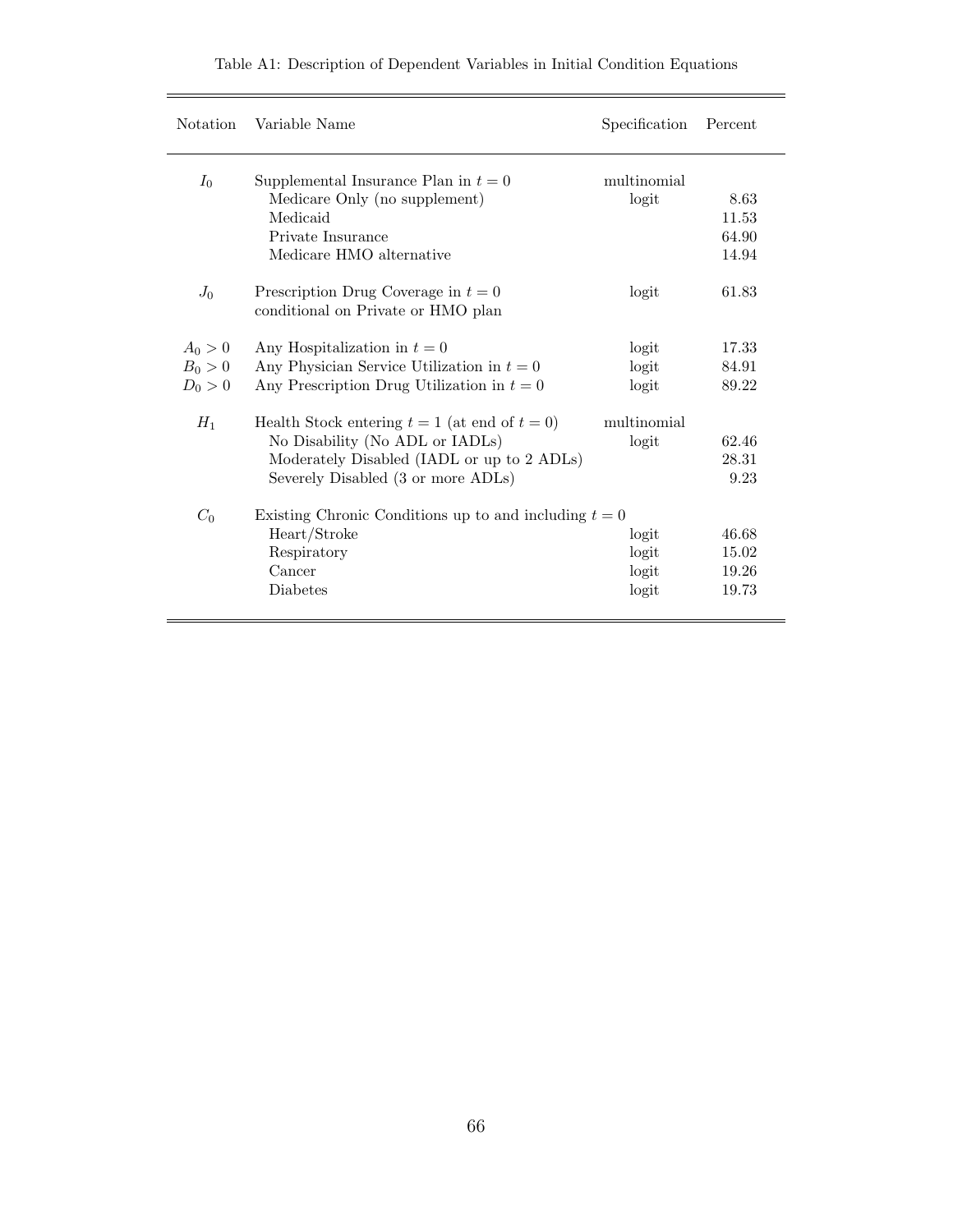Table A1: Description of Dependent Variables in Initial Condition Equations

| Notation | Variable Name | Specification | Percent |
|---|---|---|---|
| $I_0$ | Supplemental Insurance Plan in $t = 0$ | multinomial | |
| | Medicare Only (no supplement) | logit | 8.63 |
| | Medicaid | | 11.53 |
| | Private Insurance | | 64.90 |
| | Medicare HMO alternative | | 14.94 |
| $J_0$ | Prescription Drug Coverage in $t = 0$ conditional on Private or HMO plan | logit | 61.83 |
| $A_0 > 0$ | Any Hospitalization in $t = 0$ | logit | 17.33 |
| $B_0 > 0$ | Any Physician Service Utilization in $t = 0$ | logit | 84.91 |
| $D_0 > 0$ | Any Prescription Drug Utilization in $t = 0$ | logit | 89.22 |
| $H_1$ | Health Stock entering $t = 1$ (at end of $t = 0$) | multinomial | |
| | No Disability (No ADL or IADLs) | logit | 62.46 |
| | Moderately Disabled (IADL or up to 2 ADLs) | | 28.31 |
| | Severely Disabled (3 or more ADLs) | | 9.23 |
| $C_0$ | Existing Chronic Conditions up to and including $t = 0$ | | |
| | Heart/Stroke | logit | 46.68 |
| | Respiratory | logit | 15.02 |
| | Cancer | logit | 19.26 |
| | Diabetes | logit | 19.73 |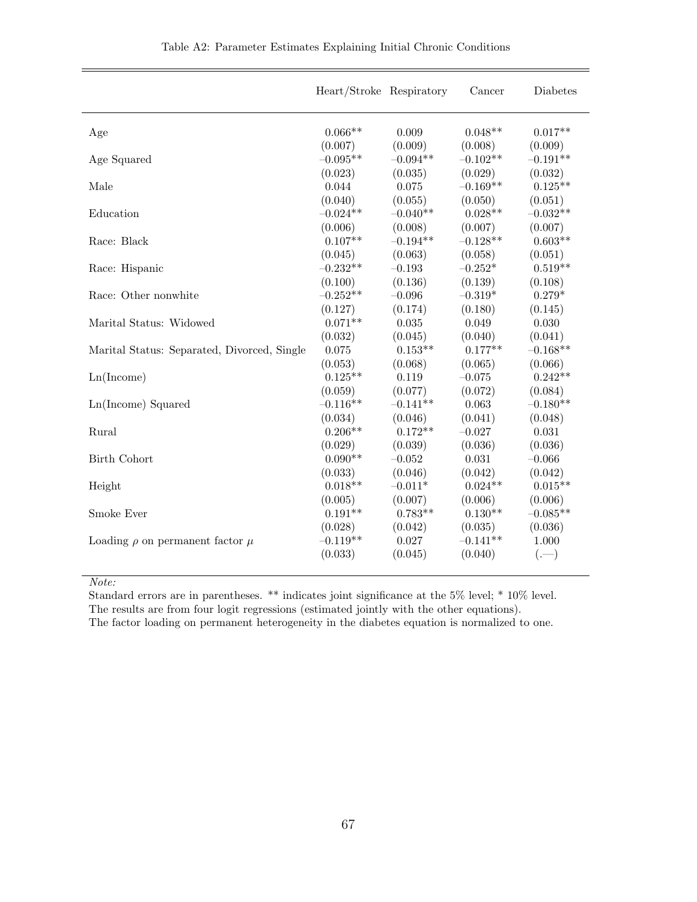Table A2: Parameter Estimates Explaining Initial Chronic Conditions

| | Heart/Stroke | Respiratory | Cancer | Diabetes |
|---|---|---|---|---|
| Age | 0.066** | 0.009 | 0.048** | 0.017** |
| | (0.007) | (0.009) | (0.008) | (0.009) |
| Age Squared | −0.095** | −0.094** | −0.102** | −0.191** |
| | (0.023) | (0.035) | (0.029) | (0.032) |
| Male | 0.044 | 0.075 | −0.169** | 0.125** |
| | (0.040) | (0.055) | (0.050) | (0.051) |
| Education | −0.024** | −0.040** | 0.028** | −0.032** |
| | (0.006) | (0.008) | (0.007) | (0.007) |
| Race: Black | 0.107** | −0.194** | −0.128** | 0.603** |
| | (0.045) | (0.063) | (0.058) | (0.051) |
| Race: Hispanic | −0.232** | −0.193 | −0.252* | 0.519** |
| | (0.100) | (0.136) | (0.139) | (0.108) |
| Race: Other nonwhite | −0.252** | −0.096 | −0.319* | 0.279* |
| | (0.127) | (0.174) | (0.180) | (0.145) |
| Marital Status: Widowed | 0.071** | 0.035 | 0.049 | 0.030 |
| | (0.032) | (0.045) | (0.040) | (0.041) |
| Marital Status: Separated, Divorced, Single | 0.075 | 0.153** | 0.177** | −0.168** |
| | (0.053) | (0.068) | (0.065) | (0.066) |
| Ln(Income) | 0.125** | 0.119 | −0.075 | 0.242** |
| | (0.059) | (0.077) | (0.072) | (0.084) |
| Ln(Income) Squared | −0.116** | −0.141** | 0.063 | −0.180** |
| | (0.034) | (0.046) | (0.041) | (0.048) |
| Rural | 0.206** | 0.172** | −0.027 | 0.031 |
| | (0.029) | (0.039) | (0.036) | (0.036) |
| Birth Cohort | 0.090** | −0.052 | 0.031 | −0.066 |
| | (0.033) | (0.046) | (0.042) | (0.042) |
| Height | 0.018** | −0.011* | 0.024** | 0.015** |
| | (0.005) | (0.007) | (0.006) | (0.006) |
| Smoke Ever | 0.191** | 0.783** | 0.130** | −0.085** |
| | (0.028) | (0.042) | (0.035) | (0.036) |
| Loading $\rho$ on permanent factor $\mu$ | −0.119** | 0.027 | −0.141** | 1.000 |
| | (0.033) | (0.045) | (0.040) | (.—) |

*Note:*
Standard errors are in parentheses. ** indicates joint significance at the 5% level; * 10% level.
The results are from four logit regressions (estimated jointly with the other equations).
The factor loading on permanent heterogeneity in the diabetes equation is normalized to one.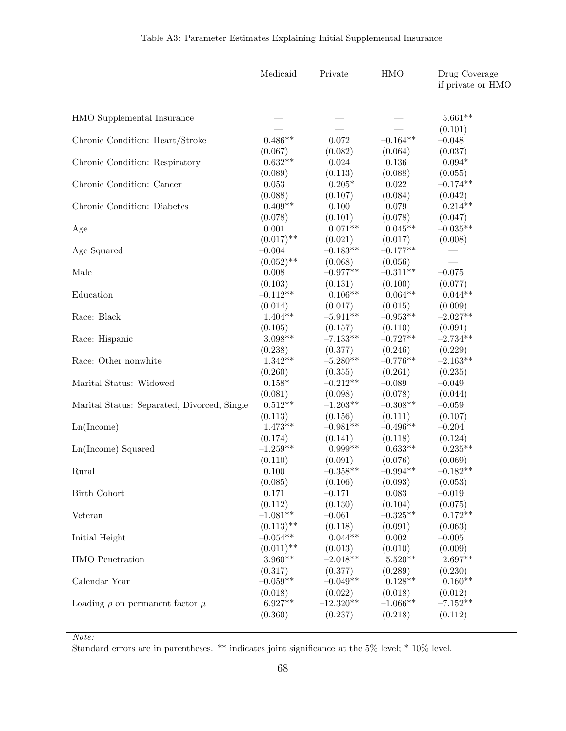Table A3: Parameter Estimates Explaining Initial Supplemental Insurance

| | Medicaid | Private | HMO | Drug Coverage if private or HMO |
|---|---|---|---|---|
| HMO Supplemental Insurance | — | — | — | 5.661** |
| | — | — | — | (0.101) |
| Chronic Condition: Heart/Stroke | 0.486** | 0.072 | −0.164** | −0.048 |
| | (0.067) | (0.082) | (0.064) | (0.037) |
| Chronic Condition: Respiratory | 0.632** | 0.024 | 0.136 | 0.094* |
| | (0.089) | (0.113) | (0.088) | (0.055) |
| Chronic Condition: Cancer | 0.053 | 0.205* | 0.022 | −0.174** |
| | (0.088) | (0.107) | (0.084) | (0.042) |
| Chronic Condition: Diabetes | 0.409** | 0.100 | 0.079 | 0.214** |
| | (0.078) | (0.101) | (0.078) | (0.047) |
| Age | 0.001 | 0.071** | 0.045** | −0.035** |
| | (0.017)** | (0.021) | (0.017) | (0.008) |
| Age Squared | −0.004 | −0.183** | −0.177** | — |
| | (0.052)** | (0.068) | (0.056) | — |
| Male | 0.008 | −0.977** | −0.311** | −0.075 |
| | (0.103) | (0.131) | (0.100) | (0.077) |
| Education | −0.112** | 0.106** | 0.064** | 0.044** |
| | (0.014) | (0.017) | (0.015) | (0.009) |
| Race: Black | 1.404** | −5.911** | −0.953** | −2.027** |
| | (0.105) | (0.157) | (0.110) | (0.091) |
| Race: Hispanic | 3.098** | −7.133** | −0.727** | −2.734** |
| | (0.238) | (0.377) | (0.246) | (0.229) |
| Race: Other nonwhite | 1.342** | −5.280** | −0.776** | −2.163** |
| | (0.260) | (0.355) | (0.261) | (0.235) |
| Marital Status: Widowed | 0.158* | −0.212** | −0.089 | −0.049 |
| | (0.081) | (0.098) | (0.078) | (0.044) |
| Marital Status: Separated, Divorced, Single | 0.512** | −1.203** | −0.308** | −0.059 |
| | (0.113) | (0.156) | (0.111) | (0.107) |
| Ln(Income) | 1.473** | −0.981** | −0.496** | −0.204 |
| | (0.174) | (0.141) | (0.118) | (0.124) |
| Ln(Income) Squared | −1.259** | 0.999** | 0.633** | 0.235** |
| | (0.110) | (0.091) | (0.076) | (0.069) |
| Rural | 0.100 | −0.358** | −0.994** | −0.182** |
| | (0.085) | (0.106) | (0.093) | (0.053) |
| Birth Cohort | 0.171 | −0.171 | 0.083 | −0.019 |
| | (0.112) | (0.130) | (0.104) | (0.075) |
| Veteran | −1.081** | −0.061 | −0.325** | 0.172** |
| | (0.113)** | (0.118) | (0.091) | (0.063) |
| Initial Height | −0.054** | 0.044** | 0.002 | −0.005 |
| | (0.011)** | (0.013) | (0.010) | (0.009) |
| HMO Penetration | 3.960** | −2.018** | 5.520** | 2.697** |
| | (0.317) | (0.377) | (0.289) | (0.230) |
| Calendar Year | −0.059** | −0.049** | 0.128** | 0.160** |
| | (0.018) | (0.022) | (0.018) | (0.012) |
| Loading $\rho$ on permanent factor $\mu$ | 6.927** | −12.320** | −1.066** | −7.152** |
| | (0.360) | (0.237) | (0.218) | (0.112) |

*Note:*
Standard errors are in parentheses. ** indicates joint significance at the 5% level; * 10% level.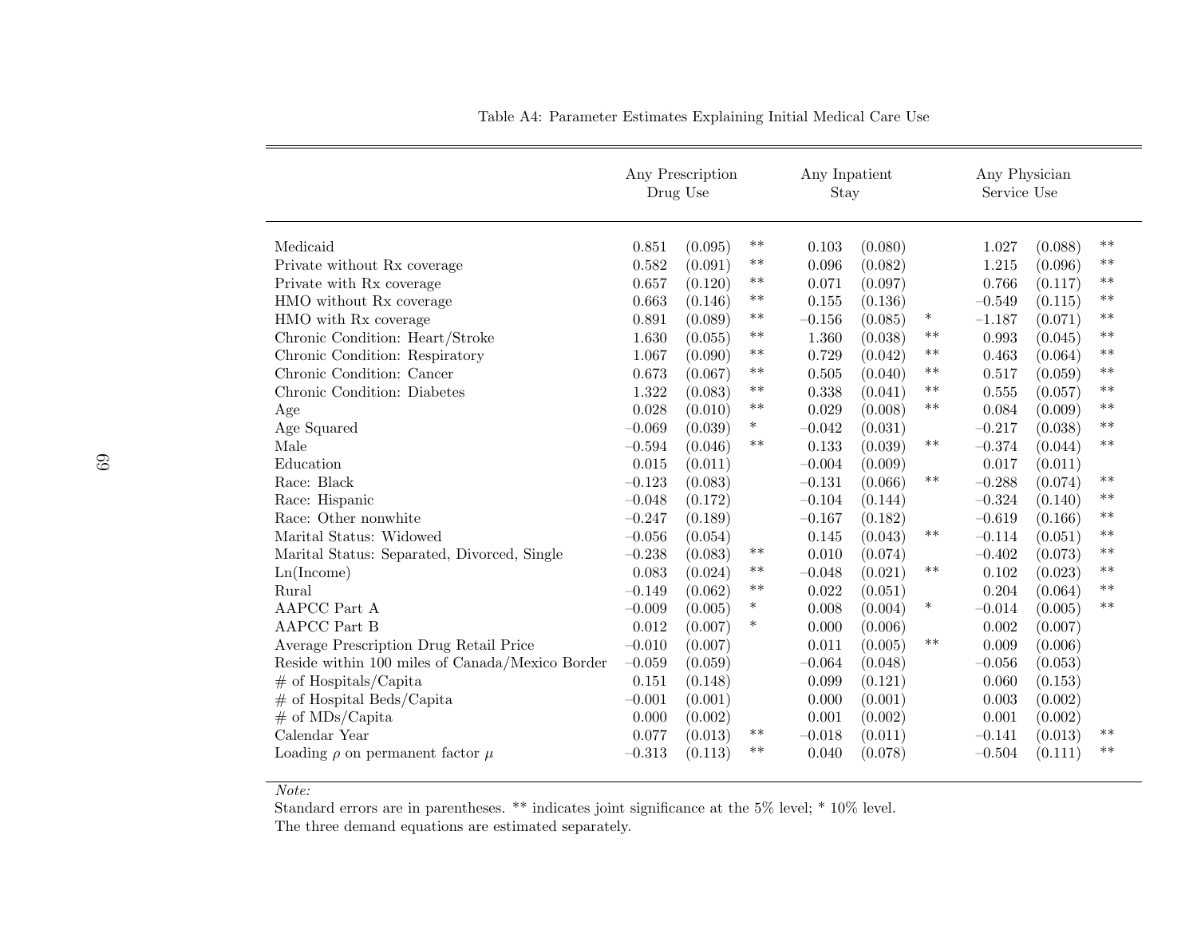Table A4: Parameter Estimates Explaining Initial Medical Care Use

| | Any Prescription Drug Use | | | Any Inpatient Stay | | | Any Physician Service Use | | |
|---|---|---|---|---|---|---|---|---|---|
| Medicaid | 0.851 | (0.095) | ** | 0.103 | (0.080) | | 1.027 | (0.088) | ** |
| Private without Rx coverage | 0.582 | (0.091) | ** | 0.096 | (0.082) | | 1.215 | (0.096) | ** |
| Private with Rx coverage | 0.657 | (0.120) | ** | 0.071 | (0.097) | | 0.766 | (0.117) | ** |
| HMO without Rx coverage | 0.663 | (0.146) | ** | 0.155 | (0.136) | | –0.549 | (0.115) | ** |
| HMO with Rx coverage | 0.891 | (0.089) | ** | –0.156 | (0.085) | * | –1.187 | (0.071) | ** |
| Chronic Condition: Heart/Stroke | 1.630 | (0.055) | ** | 1.360 | (0.038) | ** | 0.993 | (0.045) | ** |
| Chronic Condition: Respiratory | 1.067 | (0.090) | ** | 0.729 | (0.042) | ** | 0.463 | (0.064) | ** |
| Chronic Condition: Cancer | 0.673 | (0.067) | ** | 0.505 | (0.040) | ** | 0.517 | (0.059) | ** |
| Chronic Condition: Diabetes | 1.322 | (0.083) | ** | 0.338 | (0.041) | ** | 0.555 | (0.057) | ** |
| Age | 0.028 | (0.010) | ** | 0.029 | (0.008) | ** | 0.084 | (0.009) | ** |
| Age Squared | –0.069 | (0.039) | * | –0.042 | (0.031) | | –0.217 | (0.038) | ** |
| Male | –0.594 | (0.046) | ** | 0.133 | (0.039) | ** | –0.374 | (0.044) | ** |
| Education | 0.015 | (0.011) | | –0.004 | (0.009) | | 0.017 | (0.011) | |
| Race: Black | –0.123 | (0.083) | | –0.131 | (0.066) | ** | –0.288 | (0.074) | ** |
| Race: Hispanic | –0.048 | (0.172) | | –0.104 | (0.144) | | –0.324 | (0.140) | ** |
| Race: Other nonwhite | –0.247 | (0.189) | | –0.167 | (0.182) | | –0.619 | (0.166) | ** |
| Marital Status: Widowed | –0.056 | (0.054) | | 0.145 | (0.043) | ** | –0.114 | (0.051) | ** |
| Marital Status: Separated, Divorced, Single | –0.238 | (0.083) | ** | 0.010 | (0.074) | | –0.402 | (0.073) | ** |
| Ln(Income) | 0.083 | (0.024) | ** | –0.048 | (0.021) | ** | 0.102 | (0.023) | ** |
| Rural | –0.149 | (0.062) | ** | 0.022 | (0.051) | | 0.204 | (0.064) | ** |
| AAPCC Part A | –0.009 | (0.005) | * | 0.008 | (0.004) | * | –0.014 | (0.005) | ** |
| AAPCC Part B | 0.012 | (0.007) | * | 0.000 | (0.006) | | 0.002 | (0.007) | |
| Average Prescription Drug Retail Price | –0.010 | (0.007) | | 0.011 | (0.005) | ** | 0.009 | (0.006) | |
| Reside within 100 miles of Canada/Mexico Border | –0.059 | (0.059) | | –0.064 | (0.048) | | –0.056 | (0.053) | |
| # of Hospitals/Capita | 0.151 | (0.148) | | 0.099 | (0.121) | | 0.060 | (0.153) | |
| # of Hospital Beds/Capita | –0.001 | (0.001) | | 0.000 | (0.001) | | 0.003 | (0.002) | |
| # of MDs/Capita | 0.000 | (0.002) | | 0.001 | (0.002) | | 0.001 | (0.002) | |
| Calendar Year | 0.077 | (0.013) | ** | –0.018 | (0.011) | | –0.141 | (0.013) | ** |
| Loading $\rho$ on permanent factor $\mu$ | –0.313 | (0.113) | ** | 0.040 | (0.078) | | –0.504 | (0.111) | ** |

*Note:*
Standard errors are in parentheses. ** indicates joint significance at the 5% level; * 10% level.
The three demand equations are estimated separately.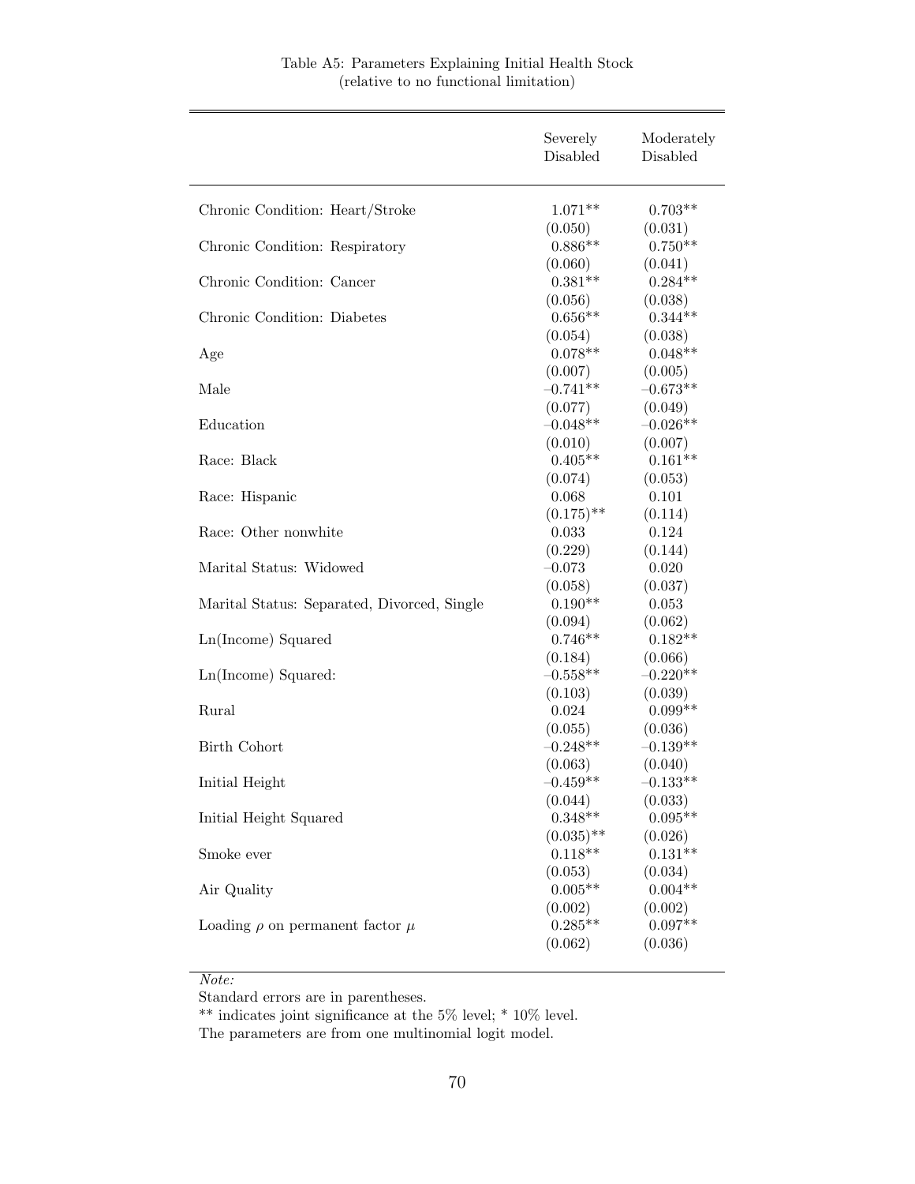Table A5: Parameters Explaining Initial Health Stock
(relative to no functional limitation)

| | Severely Disabled | Moderately Disabled |
|---|---|---|
| Chronic Condition: Heart/Stroke | 1.071** | 0.703** |
| | (0.050) | (0.031) |
| Chronic Condition: Respiratory | 0.886** | 0.750** |
| | (0.060) | (0.041) |
| Chronic Condition: Cancer | 0.381** | 0.284** |
| | (0.056) | (0.038) |
| Chronic Condition: Diabetes | 0.656** | 0.344** |
| | (0.054) | (0.038) |
| Age | 0.078** | 0.048** |
| | (0.007) | (0.005) |
| Male | –0.741** | –0.673** |
| | (0.077) | (0.049) |
| Education | –0.048** | –0.026** |
| | (0.010) | (0.007) |
| Race: Black | 0.405** | 0.161** |
| | (0.074) | (0.053) |
| Race: Hispanic | 0.068 | 0.101 |
| | (0.175)** | (0.114) |
| Race: Other nonwhite | 0.033 | 0.124 |
| | (0.229) | (0.144) |
| Marital Status: Widowed | –0.073 | 0.020 |
| | (0.058) | (0.037) |
| Marital Status: Separated, Divorced, Single | 0.190** | 0.053 |
| | (0.094) | (0.062) |
| Ln(Income) Squared | 0.746** | 0.182** |
| | (0.184) | (0.066) |
| Ln(Income) Squared: | –0.558** | –0.220** |
| | (0.103) | (0.039) |
| Rural | 0.024 | 0.099** |
| | (0.055) | (0.036) |
| Birth Cohort | –0.248** | –0.139** |
| | (0.063) | (0.040) |
| Initial Height | –0.459** | –0.133** |
| | (0.044) | (0.033) |
| Initial Height Squared | 0.348** | 0.095** |
| | (0.035)** | (0.026) |
| Smoke ever | 0.118** | 0.131** |
| | (0.053) | (0.034) |
| Air Quality | 0.005** | 0.004** |
| | (0.002) | (0.002) |
| Loading $\rho$ on permanent factor $\mu$ | 0.285** | 0.097** |
| | (0.062) | (0.036) |

*Note:*
Standard errors are in parentheses.
** indicates joint significance at the 5% level; * 10% level.
The parameters are from one multinomial logit model.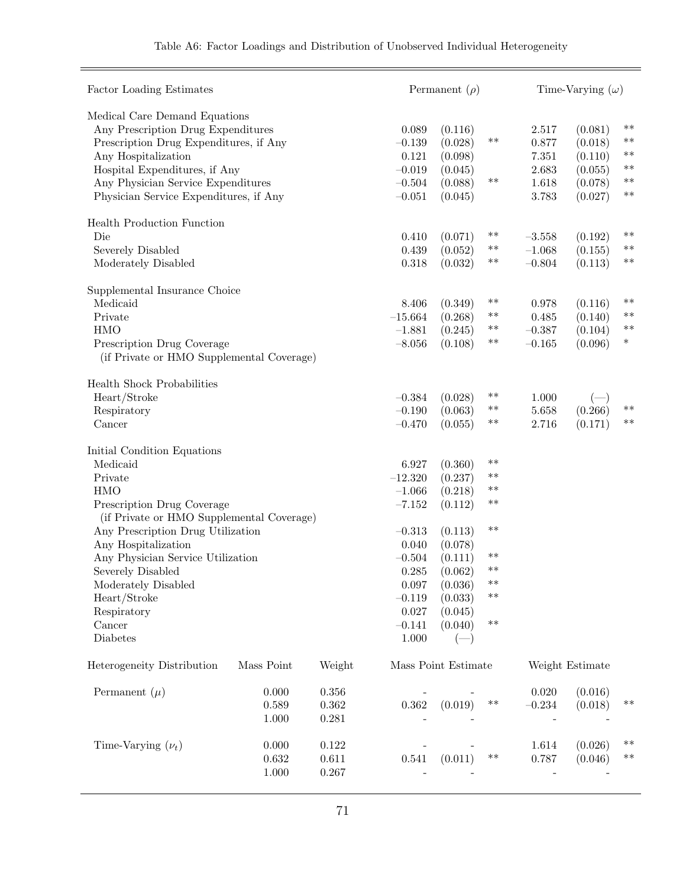Table A6: Factor Loadings and Distribution of Unobserved Individual Heterogeneity

| Factor Loading Estimates | | | Permanent ($\rho$) | | | Time-Varying ($\omega$) | | |
|---|---|---|---|---|---|---|---|---|
| **Medical Care Demand Equations** | | | | | | | | |
| Any Prescription Drug Expenditures | | | 0.089 | (0.116) | | 2.517 | (0.081) | ** |
| Prescription Drug Expenditures, if Any | | | −0.139 | (0.028) | ** | 0.877 | (0.018) | ** |
| Any Hospitalization | | | 0.121 | (0.098) | | 7.351 | (0.110) | ** |
| Hospital Expenditures, if Any | | | −0.019 | (0.045) | | 2.683 | (0.055) | ** |
| Any Physician Service Expenditures | | | −0.504 | (0.088) | ** | 1.618 | (0.078) | ** |
| Physician Service Expenditures, if Any | | | −0.051 | (0.045) | | 3.783 | (0.027) | ** |
| **Health Production Function** | | | | | | | | |
| Die | | | 0.410 | (0.071) | ** | −3.558 | (0.192) | ** |
| Severely Disabled | | | 0.439 | (0.052) | ** | −1.068 | (0.155) | ** |
| Moderately Disabled | | | 0.318 | (0.032) | ** | −0.804 | (0.113) | ** |
| **Supplemental Insurance Choice** | | | | | | | | |
| Medicaid | | | 8.406 | (0.349) | ** | 0.978 | (0.116) | ** |
| Private | | | −15.664 | (0.268) | ** | 0.485 | (0.140) | ** |
| HMO | | | −1.881 | (0.245) | ** | −0.387 | (0.104) | ** |
| Prescription Drug Coverage (if Private or HMO Supplemental Coverage) | | | −8.056 | (0.108) | ** | −0.165 | (0.096) | * |
| **Health Shock Probabilities** | | | | | | | | |
| Heart/Stroke | | | −0.384 | (0.028) | ** | 1.000 | (—) | |
| Respiratory | | | −0.190 | (0.063) | ** | 5.658 | (0.266) | ** |
| Cancer | | | −0.470 | (0.055) | ** | 2.716 | (0.171) | ** |
| **Initial Condition Equations** | | | | | | | | |
| Medicaid | | | 6.927 | (0.360) | ** | | | |
| Private | | | −12.320 | (0.237) | ** | | | |
| HMO | | | −1.066 | (0.218) | ** | | | |
| Prescription Drug Coverage (if Private or HMO Supplemental Coverage) | | | −7.152 | (0.112) | ** | | | |
| Any Prescription Drug Utilization | | | −0.313 | (0.113) | ** | | | |
| Any Hospitalization | | | 0.040 | (0.078) | | | | |
| Any Physician Service Utilization | | | −0.504 | (0.111) | ** | | | |
| Severely Disabled | | | 0.285 | (0.062) | ** | | | |
| Moderately Disabled | | | 0.097 | (0.036) | ** | | | |
| Heart/Stroke | | | −0.119 | (0.033) | ** | | | |
| Respiratory | | | 0.027 | (0.045) | | | | |
| Cancer | | | −0.141 | (0.040) | ** | | | |
| Diabetes | | | 1.000 | (—) | | | | |
| **Heterogeneity Distribution** | **Mass Point** | **Weight** | **Mass Point Estimate** | | | **Weight Estimate** | | |
| Permanent ($\mu$) | 0.000 | 0.356 | - | - | | 0.020 | (0.016) | |
| | 0.589 | 0.362 | 0.362 | (0.019) | ** | −0.234 | (0.018) | ** |
| | 1.000 | 0.281 | - | - | | - | - | |
| Time-Varying ($\nu_t$) | 0.000 | 0.122 | - | - | | 1.614 | (0.026) | ** |
| | 0.632 | 0.611 | 0.541 | (0.011) | ** | 0.787 | (0.046) | ** |
| | 1.000 | 0.267 | - | - | | - | - | |